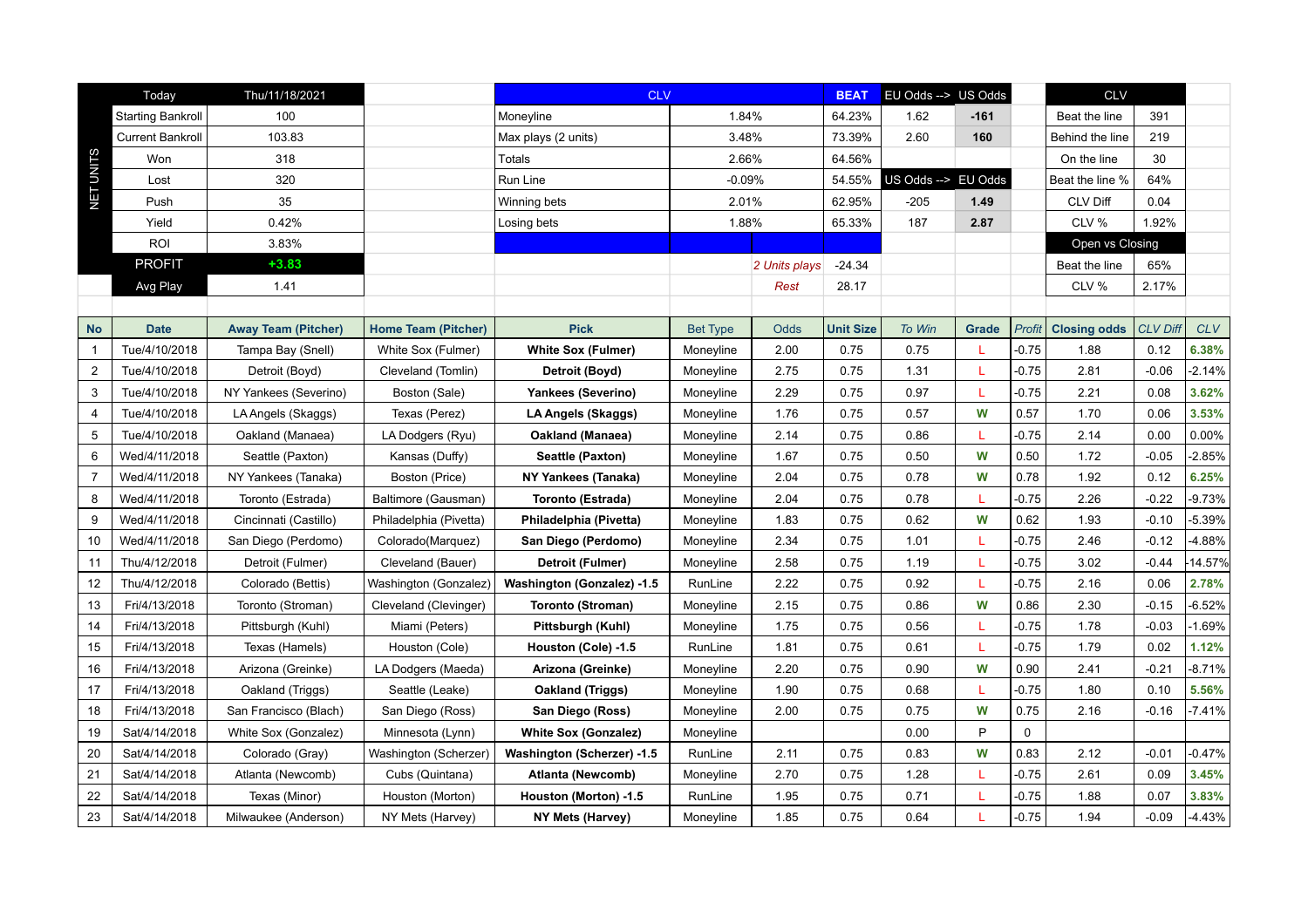| NET UNITS | | |
|---|---|---|
| Today | Thu/11/18/2021 | |
| Starting Bankroll | 100 | |
| Current Bankroll | 103.83 | |
| Won | 318 | |
| Lost | 320 | |
| Push | 35 | |
| Yield | 0.42% | |
| ROI | 3.83% | |
| PROFIT | +3.83 | |
| Avg Play | 1.41 | |

| CLV | | BEAT |
|---|---|---|
| Moneyline | 1.84% | 64.23% |
| Max plays (2 units) | 3.48% | 73.39% |
| Totals | 2.66% | 64.56% |
| Run Line | -0.09% | 54.55% |
| Winning bets | 2.01% | 62.95% |
| Losing bets | 1.88% | 65.33% |
| *2 Units plays* | -24.34 | |
| *Rest* | 28.17 | |

| EU Odds --> | US Odds |
|---|---|
| 1.62 | **-161** |
| 2.60 | **160** |

| US Odds --> | EU Odds |
|---|---|
| -205 | **1.49** |
| 187 | **2.87** |

| CLV | |
|---|---|
| Beat the line | 391 |
| Behind the line | 219 |
| On the line | 30 |
| Beat the line % | 64% |
| CLV Diff | 0.04 |
| CLV % | 1.92% |
| **Open vs Closing** | |
| Beat the line | 65% |
| CLV % | 2.17% |

| No | Date | Away Team (Pitcher) | Home Team (Pitcher) | Pick | Bet Type | Odds | Unit Size | To Win | Grade | Profit | Closing odds | CLV Diff | CLV |
|---|---|---|---|---|---|---|---|---|---|---|---|---|---|
| 1 | Tue/4/10/2018 | Tampa Bay (Snell) | White Sox (Fulmer) | **White Sox (Fulmer)** | Moneyline | 2.00 | 0.75 | 0.75 | L | -0.75 | 1.88 | 0.12 | 6.38% |
| 2 | Tue/4/10/2018 | Detroit (Boyd) | Cleveland (Tomlin) | **Detroit (Boyd)** | Moneyline | 2.75 | 0.75 | 1.31 | L | -0.75 | 2.81 | -0.06 | -2.14% |
| 3 | Tue/4/10/2018 | NY Yankees (Severino) | Boston (Sale) | **Yankees (Severino)** | Moneyline | 2.29 | 0.75 | 0.97 | L | -0.75 | 2.21 | 0.08 | 3.62% |
| 4 | Tue/4/10/2018 | LA Angels (Skaggs) | Texas (Perez) | **LA Angels (Skaggs)** | Moneyline | 1.76 | 0.75 | 0.57 | W | 0.57 | 1.70 | 0.06 | 3.53% |
| 5 | Tue/4/10/2018 | Oakland (Manaea) | LA Dodgers (Ryu) | **Oakland (Manaea)** | Moneyline | 2.14 | 0.75 | 0.86 | L | -0.75 | 2.14 | 0.00 | 0.00% |
| 6 | Wed/4/11/2018 | Seattle (Paxton) | Kansas (Duffy) | **Seattle (Paxton)** | Moneyline | 1.67 | 0.75 | 0.50 | W | 0.50 | 1.72 | -0.05 | -2.85% |
| 7 | Wed/4/11/2018 | NY Yankees (Tanaka) | Boston (Price) | **NY Yankees (Tanaka)** | Moneyline | 2.04 | 0.75 | 0.78 | W | 0.78 | 1.92 | 0.12 | 6.25% |
| 8 | Wed/4/11/2018 | Toronto (Estrada) | Baltimore (Gausman) | **Toronto (Estrada)** | Moneyline | 2.04 | 0.75 | 0.78 | L | -0.75 | 2.26 | -0.22 | -9.73% |
| 9 | Wed/4/11/2018 | Cincinnati (Castillo) | Philadelphia (Pivetta) | **Philadelphia (Pivetta)** | Moneyline | 1.83 | 0.75 | 0.62 | W | 0.62 | 1.93 | -0.10 | -5.39% |
| 10 | Wed/4/11/2018 | San Diego (Perdomo) | Colorado(Marquez) | **San Diego (Perdomo)** | Moneyline | 2.34 | 0.75 | 1.01 | L | -0.75 | 2.46 | -0.12 | -4.88% |
| 11 | Thu/4/12/2018 | Detroit (Fulmer) | Cleveland (Bauer) | **Detroit (Fulmer)** | Moneyline | 2.58 | 0.75 | 1.19 | L | -0.75 | 3.02 | -0.44 | -14.57% |
| 12 | Thu/4/12/2018 | Colorado (Bettis) | Washington (Gonzalez) | **Washington (Gonzalez) -1.5** | RunLine | 2.22 | 0.75 | 0.92 | L | -0.75 | 2.16 | 0.06 | 2.78% |
| 13 | Fri/4/13/2018 | Toronto (Stroman) | Cleveland (Clevinger) | **Toronto (Stroman)** | Moneyline | 2.15 | 0.75 | 0.86 | W | 0.86 | 2.30 | -0.15 | -6.52% |
| 14 | Fri/4/13/2018 | Pittsburgh (Kuhl) | Miami (Peters) | **Pittsburgh (Kuhl)** | Moneyline | 1.75 | 0.75 | 0.56 | L | -0.75 | 1.78 | -0.03 | -1.69% |
| 15 | Fri/4/13/2018 | Texas (Hamels) | Houston (Cole) | **Houston (Cole) -1.5** | RunLine | 1.81 | 0.75 | 0.61 | L | -0.75 | 1.79 | 0.02 | 1.12% |
| 16 | Fri/4/13/2018 | Arizona (Greinke) | LA Dodgers (Maeda) | **Arizona (Greinke)** | Moneyline | 2.20 | 0.75 | 0.90 | W | 0.90 | 2.41 | -0.21 | -8.71% |
| 17 | Fri/4/13/2018 | Oakland (Triggs) | Seattle (Leake) | **Oakland (Triggs)** | Moneyline | 1.90 | 0.75 | 0.68 | L | -0.75 | 1.80 | 0.10 | 5.56% |
| 18 | Fri/4/13/2018 | San Francisco (Blach) | San Diego (Ross) | **San Diego (Ross)** | Moneyline | 2.00 | 0.75 | 0.75 | W | 0.75 | 2.16 | -0.16 | -7.41% |
| 19 | Sat/4/14/2018 | White Sox (Gonzalez) | Minnesota (Lynn) | **White Sox (Gonzalez)** | Moneyline | | | 0.00 | P | 0 | | | |
| 20 | Sat/4/14/2018 | Colorado (Gray) | Washington (Scherzer) | **Washington (Scherzer) -1.5** | RunLine | 2.11 | 0.75 | 0.83 | W | 0.83 | 2.12 | -0.01 | -0.47% |
| 21 | Sat/4/14/2018 | Atlanta (Newcomb) | Cubs (Quintana) | **Atlanta (Newcomb)** | Moneyline | 2.70 | 0.75 | 1.28 | L | -0.75 | 2.61 | 0.09 | 3.45% |
| 22 | Sat/4/14/2018 | Texas (Minor) | Houston (Morton) | **Houston (Morton) -1.5** | RunLine | 1.95 | 0.75 | 0.71 | L | -0.75 | 1.88 | 0.07 | 3.83% |
| 23 | Sat/4/14/2018 | Milwaukee (Anderson) | NY Mets (Harvey) | **NY Mets (Harvey)** | Moneyline | 1.85 | 0.75 | 0.64 | L | -0.75 | 1.94 | -0.09 | -4.43% |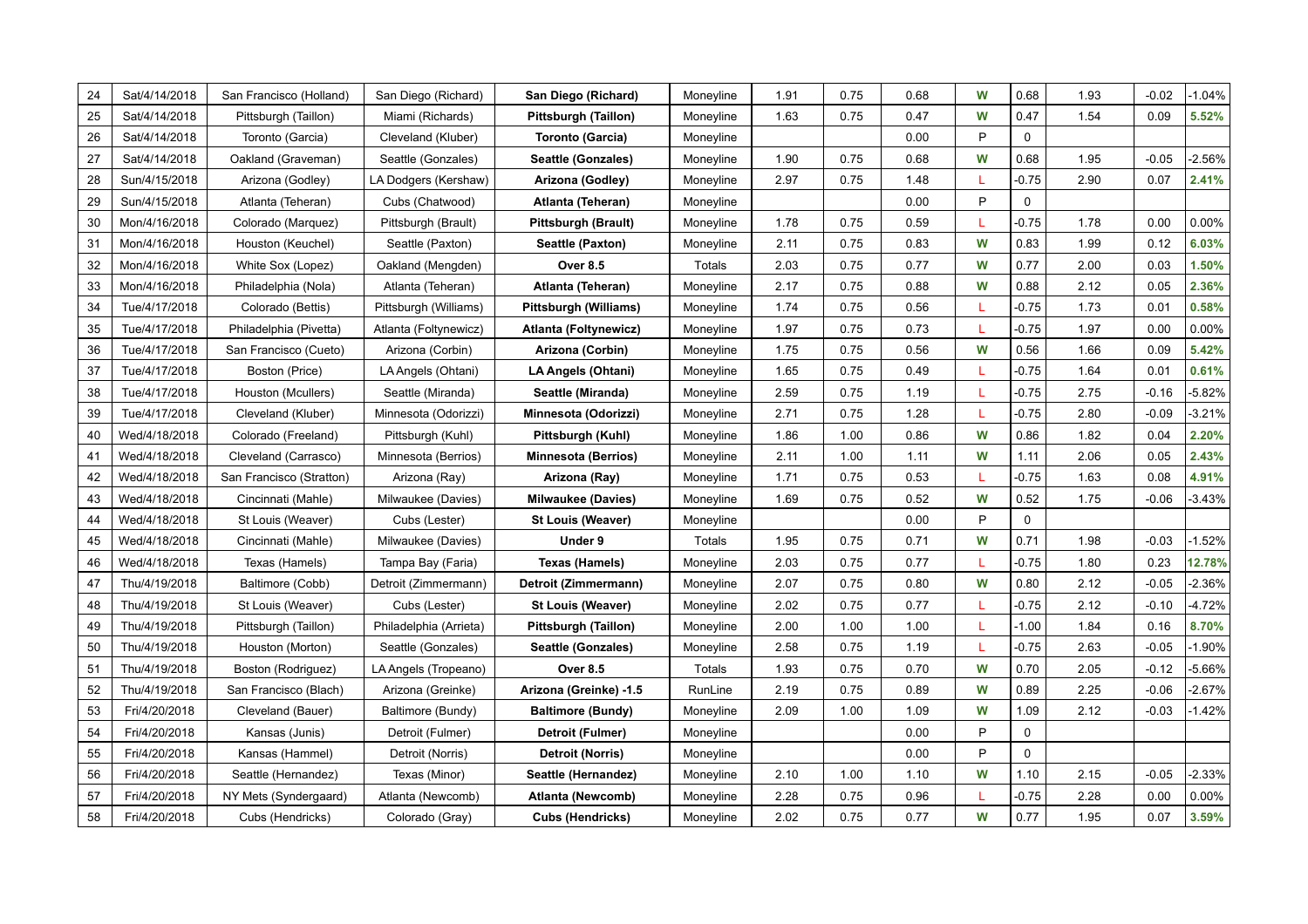| 24 | Sat/4/14/2018 | San Francisco (Holland) | San Diego (Richard) | **San Diego (Richard)** | Moneyline | 1.91 | 0.75 | 0.68 | W | 0.68 | 1.93 | -0.02 | -1.04% |
|---|---|---|---|---|---|---|---|---|---|---|---|---|---|
| 25 | Sat/4/14/2018 | Pittsburgh (Taillon) | Miami (Richards) | **Pittsburgh (Taillon)** | Moneyline | 1.63 | 0.75 | 0.47 | W | 0.47 | 1.54 | 0.09 | **5.52%** |
| 26 | Sat/4/14/2018 | Toronto (Garcia) | Cleveland (Kluber) | **Toronto (Garcia)** | Moneyline | | | 0.00 | P | 0 | | | |
| 27 | Sat/4/14/2018 | Oakland (Graveman) | Seattle (Gonzales) | **Seattle (Gonzales)** | Moneyline | 1.90 | 0.75 | 0.68 | W | 0.68 | 1.95 | -0.05 | -2.56% |
| 28 | Sun/4/15/2018 | Arizona (Godley) | LA Dodgers (Kershaw) | **Arizona (Godley)** | Moneyline | 2.97 | 0.75 | 1.48 | L | -0.75 | 2.90 | 0.07 | **2.41%** |
| 29 | Sun/4/15/2018 | Atlanta (Teheran) | Cubs (Chatwood) | **Atlanta (Teheran)** | Moneyline | | | 0.00 | P | 0 | | | |
| 30 | Mon/4/16/2018 | Colorado (Marquez) | Pittsburgh (Brault) | **Pittsburgh (Brault)** | Moneyline | 1.78 | 0.75 | 0.59 | L | -0.75 | 1.78 | 0.00 | 0.00% |
| 31 | Mon/4/16/2018 | Houston (Keuchel) | Seattle (Paxton) | **Seattle (Paxton)** | Moneyline | 2.11 | 0.75 | 0.83 | W | 0.83 | 1.99 | 0.12 | **6.03%** |
| 32 | Mon/4/16/2018 | White Sox (Lopez) | Oakland (Mengden) | **Over 8.5** | Totals | 2.03 | 0.75 | 0.77 | W | 0.77 | 2.00 | 0.03 | **1.50%** |
| 33 | Mon/4/16/2018 | Philadelphia (Nola) | Atlanta (Teheran) | **Atlanta (Teheran)** | Moneyline | 2.17 | 0.75 | 0.88 | W | 0.88 | 2.12 | 0.05 | **2.36%** |
| 34 | Tue/4/17/2018 | Colorado (Bettis) | Pittsburgh (Williams) | **Pittsburgh (Williams)** | Moneyline | 1.74 | 0.75 | 0.56 | L | -0.75 | 1.73 | 0.01 | **0.58%** |
| 35 | Tue/4/17/2018 | Philadelphia (Pivetta) | Atlanta (Foltynewicz) | **Atlanta (Foltynewicz)** | Moneyline | 1.97 | 0.75 | 0.73 | L | -0.75 | 1.97 | 0.00 | 0.00% |
| 36 | Tue/4/17/2018 | San Francisco (Cueto) | Arizona (Corbin) | **Arizona (Corbin)** | Moneyline | 1.75 | 0.75 | 0.56 | W | 0.56 | 1.66 | 0.09 | **5.42%** |
| 37 | Tue/4/17/2018 | Boston (Price) | LA Angels (Ohtani) | **LA Angels (Ohtani)** | Moneyline | 1.65 | 0.75 | 0.49 | L | -0.75 | 1.64 | 0.01 | **0.61%** |
| 38 | Tue/4/17/2018 | Houston (Mcullers) | Seattle (Miranda) | **Seattle (Miranda)** | Moneyline | 2.59 | 0.75 | 1.19 | L | -0.75 | 2.75 | -0.16 | -5.82% |
| 39 | Tue/4/17/2018 | Cleveland (Kluber) | Minnesota (Odorizzi) | **Minnesota (Odorizzi)** | Moneyline | 2.71 | 0.75 | 1.28 | L | -0.75 | 2.80 | -0.09 | -3.21% |
| 40 | Wed/4/18/2018 | Colorado (Freeland) | Pittsburgh (Kuhl) | **Pittsburgh (Kuhl)** | Moneyline | 1.86 | 1.00 | 0.86 | W | 0.86 | 1.82 | 0.04 | **2.20%** |
| 41 | Wed/4/18/2018 | Cleveland (Carrasco) | Minnesota (Berrios) | **Minnesota (Berrios)** | Moneyline | 2.11 | 1.00 | 1.11 | W | 1.11 | 2.06 | 0.05 | **2.43%** |
| 42 | Wed/4/18/2018 | San Francisco (Stratton) | Arizona (Ray) | **Arizona (Ray)** | Moneyline | 1.71 | 0.75 | 0.53 | L | -0.75 | 1.63 | 0.08 | **4.91%** |
| 43 | Wed/4/18/2018 | Cincinnati (Mahle) | Milwaukee (Davies) | **Milwaukee (Davies)** | Moneyline | 1.69 | 0.75 | 0.52 | W | 0.52 | 1.75 | -0.06 | -3.43% |
| 44 | Wed/4/18/2018 | St Louis (Weaver) | Cubs (Lester) | **St Louis (Weaver)** | Moneyline | | | 0.00 | P | 0 | | | |
| 45 | Wed/4/18/2018 | Cincinnati (Mahle) | Milwaukee (Davies) | **Under 9** | Totals | 1.95 | 0.75 | 0.71 | W | 0.71 | 1.98 | -0.03 | -1.52% |
| 46 | Wed/4/18/2018 | Texas (Hamels) | Tampa Bay (Faria) | **Texas (Hamels)** | Moneyline | 2.03 | 0.75 | 0.77 | L | -0.75 | 1.80 | 0.23 | **12.78%** |
| 47 | Thu/4/19/2018 | Baltimore (Cobb) | Detroit (Zimmermann) | **Detroit (Zimmermann)** | Moneyline | 2.07 | 0.75 | 0.80 | W | 0.80 | 2.12 | -0.05 | -2.36% |
| 48 | Thu/4/19/2018 | St Louis (Weaver) | Cubs (Lester) | **St Louis (Weaver)** | Moneyline | 2.02 | 0.75 | 0.77 | L | -0.75 | 2.12 | -0.10 | -4.72% |
| 49 | Thu/4/19/2018 | Pittsburgh (Taillon) | Philadelphia (Arrieta) | **Pittsburgh (Taillon)** | Moneyline | 2.00 | 1.00 | 1.00 | L | -1.00 | 1.84 | 0.16 | **8.70%** |
| 50 | Thu/4/19/2018 | Houston (Morton) | Seattle (Gonzales) | **Seattle (Gonzales)** | Moneyline | 2.58 | 0.75 | 1.19 | L | -0.75 | 2.63 | -0.05 | -1.90% |
| 51 | Thu/4/19/2018 | Boston (Rodriguez) | LA Angels (Tropeano) | **Over 8.5** | Totals | 1.93 | 0.75 | 0.70 | W | 0.70 | 2.05 | -0.12 | -5.66% |
| 52 | Thu/4/19/2018 | San Francisco (Blach) | Arizona (Greinke) | **Arizona (Greinke) -1.5** | RunLine | 2.19 | 0.75 | 0.89 | W | 0.89 | 2.25 | -0.06 | -2.67% |
| 53 | Fri/4/20/2018 | Cleveland (Bauer) | Baltimore (Bundy) | **Baltimore (Bundy)** | Moneyline | 2.09 | 1.00 | 1.09 | W | 1.09 | 2.12 | -0.03 | -1.42% |
| 54 | Fri/4/20/2018 | Kansas (Junis) | Detroit (Fulmer) | **Detroit (Fulmer)** | Moneyline | | | 0.00 | P | 0 | | | |
| 55 | Fri/4/20/2018 | Kansas (Hammel) | Detroit (Norris) | **Detroit (Norris)** | Moneyline | | | 0.00 | P | 0 | | | |
| 56 | Fri/4/20/2018 | Seattle (Hernandez) | Texas (Minor) | **Seattle (Hernandez)** | Moneyline | 2.10 | 1.00 | 1.10 | W | 1.10 | 2.15 | -0.05 | -2.33% |
| 57 | Fri/4/20/2018 | NY Mets (Syndergaard) | Atlanta (Newcomb) | **Atlanta (Newcomb)** | Moneyline | 2.28 | 0.75 | 0.96 | L | -0.75 | 2.28 | 0.00 | 0.00% |
| 58 | Fri/4/20/2018 | Cubs (Hendricks) | Colorado (Gray) | **Cubs (Hendricks)** | Moneyline | 2.02 | 0.75 | 0.77 | W | 0.77 | 1.95 | 0.07 | **3.59%** |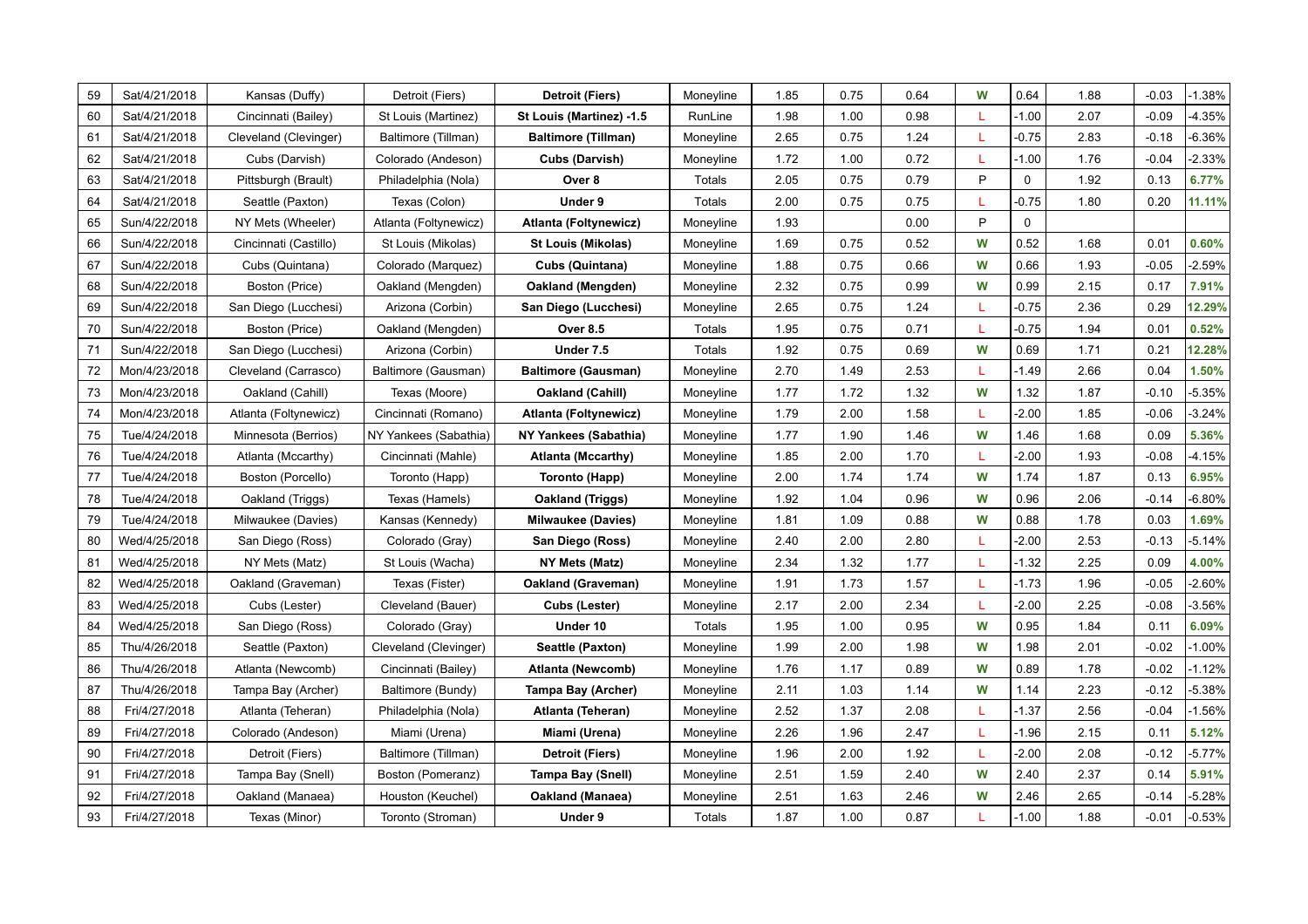| 59 | Sat/4/21/2018 | Kansas (Duffy) | Detroit (Fiers) | **Detroit (Fiers)** | Moneyline | 1.85 | 0.75 | 0.64 | W | 0.64 | 1.88 | -0.03 | -1.38% |
|---|---|---|---|---|---|---|---|---|---|---|---|---|---|
| 60 | Sat/4/21/2018 | Cincinnati (Bailey) | St Louis (Martinez) | **St Louis (Martinez) -1.5** | RunLine | 1.98 | 1.00 | 0.98 | L | -1.00 | 2.07 | -0.09 | -4.35% |
| 61 | Sat/4/21/2018 | Cleveland (Clevinger) | Baltimore (Tillman) | **Baltimore (Tillman)** | Moneyline | 2.65 | 0.75 | 1.24 | L | -0.75 | 2.83 | -0.18 | -6.36% |
| 62 | Sat/4/21/2018 | Cubs (Darvish) | Colorado (Andeson) | **Cubs (Darvish)** | Moneyline | 1.72 | 1.00 | 0.72 | L | -1.00 | 1.76 | -0.04 | -2.33% |
| 63 | Sat/4/21/2018 | Pittsburgh (Brault) | Philadelphia (Nola) | **Over 8** | Totals | 2.05 | 0.75 | 0.79 | P | 0 | 1.92 | 0.13 | **6.77%** |
| 64 | Sat/4/21/2018 | Seattle (Paxton) | Texas (Colon) | **Under 9** | Totals | 2.00 | 0.75 | 0.75 | L | -0.75 | 1.80 | 0.20 | **11.11%** |
| 65 | Sun/4/22/2018 | NY Mets (Wheeler) | Atlanta (Foltynewicz) | **Atlanta (Foltynewicz)** | Moneyline | 1.93 | | 0.00 | P | 0 | | | |
| 66 | Sun/4/22/2018 | Cincinnati (Castillo) | St Louis (Mikolas) | **St Louis (Mikolas)** | Moneyline | 1.69 | 0.75 | 0.52 | W | 0.52 | 1.68 | 0.01 | **0.60%** |
| 67 | Sun/4/22/2018 | Cubs (Quintana) | Colorado (Marquez) | **Cubs (Quintana)** | Moneyline | 1.88 | 0.75 | 0.66 | W | 0.66 | 1.93 | -0.05 | -2.59% |
| 68 | Sun/4/22/2018 | Boston (Price) | Oakland (Mengden) | **Oakland (Mengden)** | Moneyline | 2.32 | 0.75 | 0.99 | W | 0.99 | 2.15 | 0.17 | **7.91%** |
| 69 | Sun/4/22/2018 | San Diego (Lucchesi) | Arizona (Corbin) | **San Diego (Lucchesi)** | Moneyline | 2.65 | 0.75 | 1.24 | L | -0.75 | 2.36 | 0.29 | **12.29%** |
| 70 | Sun/4/22/2018 | Boston (Price) | Oakland (Mengden) | **Over 8.5** | Totals | 1.95 | 0.75 | 0.71 | L | -0.75 | 1.94 | 0.01 | **0.52%** |
| 71 | Sun/4/22/2018 | San Diego (Lucchesi) | Arizona (Corbin) | **Under 7.5** | Totals | 1.92 | 0.75 | 0.69 | W | 0.69 | 1.71 | 0.21 | **12.28%** |
| 72 | Mon/4/23/2018 | Cleveland (Carrasco) | Baltimore (Gausman) | **Baltimore (Gausman)** | Moneyline | 2.70 | 1.49 | 2.53 | L | -1.49 | 2.66 | 0.04 | **1.50%** |
| 73 | Mon/4/23/2018 | Oakland (Cahill) | Texas (Moore) | **Oakland (Cahill)** | Moneyline | 1.77 | 1.72 | 1.32 | W | 1.32 | 1.87 | -0.10 | -5.35% |
| 74 | Mon/4/23/2018 | Atlanta (Foltynewicz) | Cincinnati (Romano) | **Atlanta (Foltynewicz)** | Moneyline | 1.79 | 2.00 | 1.58 | L | -2.00 | 1.85 | -0.06 | -3.24% |
| 75 | Tue/4/24/2018 | Minnesota (Berrios) | NY Yankees (Sabathia) | **NY Yankees (Sabathia)** | Moneyline | 1.77 | 1.90 | 1.46 | W | 1.46 | 1.68 | 0.09 | **5.36%** |
| 76 | Tue/4/24/2018 | Atlanta (Mccarthy) | Cincinnati (Mahle) | **Atlanta (Mccarthy)** | Moneyline | 1.85 | 2.00 | 1.70 | L | -2.00 | 1.93 | -0.08 | -4.15% |
| 77 | Tue/4/24/2018 | Boston (Porcello) | Toronto (Happ) | **Toronto (Happ)** | Moneyline | 2.00 | 1.74 | 1.74 | W | 1.74 | 1.87 | 0.13 | **6.95%** |
| 78 | Tue/4/24/2018 | Oakland (Triggs) | Texas (Hamels) | **Oakland (Triggs)** | Moneyline | 1.92 | 1.04 | 0.96 | W | 0.96 | 2.06 | -0.14 | -6.80% |
| 79 | Tue/4/24/2018 | Milwaukee (Davies) | Kansas (Kennedy) | **Milwaukee (Davies)** | Moneyline | 1.81 | 1.09 | 0.88 | W | 0.88 | 1.78 | 0.03 | **1.69%** |
| 80 | Wed/4/25/2018 | San Diego (Ross) | Colorado (Gray) | **San Diego (Ross)** | Moneyline | 2.40 | 2.00 | 2.80 | L | -2.00 | 2.53 | -0.13 | -5.14% |
| 81 | Wed/4/25/2018 | NY Mets (Matz) | St Louis (Wacha) | **NY Mets (Matz)** | Moneyline | 2.34 | 1.32 | 1.77 | L | -1.32 | 2.25 | 0.09 | **4.00%** |
| 82 | Wed/4/25/2018 | Oakland (Graveman) | Texas (Fister) | **Oakland (Graveman)** | Moneyline | 1.91 | 1.73 | 1.57 | L | -1.73 | 1.96 | -0.05 | -2.60% |
| 83 | Wed/4/25/2018 | Cubs (Lester) | Cleveland (Bauer) | **Cubs (Lester)** | Moneyline | 2.17 | 2.00 | 2.34 | L | -2.00 | 2.25 | -0.08 | -3.56% |
| 84 | Wed/4/25/2018 | San Diego (Ross) | Colorado (Gray) | **Under 10** | Totals | 1.95 | 1.00 | 0.95 | W | 0.95 | 1.84 | 0.11 | **6.09%** |
| 85 | Thu/4/26/2018 | Seattle (Paxton) | Cleveland (Clevinger) | **Seattle (Paxton)** | Moneyline | 1.99 | 2.00 | 1.98 | W | 1.98 | 2.01 | -0.02 | -1.00% |
| 86 | Thu/4/26/2018 | Atlanta (Newcomb) | Cincinnati (Bailey) | **Atlanta (Newcomb)** | Moneyline | 1.76 | 1.17 | 0.89 | W | 0.89 | 1.78 | -0.02 | -1.12% |
| 87 | Thu/4/26/2018 | Tampa Bay (Archer) | Baltimore (Bundy) | **Tampa Bay (Archer)** | Moneyline | 2.11 | 1.03 | 1.14 | W | 1.14 | 2.23 | -0.12 | -5.38% |
| 88 | Fri/4/27/2018 | Atlanta (Teheran) | Philadelphia (Nola) | **Atlanta (Teheran)** | Moneyline | 2.52 | 1.37 | 2.08 | L | -1.37 | 2.56 | -0.04 | -1.56% |
| 89 | Fri/4/27/2018 | Colorado (Andeson) | Miami (Urena) | **Miami (Urena)** | Moneyline | 2.26 | 1.96 | 2.47 | L | -1.96 | 2.15 | 0.11 | **5.12%** |
| 90 | Fri/4/27/2018 | Detroit (Fiers) | Baltimore (Tillman) | **Detroit (Fiers)** | Moneyline | 1.96 | 2.00 | 1.92 | L | -2.00 | 2.08 | -0.12 | -5.77% |
| 91 | Fri/4/27/2018 | Tampa Bay (Snell) | Boston (Pomeranz) | **Tampa Bay (Snell)** | Moneyline | 2.51 | 1.59 | 2.40 | W | 2.40 | 2.37 | 0.14 | **5.91%** |
| 92 | Fri/4/27/2018 | Oakland (Manaea) | Houston (Keuchel) | **Oakland (Manaea)** | Moneyline | 2.51 | 1.63 | 2.46 | W | 2.46 | 2.65 | -0.14 | -5.28% |
| 93 | Fri/4/27/2018 | Texas (Minor) | Toronto (Stroman) | **Under 9** | Totals | 1.87 | 1.00 | 0.87 | L | -1.00 | 1.88 | -0.01 | -0.53% |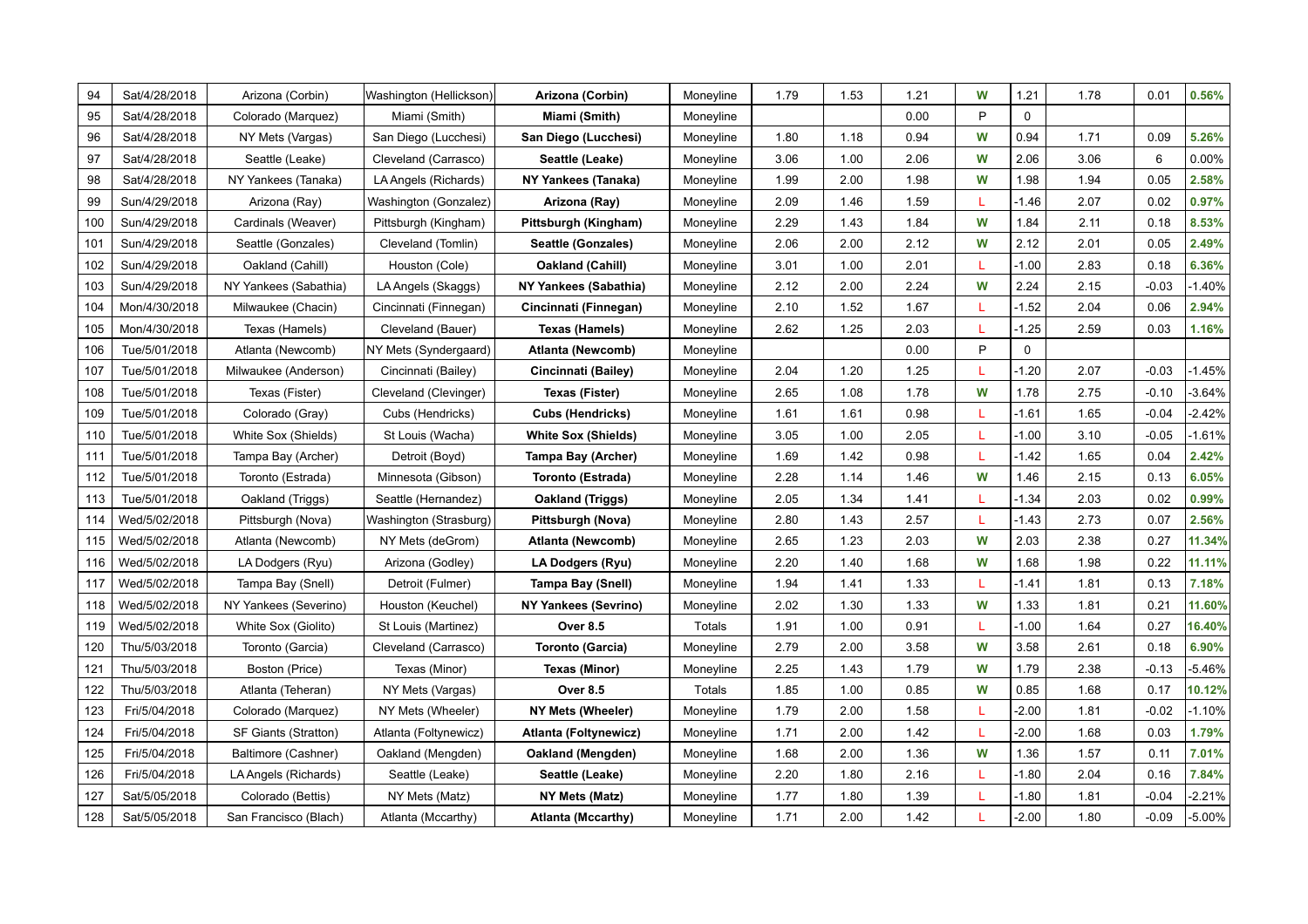| 94 | Sat/4/28/2018 | Arizona (Corbin) | Washington (Hellickson) | **Arizona (Corbin)** | Moneyline | 1.79 | 1.53 | 1.21 | **W** | 1.21 | 1.78 | 0.01 | **0.56%** |
|---|---|---|---|---|---|---|---|---|---|---|---|---|---|
| 95 | Sat/4/28/2018 | Colorado (Marquez) | Miami (Smith) | **Miami (Smith)** | Moneyline | | | 0.00 | P | 0 | | | |
| 96 | Sat/4/28/2018 | NY Mets (Vargas) | San Diego (Lucchesi) | **San Diego (Lucchesi)** | Moneyline | 1.80 | 1.18 | 0.94 | **W** | 0.94 | 1.71 | 0.09 | **5.26%** |
| 97 | Sat/4/28/2018 | Seattle (Leake) | Cleveland (Carrasco) | **Seattle (Leake)** | Moneyline | 3.06 | 1.00 | 2.06 | **W** | 2.06 | 3.06 | 6 | 0.00% |
| 98 | Sat/4/28/2018 | NY Yankees (Tanaka) | LA Angels (Richards) | **NY Yankees (Tanaka)** | Moneyline | 1.99 | 2.00 | 1.98 | **W** | 1.98 | 1.94 | 0.05 | **2.58%** |
| 99 | Sun/4/29/2018 | Arizona (Ray) | Washington (Gonzalez) | **Arizona (Ray)** | Moneyline | 2.09 | 1.46 | 1.59 | L | -1.46 | 2.07 | 0.02 | **0.97%** |
| 100 | Sun/4/29/2018 | Cardinals (Weaver) | Pittsburgh (Kingham) | **Pittsburgh (Kingham)** | Moneyline | 2.29 | 1.43 | 1.84 | **W** | 1.84 | 2.11 | 0.18 | **8.53%** |
| 101 | Sun/4/29/2018 | Seattle (Gonzales) | Cleveland (Tomlin) | **Seattle (Gonzales)** | Moneyline | 2.06 | 2.00 | 2.12 | **W** | 2.12 | 2.01 | 0.05 | **2.49%** |
| 102 | Sun/4/29/2018 | Oakland (Cahill) | Houston (Cole) | **Oakland (Cahill)** | Moneyline | 3.01 | 1.00 | 2.01 | L | -1.00 | 2.83 | 0.18 | **6.36%** |
| 103 | Sun/4/29/2018 | NY Yankees (Sabathia) | LA Angels (Skaggs) | **NY Yankees (Sabathia)** | Moneyline | 2.12 | 2.00 | 2.24 | **W** | 2.24 | 2.15 | -0.03 | -1.40% |
| 104 | Mon/4/30/2018 | Milwaukee (Chacin) | Cincinnati (Finnegan) | **Cincinnati (Finnegan)** | Moneyline | 2.10 | 1.52 | 1.67 | L | -1.52 | 2.04 | 0.06 | **2.94%** |
| 105 | Mon/4/30/2018 | Texas (Hamels) | Cleveland (Bauer) | **Texas (Hamels)** | Moneyline | 2.62 | 1.25 | 2.03 | L | -1.25 | 2.59 | 0.03 | **1.16%** |
| 106 | Tue/5/01/2018 | Atlanta (Newcomb) | NY Mets (Syndergaard) | **Atlanta (Newcomb)** | Moneyline | | | 0.00 | P | 0 | | | |
| 107 | Tue/5/01/2018 | Milwaukee (Anderson) | Cincinnati (Bailey) | **Cincinnati (Bailey)** | Moneyline | 2.04 | 1.20 | 1.25 | L | -1.20 | 2.07 | -0.03 | -1.45% |
| 108 | Tue/5/01/2018 | Texas (Fister) | Cleveland (Clevinger) | **Texas (Fister)** | Moneyline | 2.65 | 1.08 | 1.78 | **W** | 1.78 | 2.75 | -0.10 | -3.64% |
| 109 | Tue/5/01/2018 | Colorado (Gray) | Cubs (Hendricks) | **Cubs (Hendricks)** | Moneyline | 1.61 | 1.61 | 0.98 | L | -1.61 | 1.65 | -0.04 | -2.42% |
| 110 | Tue/5/01/2018 | White Sox (Shields) | St Louis (Wacha) | **White Sox (Shields)** | Moneyline | 3.05 | 1.00 | 2.05 | L | -1.00 | 3.10 | -0.05 | -1.61% |
| 111 | Tue/5/01/2018 | Tampa Bay (Archer) | Detroit (Boyd) | **Tampa Bay (Archer)** | Moneyline | 1.69 | 1.42 | 0.98 | L | -1.42 | 1.65 | 0.04 | **2.42%** |
| 112 | Tue/5/01/2018 | Toronto (Estrada) | Minnesota (Gibson) | **Toronto (Estrada)** | Moneyline | 2.28 | 1.14 | 1.46 | **W** | 1.46 | 2.15 | 0.13 | **6.05%** |
| 113 | Tue/5/01/2018 | Oakland (Triggs) | Seattle (Hernandez) | **Oakland (Triggs)** | Moneyline | 2.05 | 1.34 | 1.41 | L | -1.34 | 2.03 | 0.02 | **0.99%** |
| 114 | Wed/5/02/2018 | Pittsburgh (Nova) | Washington (Strasburg) | **Pittsburgh (Nova)** | Moneyline | 2.80 | 1.43 | 2.57 | L | -1.43 | 2.73 | 0.07 | **2.56%** |
| 115 | Wed/5/02/2018 | Atlanta (Newcomb) | NY Mets (deGrom) | **Atlanta (Newcomb)** | Moneyline | 2.65 | 1.23 | 2.03 | **W** | 2.03 | 2.38 | 0.27 | **11.34%** |
| 116 | Wed/5/02/2018 | LA Dodgers (Ryu) | Arizona (Godley) | **LA Dodgers (Ryu)** | Moneyline | 2.20 | 1.40 | 1.68 | **W** | 1.68 | 1.98 | 0.22 | **11.11%** |
| 117 | Wed/5/02/2018 | Tampa Bay (Snell) | Detroit (Fulmer) | **Tampa Bay (Snell)** | Moneyline | 1.94 | 1.41 | 1.33 | L | -1.41 | 1.81 | 0.13 | **7.18%** |
| 118 | Wed/5/02/2018 | NY Yankees (Severino) | Houston (Keuchel) | **NY Yankees (Sevrino)** | Moneyline | 2.02 | 1.30 | 1.33 | **W** | 1.33 | 1.81 | 0.21 | **11.60%** |
| 119 | Wed/5/02/2018 | White Sox (Giolito) | St Louis (Martinez) | **Over 8.5** | Totals | 1.91 | 1.00 | 0.91 | L | -1.00 | 1.64 | 0.27 | **16.40%** |
| 120 | Thu/5/03/2018 | Toronto (Garcia) | Cleveland (Carrasco) | **Toronto (Garcia)** | Moneyline | 2.79 | 2.00 | 3.58 | **W** | 3.58 | 2.61 | 0.18 | **6.90%** |
| 121 | Thu/5/03/2018 | Boston (Price) | Texas (Minor) | **Texas (Minor)** | Moneyline | 2.25 | 1.43 | 1.79 | **W** | 1.79 | 2.38 | -0.13 | -5.46% |
| 122 | Thu/5/03/2018 | Atlanta (Teheran) | NY Mets (Vargas) | **Over 8.5** | Totals | 1.85 | 1.00 | 0.85 | **W** | 0.85 | 1.68 | 0.17 | **10.12%** |
| 123 | Fri/5/04/2018 | Colorado (Marquez) | NY Mets (Wheeler) | **NY Mets (Wheeler)** | Moneyline | 1.79 | 2.00 | 1.58 | L | -2.00 | 1.81 | -0.02 | -1.10% |
| 124 | Fri/5/04/2018 | SF Giants (Stratton) | Atlanta (Foltynewicz) | **Atlanta (Foltynewicz)** | Moneyline | 1.71 | 2.00 | 1.42 | L | -2.00 | 1.68 | 0.03 | **1.79%** |
| 125 | Fri/5/04/2018 | Baltimore (Cashner) | Oakland (Mengden) | **Oakland (Mengden)** | Moneyline | 1.68 | 2.00 | 1.36 | **W** | 1.36 | 1.57 | 0.11 | **7.01%** |
| 126 | Fri/5/04/2018 | LA Angels (Richards) | Seattle (Leake) | **Seattle (Leake)** | Moneyline | 2.20 | 1.80 | 2.16 | L | -1.80 | 2.04 | 0.16 | **7.84%** |
| 127 | Sat/5/05/2018 | Colorado (Bettis) | NY Mets (Matz) | **NY Mets (Matz)** | Moneyline | 1.77 | 1.80 | 1.39 | L | -1.80 | 1.81 | -0.04 | -2.21% |
| 128 | Sat/5/05/2018 | San Francisco (Blach) | Atlanta (Mccarthy) | **Atlanta (Mccarthy)** | Moneyline | 1.71 | 2.00 | 1.42 | L | -2.00 | 1.80 | -0.09 | -5.00% |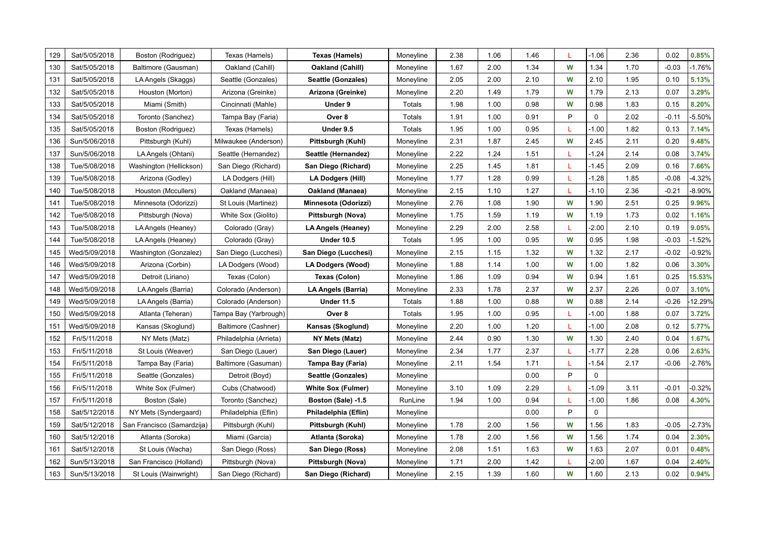| 129 | Sat/5/05/2018 | Boston (Rodriguez) | Texas (Hamels) | **Texas (Hamels)** | Moneyline | 2.38 | 1.06 | 1.46 | L | -1.06 | 2.36 | 0.02 | **0.85%** |
|---|---|---|---|---|---|---|---|---|---|---|---|---|---|
| 130 | Sat/5/05/2018 | Baltimore (Gausman) | Oakland (Cahill) | **Oakland (Cahill)** | Moneyline | 1.67 | 2.00 | 1.34 | W | 1.34 | 1.70 | -0.03 | -1.76% |
| 131 | Sat/5/05/2018 | LA Angels (Skaggs) | Seattle (Gonzales) | **Seattle (Gonzales)** | Moneyline | 2.05 | 2.00 | 2.10 | W | 2.10 | 1.95 | 0.10 | **5.13%** |
| 132 | Sat/5/05/2018 | Houston (Morton) | Arizona (Greinke) | **Arizona (Greinke)** | Moneyline | 2.20 | 1.49 | 1.79 | W | 1.79 | 2.13 | 0.07 | **3.29%** |
| 133 | Sat/5/05/2018 | Miami (Smith) | Cincinnati (Mahle) | **Under 9** | Totals | 1.98 | 1.00 | 0.98 | W | 0.98 | 1.83 | 0.15 | **8.20%** |
| 134 | Sat/5/05/2018 | Toronto (Sanchez) | Tampa Bay (Faria) | **Over 8** | Totals | 1.91 | 1.00 | 0.91 | P | 0 | 2.02 | -0.11 | -5.50% |
| 135 | Sat/5/05/2018 | Boston (Rodriguez) | Texas (Hamels) | **Under 9.5** | Totals | 1.95 | 1.00 | 0.95 | L | -1.00 | 1.82 | 0.13 | **7.14%** |
| 136 | Sun/5/06/2018 | Pittsburgh (Kuhl) | Milwaukee (Anderson) | **Pittsburgh (Kuhl)** | Moneyline | 2.31 | 1.87 | 2.45 | W | 2.45 | 2.11 | 0.20 | **9.48%** |
| 137 | Sun/5/06/2018 | LA Angels (Ohtani) | Seattle (Hernandez) | **Seattle (Hernandez)** | Moneyline | 2.22 | 1.24 | 1.51 | L | -1.24 | 2.14 | 0.08 | **3.74%** |
| 138 | Tue/5/08/2018 | Washington (Hellickson) | San Diego (Richard) | **San Diego (Richard)** | Moneyline | 2.25 | 1.45 | 1.81 | L | -1.45 | 2.09 | 0.16 | **7.66%** |
| 139 | Tue/5/08/2018 | Arizona (Godley) | LA Dodgers (Hill) | **LA Dodgers (Hill)** | Moneyline | 1.77 | 1.28 | 0.99 | L | -1.28 | 1.85 | -0.08 | -4.32% |
| 140 | Tue/5/08/2018 | Houston (Mccullers) | Oakland (Manaea) | **Oakland (Manaea)** | Moneyline | 2.15 | 1.10 | 1.27 | L | -1.10 | 2.36 | -0.21 | -8.90% |
| 141 | Tue/5/08/2018 | Minnesota (Odorizzi) | St Louis (Martinez) | **Minnesota (Odorizzi)** | Moneyline | 2.76 | 1.08 | 1.90 | W | 1.90 | 2.51 | 0.25 | **9.96%** |
| 142 | Tue/5/08/2018 | Pittsburgh (Nova) | White Sox (Giolito) | **Pittsburgh (Nova)** | Moneyline | 1.75 | 1.59 | 1.19 | W | 1.19 | 1.73 | 0.02 | **1.16%** |
| 143 | Tue/5/08/2018 | LA Angels (Heaney) | Colorado (Gray) | **LA Angels (Heaney)** | Moneyline | 2.29 | 2.00 | 2.58 | L | -2.00 | 2.10 | 0.19 | **9.05%** |
| 144 | Tue/5/08/2018 | LA Angels (Heaney) | Colorado (Gray) | **Under 10.5** | Totals | 1.95 | 1.00 | 0.95 | W | 0.95 | 1.98 | -0.03 | -1.52% |
| 145 | Wed/5/09/2018 | Washington (Gonzalez) | San Diego (Lucchesi) | **San Diego (Lucchesi)** | Moneyline | 2.15 | 1.15 | 1.32 | W | 1.32 | 2.17 | -0.02 | -0.92% |
| 146 | Wed/5/09/2018 | Arizona (Corbin) | LA Dodgers (Wood) | **LA Dodgers (Wood)** | Moneyline | 1.88 | 1.14 | 1.00 | W | 1.00 | 1.82 | 0.06 | **3.30%** |
| 147 | Wed/5/09/2018 | Detroit (Liriano) | Texas (Colon) | **Texas (Colon)** | Moneyline | 1.86 | 1.09 | 0.94 | W | 0.94 | 1.61 | 0.25 | **15.53%** |
| 148 | Wed/5/09/2018 | LA Angels (Barria) | Colorado (Anderson) | **LA Angels (Barria)** | Moneyline | 2.33 | 1.78 | 2.37 | W | 2.37 | 2.26 | 0.07 | **3.10%** |
| 149 | Wed/5/09/2018 | LA Angels (Barria) | Colorado (Anderson) | **Under 11.5** | Totals | 1.88 | 1.00 | 0.88 | W | 0.88 | 2.14 | -0.26 | -12.29% |
| 150 | Wed/5/09/2018 | Atlanta (Teheran) | Tampa Bay (Yarbrough) | **Over 8** | Totals | 1.95 | 1.00 | 0.95 | L | -1.00 | 1.88 | 0.07 | **3.72%** |
| 151 | Wed/5/09/2018 | Kansas (Skoglund) | Baltimore (Cashner) | **Kansas (Skoglund)** | Moneyline | 2.20 | 1.00 | 1.20 | L | -1.00 | 2.08 | 0.12 | **5.77%** |
| 152 | Fri/5/11/2018 | NY Mets (Matz) | Philadelphia (Arrieta) | **NY Mets (Matz)** | Moneyline | 2.44 | 0.90 | 1.30 | W | 1.30 | 2.40 | 0.04 | **1.67%** |
| 153 | Fri/5/11/2018 | St Louis (Weaver) | San Diego (Lauer) | **San Diego (Lauer)** | Moneyline | 2.34 | 1.77 | 2.37 | L | -1.77 | 2.28 | 0.06 | **2.63%** |
| 154 | Fri/5/11/2018 | Tampa Bay (Faria) | Baltimore (Gasuman) | **Tampa Bay (Faria)** | Moneyline | 2.11 | 1.54 | 1.71 | L | -1.54 | 2.17 | -0.06 | -2.76% |
| 155 | Fri/5/11/2018 | Seattle (Gonzales) | Detroit (Boyd) | **Seattle (Gonzales)** | Moneyline | | | 0.00 | P | 0 | | | |
| 156 | Fri/5/11/2018 | White Sox (Fulmer) | Cubs (Chatwood) | **White Sox (Fulmer)** | Moneyline | 3.10 | 1.09 | 2.29 | L | -1.09 | 3.11 | -0.01 | -0.32% |
| 157 | Fri/5/11/2018 | Boston (Sale) | Toronto (Sanchez) | **Boston (Sale) -1.5** | RunLine | 1.94 | 1.00 | 0.94 | L | -1.00 | 1.86 | 0.08 | **4.30%** |
| 158 | Sat/5/12/2018 | NY Mets (Syndergaard) | Philadelphia (Eflin) | **Philadelphia (Eflin)** | Moneyline | | | 0.00 | P | 0 | | | |
| 159 | Sat/5/12/2018 | San Francisco (Samardzija) | Pittsburgh (Kuhl) | **Pittsburgh (Kuhl)** | Moneyline | 1.78 | 2.00 | 1.56 | W | 1.56 | 1.83 | -0.05 | -2.73% |
| 160 | Sat/5/12/2018 | Atlanta (Soroka) | Miami (Garcia) | **Atlanta (Soroka)** | Moneyline | 1.78 | 2.00 | 1.56 | W | 1.56 | 1.74 | 0.04 | **2.30%** |
| 161 | Sat/5/12/2018 | St Louis (Wacha) | San Diego (Ross) | **San Diego (Ross)** | Moneyline | 2.08 | 1.51 | 1.63 | W | 1.63 | 2.07 | 0.01 | **0.48%** |
| 162 | Sun/5/13/2018 | San Francisco (Holland) | Pittsburgh (Nova) | **Pittsburgh (Nova)** | Moneyline | 1.71 | 2.00 | 1.42 | L | -2.00 | 1.67 | 0.04 | **2.40%** |
| 163 | Sun/5/13/2018 | St Louis (Wainwright) | San Diego (Richard) | **San Diego (Richard)** | Moneyline | 2.15 | 1.39 | 1.60 | W | 1.60 | 2.13 | 0.02 | **0.94%** |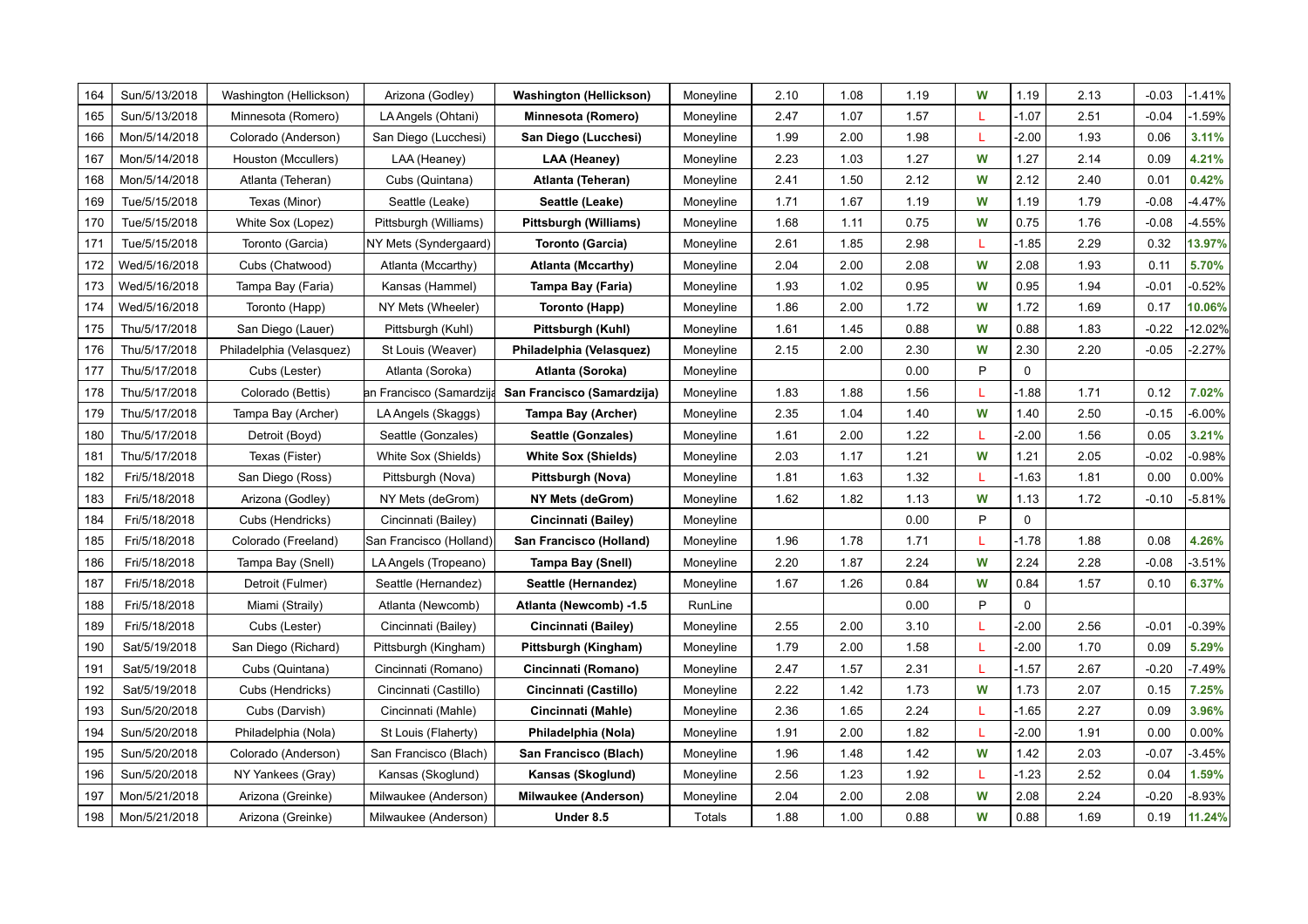| | | | | | | | | | | | | | |
|---|---|---|---|---|---|---|---|---|---|---|---|---|---|
| 164 | Sun/5/13/2018 | Washington (Hellickson) | Arizona (Godley) | **Washington (Hellickson)** | Moneyline | 2.10 | 1.08 | 1.19 | W | 1.19 | 2.13 | -0.03 | -1.41% |
| 165 | Sun/5/13/2018 | Minnesota (Romero) | LA Angels (Ohtani) | **Minnesota (Romero)** | Moneyline | 2.47 | 1.07 | 1.57 | L | -1.07 | 2.51 | -0.04 | -1.59% |
| 166 | Mon/5/14/2018 | Colorado (Anderson) | San Diego (Lucchesi) | **San Diego (Lucchesi)** | Moneyline | 1.99 | 2.00 | 1.98 | L | -2.00 | 1.93 | 0.06 | 3.11% |
| 167 | Mon/5/14/2018 | Houston (Mccullers) | LAA (Heaney) | **LAA (Heaney)** | Moneyline | 2.23 | 1.03 | 1.27 | W | 1.27 | 2.14 | 0.09 | 4.21% |
| 168 | Mon/5/14/2018 | Atlanta (Teheran) | Cubs (Quintana) | **Atlanta (Teheran)** | Moneyline | 2.41 | 1.50 | 2.12 | W | 2.12 | 2.40 | 0.01 | 0.42% |
| 169 | Tue/5/15/2018 | Texas (Minor) | Seattle (Leake) | **Seattle (Leake)** | Moneyline | 1.71 | 1.67 | 1.19 | W | 1.19 | 1.79 | -0.08 | -4.47% |
| 170 | Tue/5/15/2018 | White Sox (Lopez) | Pittsburgh (Williams) | **Pittsburgh (Williams)** | Moneyline | 1.68 | 1.11 | 0.75 | W | 0.75 | 1.76 | -0.08 | -4.55% |
| 171 | Tue/5/15/2018 | Toronto (Garcia) | NY Mets (Syndergaard) | **Toronto (Garcia)** | Moneyline | 2.61 | 1.85 | 2.98 | L | -1.85 | 2.29 | 0.32 | 13.97% |
| 172 | Wed/5/16/2018 | Cubs (Chatwood) | Atlanta (Mccarthy) | **Atlanta (Mccarthy)** | Moneyline | 2.04 | 2.00 | 2.08 | W | 2.08 | 1.93 | 0.11 | 5.70% |
| 173 | Wed/5/16/2018 | Tampa Bay (Faria) | Kansas (Hammel) | **Tampa Bay (Faria)** | Moneyline | 1.93 | 1.02 | 0.95 | W | 0.95 | 1.94 | -0.01 | -0.52% |
| 174 | Wed/5/16/2018 | Toronto (Happ) | NY Mets (Wheeler) | **Toronto (Happ)** | Moneyline | 1.86 | 2.00 | 1.72 | W | 1.72 | 1.69 | 0.17 | 10.06% |
| 175 | Thu/5/17/2018 | San Diego (Lauer) | Pittsburgh (Kuhl) | **Pittsburgh (Kuhl)** | Moneyline | 1.61 | 1.45 | 0.88 | W | 0.88 | 1.83 | -0.22 | -12.02% |
| 176 | Thu/5/17/2018 | Philadelphia (Velasquez) | St Louis (Weaver) | **Philadelphia (Velasquez)** | Moneyline | 2.15 | 2.00 | 2.30 | W | 2.30 | 2.20 | -0.05 | -2.27% |
| 177 | Thu/5/17/2018 | Cubs (Lester) | Atlanta (Soroka) | **Atlanta (Soroka)** | Moneyline | | | 0.00 | P | 0 | | | |
| 178 | Thu/5/17/2018 | Colorado (Bettis) | San Francisco (Samardzija) | **San Francisco (Samardzija)** | Moneyline | 1.83 | 1.88 | 1.56 | L | -1.88 | 1.71 | 0.12 | 7.02% |
| 179 | Thu/5/17/2018 | Tampa Bay (Archer) | LA Angels (Skaggs) | **Tampa Bay (Archer)** | Moneyline | 2.35 | 1.04 | 1.40 | W | 1.40 | 2.50 | -0.15 | -6.00% |
| 180 | Thu/5/17/2018 | Detroit (Boyd) | Seattle (Gonzales) | **Seattle (Gonzales)** | Moneyline | 1.61 | 2.00 | 1.22 | L | -2.00 | 1.56 | 0.05 | 3.21% |
| 181 | Thu/5/17/2018 | Texas (Fister) | White Sox (Shields) | **White Sox (Shields)** | Moneyline | 2.03 | 1.17 | 1.21 | W | 1.21 | 2.05 | -0.02 | -0.98% |
| 182 | Fri/5/18/2018 | San Diego (Ross) | Pittsburgh (Nova) | **Pittsburgh (Nova)** | Moneyline | 1.81 | 1.63 | 1.32 | L | -1.63 | 1.81 | 0.00 | 0.00% |
| 183 | Fri/5/18/2018 | Arizona (Godley) | NY Mets (deGrom) | **NY Mets (deGrom)** | Moneyline | 1.62 | 1.82 | 1.13 | W | 1.13 | 1.72 | -0.10 | -5.81% |
| 184 | Fri/5/18/2018 | Cubs (Hendricks) | Cincinnati (Bailey) | **Cincinnati (Bailey)** | Moneyline | | | 0.00 | P | 0 | | | |
| 185 | Fri/5/18/2018 | Colorado (Freeland) | San Francisco (Holland) | **San Francisco (Holland)** | Moneyline | 1.96 | 1.78 | 1.71 | L | -1.78 | 1.88 | 0.08 | 4.26% |
| 186 | Fri/5/18/2018 | Tampa Bay (Snell) | LA Angels (Tropeano) | **Tampa Bay (Snell)** | Moneyline | 2.20 | 1.87 | 2.24 | W | 2.24 | 2.28 | -0.08 | -3.51% |
| 187 | Fri/5/18/2018 | Detroit (Fulmer) | Seattle (Hernandez) | **Seattle (Hernandez)** | Moneyline | 1.67 | 1.26 | 0.84 | W | 0.84 | 1.57 | 0.10 | 6.37% |
| 188 | Fri/5/18/2018 | Miami (Straily) | Atlanta (Newcomb) | **Atlanta (Newcomb) -1.5** | RunLine | | | 0.00 | P | 0 | | | |
| 189 | Fri/5/18/2018 | Cubs (Lester) | Cincinnati (Bailey) | **Cincinnati (Bailey)** | Moneyline | 2.55 | 2.00 | 3.10 | L | -2.00 | 2.56 | -0.01 | -0.39% |
| 190 | Sat/5/19/2018 | San Diego (Richard) | Pittsburgh (Kingham) | **Pittsburgh (Kingham)** | Moneyline | 1.79 | 2.00 | 1.58 | L | -2.00 | 1.70 | 0.09 | 5.29% |
| 191 | Sat/5/19/2018 | Cubs (Quintana) | Cincinnati (Romano) | **Cincinnati (Romano)** | Moneyline | 2.47 | 1.57 | 2.31 | L | -1.57 | 2.67 | -0.20 | -7.49% |
| 192 | Sat/5/19/2018 | Cubs (Hendricks) | Cincinnati (Castillo) | **Cincinnati (Castillo)** | Moneyline | 2.22 | 1.42 | 1.73 | W | 1.73 | 2.07 | 0.15 | 7.25% |
| 193 | Sun/5/20/2018 | Cubs (Darvish) | Cincinnati (Mahle) | **Cincinnati (Mahle)** | Moneyline | 2.36 | 1.65 | 2.24 | L | -1.65 | 2.27 | 0.09 | 3.96% |
| 194 | Sun/5/20/2018 | Philadelphia (Nola) | St Louis (Flaherty) | **Philadelphia (Nola)** | Moneyline | 1.91 | 2.00 | 1.82 | L | -2.00 | 1.91 | 0.00 | 0.00% |
| 195 | Sun/5/20/2018 | Colorado (Anderson) | San Francisco (Blach) | **San Francisco (Blach)** | Moneyline | 1.96 | 1.48 | 1.42 | W | 1.42 | 2.03 | -0.07 | -3.45% |
| 196 | Sun/5/20/2018 | NY Yankees (Gray) | Kansas (Skoglund) | **Kansas (Skoglund)** | Moneyline | 2.56 | 1.23 | 1.92 | L | -1.23 | 2.52 | 0.04 | 1.59% |
| 197 | Mon/5/21/2018 | Arizona (Greinke) | Milwaukee (Anderson) | **Milwaukee (Anderson)** | Moneyline | 2.04 | 2.00 | 2.08 | W | 2.08 | 2.24 | -0.20 | -8.93% |
| 198 | Mon/5/21/2018 | Arizona (Greinke) | Milwaukee (Anderson) | **Under 8.5** | Totals | 1.88 | 1.00 | 0.88 | W | 0.88 | 1.69 | 0.19 | 11.24% |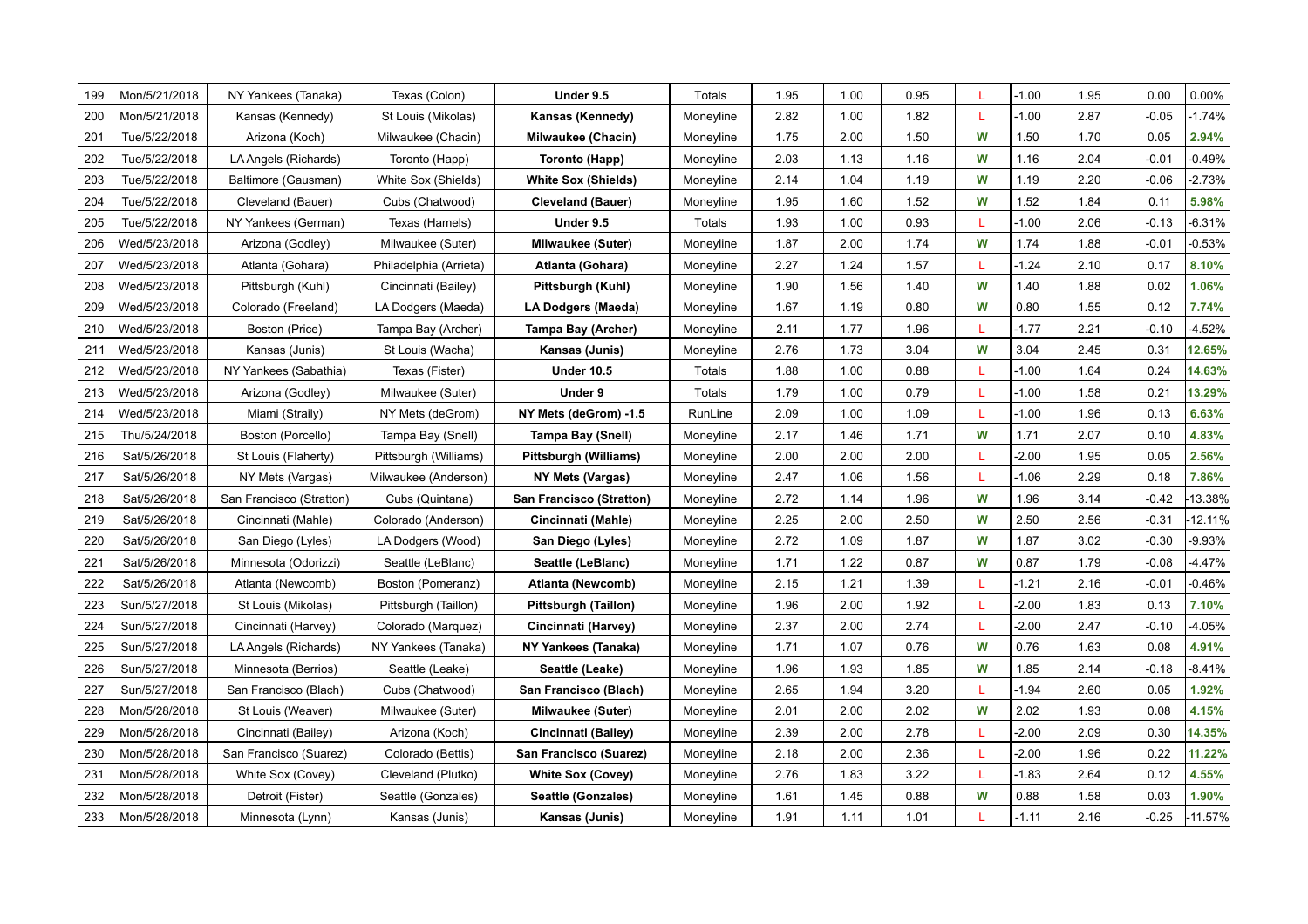| 199 | Mon/5/21/2018 | NY Yankees (Tanaka) | Texas (Colon) | **Under 9.5** | Totals | 1.95 | 1.00 | 0.95 | L | -1.00 | 1.95 | 0.00 | 0.00% |
|---|---|---|---|---|---|---|---|---|---|---|---|---|---|
| 200 | Mon/5/21/2018 | Kansas (Kennedy) | St Louis (Mikolas) | **Kansas (Kennedy)** | Moneyline | 2.82 | 1.00 | 1.82 | L | -1.00 | 2.87 | -0.05 | -1.74% |
| 201 | Tue/5/22/2018 | Arizona (Koch) | Milwaukee (Chacin) | **Milwaukee (Chacin)** | Moneyline | 1.75 | 2.00 | 1.50 | W | 1.50 | 1.70 | 0.05 | **2.94%** |
| 202 | Tue/5/22/2018 | LA Angels (Richards) | Toronto (Happ) | **Toronto (Happ)** | Moneyline | 2.03 | 1.13 | 1.16 | W | 1.16 | 2.04 | -0.01 | -0.49% |
| 203 | Tue/5/22/2018 | Baltimore (Gausman) | White Sox (Shields) | **White Sox (Shields)** | Moneyline | 2.14 | 1.04 | 1.19 | W | 1.19 | 2.20 | -0.06 | -2.73% |
| 204 | Tue/5/22/2018 | Cleveland (Bauer) | Cubs (Chatwood) | **Cleveland (Bauer)** | Moneyline | 1.95 | 1.60 | 1.52 | W | 1.52 | 1.84 | 0.11 | **5.98%** |
| 205 | Tue/5/22/2018 | NY Yankees (German) | Texas (Hamels) | **Under 9.5** | Totals | 1.93 | 1.00 | 0.93 | L | -1.00 | 2.06 | -0.13 | -6.31% |
| 206 | Wed/5/23/2018 | Arizona (Godley) | Milwaukee (Suter) | **Milwaukee (Suter)** | Moneyline | 1.87 | 2.00 | 1.74 | W | 1.74 | 1.88 | -0.01 | -0.53% |
| 207 | Wed/5/23/2018 | Atlanta (Gohara) | Philadelphia (Arrieta) | **Atlanta (Gohara)** | Moneyline | 2.27 | 1.24 | 1.57 | L | -1.24 | 2.10 | 0.17 | **8.10%** |
| 208 | Wed/5/23/2018 | Pittsburgh (Kuhl) | Cincinnati (Bailey) | **Pittsburgh (Kuhl)** | Moneyline | 1.90 | 1.56 | 1.40 | W | 1.40 | 1.88 | 0.02 | **1.06%** |
| 209 | Wed/5/23/2018 | Colorado (Freeland) | LA Dodgers (Maeda) | **LA Dodgers (Maeda)** | Moneyline | 1.67 | 1.19 | 0.80 | W | 0.80 | 1.55 | 0.12 | **7.74%** |
| 210 | Wed/5/23/2018 | Boston (Price) | Tampa Bay (Archer) | **Tampa Bay (Archer)** | Moneyline | 2.11 | 1.77 | 1.96 | L | -1.77 | 2.21 | -0.10 | -4.52% |
| 211 | Wed/5/23/2018 | Kansas (Junis) | St Louis (Wacha) | **Kansas (Junis)** | Moneyline | 2.76 | 1.73 | 3.04 | W | 3.04 | 2.45 | 0.31 | **12.65%** |
| 212 | Wed/5/23/2018 | NY Yankees (Sabathia) | Texas (Fister) | **Under 10.5** | Totals | 1.88 | 1.00 | 0.88 | L | -1.00 | 1.64 | 0.24 | **14.63%** |
| 213 | Wed/5/23/2018 | Arizona (Godley) | Milwaukee (Suter) | **Under 9** | Totals | 1.79 | 1.00 | 0.79 | L | -1.00 | 1.58 | 0.21 | **13.29%** |
| 214 | Wed/5/23/2018 | Miami (Straily) | NY Mets (deGrom) | **NY Mets (deGrom) -1.5** | RunLine | 2.09 | 1.00 | 1.09 | L | -1.00 | 1.96 | 0.13 | **6.63%** |
| 215 | Thu/5/24/2018 | Boston (Porcello) | Tampa Bay (Snell) | **Tampa Bay (Snell)** | Moneyline | 2.17 | 1.46 | 1.71 | W | 1.71 | 2.07 | 0.10 | **4.83%** |
| 216 | Sat/5/26/2018 | St Louis (Flaherty) | Pittsburgh (Williams) | **Pittsburgh (Williams)** | Moneyline | 2.00 | 2.00 | 2.00 | L | -2.00 | 1.95 | 0.05 | **2.56%** |
| 217 | Sat/5/26/2018 | NY Mets (Vargas) | Milwaukee (Anderson) | **NY Mets (Vargas)** | Moneyline | 2.47 | 1.06 | 1.56 | L | -1.06 | 2.29 | 0.18 | **7.86%** |
| 218 | Sat/5/26/2018 | San Francisco (Stratton) | Cubs (Quintana) | **San Francisco (Stratton)** | Moneyline | 2.72 | 1.14 | 1.96 | W | 1.96 | 3.14 | -0.42 | -13.38% |
| 219 | Sat/5/26/2018 | Cincinnati (Mahle) | Colorado (Anderson) | **Cincinnati (Mahle)** | Moneyline | 2.25 | 2.00 | 2.50 | W | 2.50 | 2.56 | -0.31 | -12.11% |
| 220 | Sat/5/26/2018 | San Diego (Lyles) | LA Dodgers (Wood) | **San Diego (Lyles)** | Moneyline | 2.72 | 1.09 | 1.87 | W | 1.87 | 3.02 | -0.30 | -9.93% |
| 221 | Sat/5/26/2018 | Minnesota (Odorizzi) | Seattle (LeBlanc) | **Seattle (LeBlanc)** | Moneyline | 1.71 | 1.22 | 0.87 | W | 0.87 | 1.79 | -0.08 | -4.47% |
| 222 | Sat/5/26/2018 | Atlanta (Newcomb) | Boston (Pomeranz) | **Atlanta (Newcomb)** | Moneyline | 2.15 | 1.21 | 1.39 | L | -1.21 | 2.16 | -0.01 | -0.46% |
| 223 | Sun/5/27/2018 | St Louis (Mikolas) | Pittsburgh (Taillon) | **Pittsburgh (Taillon)** | Moneyline | 1.96 | 2.00 | 1.92 | L | -2.00 | 1.83 | 0.13 | **7.10%** |
| 224 | Sun/5/27/2018 | Cincinnati (Harvey) | Colorado (Marquez) | **Cincinnati (Harvey)** | Moneyline | 2.37 | 2.00 | 2.74 | L | -2.00 | 2.47 | -0.10 | -4.05% |
| 225 | Sun/5/27/2018 | LA Angels (Richards) | NY Yankees (Tanaka) | **NY Yankees (Tanaka)** | Moneyline | 1.71 | 1.07 | 0.76 | W | 0.76 | 1.63 | 0.08 | **4.91%** |
| 226 | Sun/5/27/2018 | Minnesota (Berrios) | Seattle (Leake) | **Seattle (Leake)** | Moneyline | 1.96 | 1.93 | 1.85 | W | 1.85 | 2.14 | -0.18 | -8.41% |
| 227 | Sun/5/27/2018 | San Francisco (Blach) | Cubs (Chatwood) | **San Francisco (Blach)** | Moneyline | 2.65 | 1.94 | 3.20 | L | -1.94 | 2.60 | 0.05 | **1.92%** |
| 228 | Mon/5/28/2018 | St Louis (Weaver) | Milwaukee (Suter) | **Milwaukee (Suter)** | Moneyline | 2.01 | 2.00 | 2.02 | W | 2.02 | 1.93 | 0.08 | **4.15%** |
| 229 | Mon/5/28/2018 | Cincinnati (Bailey) | Arizona (Koch) | **Cincinnati (Bailey)** | Moneyline | 2.39 | 2.00 | 2.78 | L | -2.00 | 2.09 | 0.30 | **14.35%** |
| 230 | Mon/5/28/2018 | San Francisco (Suarez) | Colorado (Bettis) | **San Francisco (Suarez)** | Moneyline | 2.18 | 2.00 | 2.36 | L | -2.00 | 1.96 | 0.22 | **11.22%** |
| 231 | Mon/5/28/2018 | White Sox (Covey) | Cleveland (Plutko) | **White Sox (Covey)** | Moneyline | 2.76 | 1.83 | 3.22 | L | -1.83 | 2.64 | 0.12 | **4.55%** |
| 232 | Mon/5/28/2018 | Detroit (Fister) | Seattle (Gonzales) | **Seattle (Gonzales)** | Moneyline | 1.61 | 1.45 | 0.88 | W | 0.88 | 1.58 | 0.03 | **1.90%** |
| 233 | Mon/5/28/2018 | Minnesota (Lynn) | Kansas (Junis) | **Kansas (Junis)** | Moneyline | 1.91 | 1.11 | 1.01 | L | -1.11 | 2.16 | -0.25 | -11.57% |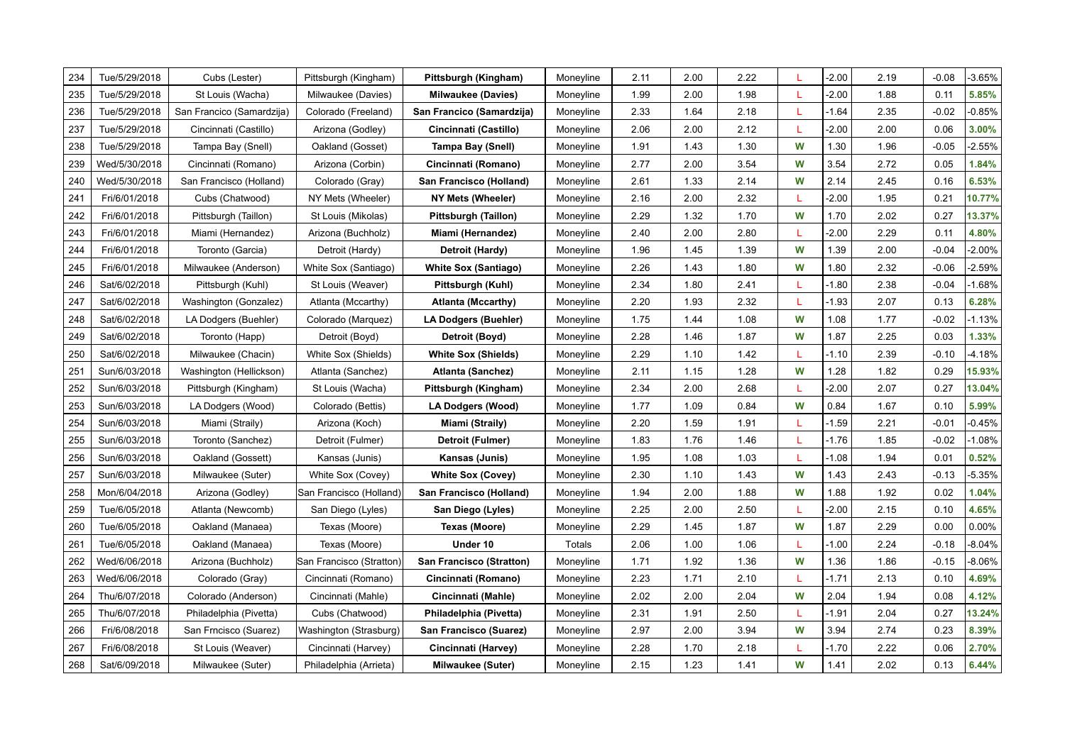| 234 | Tue/5/29/2018 | Cubs (Lester) | Pittsburgh (Kingham) | **Pittsburgh (Kingham)** | Moneyline | 2.11 | 2.00 | 2.22 | L | -2.00 | 2.19 | -0.08 | -3.65% |
|---|---|---|---|---|---|---|---|---|---|---|---|---|---|
| 235 | Tue/5/29/2018 | St Louis (Wacha) | Milwaukee (Davies) | **Milwaukee (Davies)** | Moneyline | 1.99 | 2.00 | 1.98 | L | -2.00 | 1.88 | 0.11 | **5.85%** |
| 236 | Tue/5/29/2018 | San Francico (Samardzija) | Colorado (Freeland) | **San Francisco (Samardzija)** | Moneyline | 2.33 | 1.64 | 2.18 | L | -1.64 | 2.35 | -0.02 | -0.85% |
| 237 | Tue/5/29/2018 | Cincinnati (Castillo) | Arizona (Godley) | **Cincinnati (Castillo)** | Moneyline | 2.06 | 2.00 | 2.12 | L | -2.00 | 2.00 | 0.06 | **3.00%** |
| 238 | Tue/5/29/2018 | Tampa Bay (Snell) | Oakland (Gosset) | **Tampa Bay (Snell)** | Moneyline | 1.91 | 1.43 | 1.30 | W | 1.30 | 1.96 | -0.05 | -2.55% |
| 239 | Wed/5/30/2018 | Cincinnati (Romano) | Arizona (Corbin) | **Cincinnati (Romano)** | Moneyline | 2.77 | 2.00 | 3.54 | W | 3.54 | 2.72 | 0.05 | **1.84%** |
| 240 | Wed/5/30/2018 | San Francisco (Holland) | Colorado (Gray) | **San Francisco (Holland)** | Moneyline | 2.61 | 1.33 | 2.14 | W | 2.14 | 2.45 | 0.16 | **6.53%** |
| 241 | Fri/6/01/2018 | Cubs (Chatwood) | NY Mets (Wheeler) | **NY Mets (Wheeler)** | Moneyline | 2.16 | 2.00 | 2.32 | L | -2.00 | 1.95 | 0.21 | **10.77%** |
| 242 | Fri/6/01/2018 | Pittsburgh (Taillon) | St Louis (Mikolas) | **Pittsburgh (Taillon)** | Moneyline | 2.29 | 1.32 | 1.70 | W | 1.70 | 2.02 | 0.27 | **13.37%** |
| 243 | Fri/6/01/2018 | Miami (Hernandez) | Arizona (Buchholz) | **Miami (Hernandez)** | Moneyline | 2.40 | 2.00 | 2.80 | L | -2.00 | 2.29 | 0.11 | **4.80%** |
| 244 | Fri/6/01/2018 | Toronto (Garcia) | Detroit (Hardy) | **Detroit (Hardy)** | Moneyline | 1.96 | 1.45 | 1.39 | W | 1.39 | 2.00 | -0.04 | -2.00% |
| 245 | Fri/6/01/2018 | Milwaukee (Anderson) | White Sox (Santiago) | **White Sox (Santiago)** | Moneyline | 2.26 | 1.43 | 1.80 | W | 1.80 | 2.32 | -0.06 | -2.59% |
| 246 | Sat/6/02/2018 | Pittsburgh (Kuhl) | St Louis (Weaver) | **Pittsburgh (Kuhl)** | Moneyline | 2.34 | 1.80 | 2.41 | L | -1.80 | 2.38 | -0.04 | -1.68% |
| 247 | Sat/6/02/2018 | Washington (Gonzalez) | Atlanta (Mccarthy) | **Atlanta (Mccarthy)** | Moneyline | 2.20 | 1.93 | 2.32 | L | -1.93 | 2.07 | 0.13 | **6.28%** |
| 248 | Sat/6/02/2018 | LA Dodgers (Buehler) | Colorado (Marquez) | **LA Dodgers (Buehler)** | Moneyline | 1.75 | 1.44 | 1.08 | W | 1.08 | 1.77 | -0.02 | -1.13% |
| 249 | Sat/6/02/2018 | Toronto (Happ) | Detroit (Boyd) | **Detroit (Boyd)** | Moneyline | 2.28 | 1.46 | 1.87 | W | 1.87 | 2.25 | 0.03 | **1.33%** |
| 250 | Sat/6/02/2018 | Milwaukee (Chacin) | White Sox (Shields) | **White Sox (Shields)** | Moneyline | 2.29 | 1.10 | 1.42 | L | -1.10 | 2.39 | -0.10 | -4.18% |
| 251 | Sun/6/03/2018 | Washington (Hellickson) | Atlanta (Sanchez) | **Atlanta (Sanchez)** | Moneyline | 2.11 | 1.15 | 1.28 | W | 1.28 | 1.82 | 0.29 | **15.93%** |
| 252 | Sun/6/03/2018 | Pittsburgh (Kingham) | St Louis (Wacha) | **Pittsburgh (Kingham)** | Moneyline | 2.34 | 2.00 | 2.68 | L | -2.00 | 2.07 | 0.27 | **13.04%** |
| 253 | Sun/6/03/2018 | LA Dodgers (Wood) | Colorado (Bettis) | **LA Dodgers (Wood)** | Moneyline | 1.77 | 1.09 | 0.84 | W | 0.84 | 1.67 | 0.10 | **5.99%** |
| 254 | Sun/6/03/2018 | Miami (Straily) | Arizona (Koch) | **Miami (Straily)** | Moneyline | 2.20 | 1.59 | 1.91 | L | -1.59 | 2.21 | -0.01 | -0.45% |
| 255 | Sun/6/03/2018 | Toronto (Sanchez) | Detroit (Fulmer) | **Detroit (Fulmer)** | Moneyline | 1.83 | 1.76 | 1.46 | L | -1.76 | 1.85 | -0.02 | -1.08% |
| 256 | Sun/6/03/2018 | Oakland (Gossett) | Kansas (Junis) | **Kansas (Junis)** | Moneyline | 1.95 | 1.08 | 1.03 | L | -1.08 | 1.94 | 0.01 | **0.52%** |
| 257 | Sun/6/03/2018 | Milwaukee (Suter) | White Sox (Covey) | **White Sox (Covey)** | Moneyline | 2.30 | 1.10 | 1.43 | W | 1.43 | 2.43 | -0.13 | -5.35% |
| 258 | Mon/6/04/2018 | Arizona (Godley) | San Francisco (Holland) | **San Francisco (Holland)** | Moneyline | 1.94 | 2.00 | 1.88 | W | 1.88 | 1.92 | 0.02 | **1.04%** |
| 259 | Tue/6/05/2018 | Atlanta (Newcomb) | San Diego (Lyles) | **San Diego (Lyles)** | Moneyline | 2.25 | 2.00 | 2.50 | L | -2.00 | 2.15 | 0.10 | **4.65%** |
| 260 | Tue/6/05/2018 | Oakland (Manaea) | Texas (Moore) | **Texas (Moore)** | Moneyline | 2.29 | 1.45 | 1.87 | W | 1.87 | 2.29 | 0.00 | 0.00% |
| 261 | Tue/6/05/2018 | Oakland (Manaea) | Texas (Moore) | **Under 10** | Totals | 2.06 | 1.00 | 1.06 | L | -1.00 | 2.24 | -0.18 | -8.04% |
| 262 | Wed/6/06/2018 | Arizona (Buchholz) | San Francisco (Stratton) | **San Francisco (Stratton)** | Moneyline | 1.71 | 1.92 | 1.36 | W | 1.36 | 1.86 | -0.15 | -8.06% |
| 263 | Wed/6/06/2018 | Colorado (Gray) | Cincinnati (Romano) | **Cincinnati (Romano)** | Moneyline | 2.23 | 1.71 | 2.10 | L | -1.71 | 2.13 | 0.10 | **4.69%** |
| 264 | Thu/6/07/2018 | Colorado (Anderson) | Cincinnati (Mahle) | **Cincinnati (Mahle)** | Moneyline | 2.02 | 2.00 | 2.04 | W | 2.04 | 1.94 | 0.08 | **4.12%** |
| 265 | Thu/6/07/2018 | Philadelphia (Pivetta) | Cubs (Chatwood) | **Philadelphia (Pivetta)** | Moneyline | 2.31 | 1.91 | 2.50 | L | -1.91 | 2.04 | 0.27 | **13.24%** |
| 266 | Fri/6/08/2018 | San Frncisco (Suarez) | Washington (Strasburg) | **San Francisco (Suarez)** | Moneyline | 2.97 | 2.00 | 3.94 | W | 3.94 | 2.74 | 0.23 | **8.39%** |
| 267 | Fri/6/08/2018 | St Louis (Weaver) | Cincinnati (Harvey) | **Cincinnati (Harvey)** | Moneyline | 2.28 | 1.70 | 2.18 | L | -1.70 | 2.22 | 0.06 | **2.70%** |
| 268 | Sat/6/09/2018 | Milwaukee (Suter) | Philadelphia (Arrieta) | **Milwaukee (Suter)** | Moneyline | 2.15 | 1.23 | 1.41 | W | 1.41 | 2.02 | 0.13 | **6.44%** |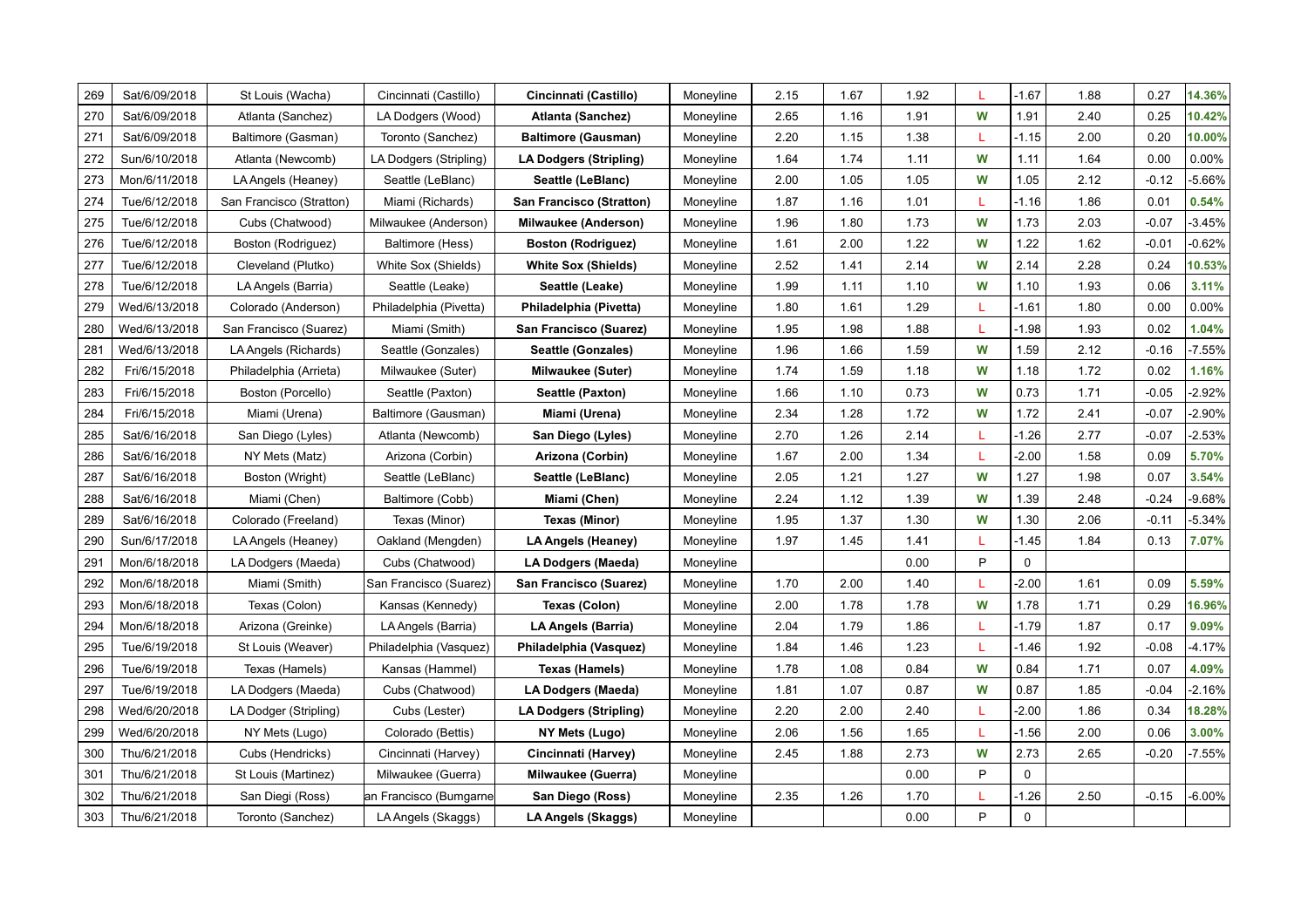| | | | | | | | | | | | | | |
|---|---|---|---|---|---|---|---|---|---|---|---|---|---|
| 269 | Sat/6/09/2018 | St Louis (Wacha) | Cincinnati (Castillo) | **Cincinnati (Castillo)** | Moneyline | 2.15 | 1.67 | 1.92 | L | -1.67 | 1.88 | 0.27 | **14.36%** |
| 270 | Sat/6/09/2018 | Atlanta (Sanchez) | LA Dodgers (Wood) | **Atlanta (Sanchez)** | Moneyline | 2.65 | 1.16 | 1.91 | **W** | 1.91 | 2.40 | 0.25 | **10.42%** |
| 271 | Sat/6/09/2018 | Baltimore (Gasman) | Toronto (Sanchez) | **Baltimore (Gausman)** | Moneyline | 2.20 | 1.15 | 1.38 | L | -1.15 | 2.00 | 0.20 | **10.00%** |
| 272 | Sun/6/10/2018 | Atlanta (Newcomb) | LA Dodgers (Stripling) | **LA Dodgers (Stripling)** | Moneyline | 1.64 | 1.74 | 1.11 | **W** | 1.11 | 1.64 | 0.00 | 0.00% |
| 273 | Mon/6/11/2018 | LA Angels (Heaney) | Seattle (LeBlanc) | **Seattle (LeBlanc)** | Moneyline | 2.00 | 1.05 | 1.05 | **W** | 1.05 | 2.12 | -0.12 | -5.66% |
| 274 | Tue/6/12/2018 | San Francisco (Stratton) | Miami (Richards) | **San Francisco (Stratton)** | Moneyline | 1.87 | 1.16 | 1.01 | L | -1.16 | 1.86 | 0.01 | **0.54%** |
| 275 | Tue/6/12/2018 | Cubs (Chatwood) | Milwaukee (Anderson) | **Milwaukee (Anderson)** | Moneyline | 1.96 | 1.80 | 1.73 | **W** | 1.73 | 2.03 | -0.07 | -3.45% |
| 276 | Tue/6/12/2018 | Boston (Rodriguez) | Baltimore (Hess) | **Boston (Rodriguez)** | Moneyline | 1.61 | 2.00 | 1.22 | **W** | 1.22 | 1.62 | -0.01 | -0.62% |
| 277 | Tue/6/12/2018 | Cleveland (Plutko) | White Sox (Shields) | **White Sox (Shields)** | Moneyline | 2.52 | 1.41 | 2.14 | **W** | 2.14 | 2.28 | 0.24 | **10.53%** |
| 278 | Tue/6/12/2018 | LA Angels (Barria) | Seattle (Leake) | **Seattle (Leake)** | Moneyline | 1.99 | 1.11 | 1.10 | **W** | 1.10 | 1.93 | 0.06 | **3.11%** |
| 279 | Wed/6/13/2018 | Colorado (Anderson) | Philadelphia (Pivetta) | **Philadelphia (Pivetta)** | Moneyline | 1.80 | 1.61 | 1.29 | L | -1.61 | 1.80 | 0.00 | 0.00% |
| 280 | Wed/6/13/2018 | San Francisco (Suarez) | Miami (Smith) | **San Francisco (Suarez)** | Moneyline | 1.95 | 1.98 | 1.88 | L | -1.98 | 1.93 | 0.02 | **1.04%** |
| 281 | Wed/6/13/2018 | LA Angels (Richards) | Seattle (Gonzales) | **Seattle (Gonzales)** | Moneyline | 1.96 | 1.66 | 1.59 | **W** | 1.59 | 2.12 | -0.16 | -7.55% |
| 282 | Fri/6/15/2018 | Philadelphia (Arrieta) | Milwaukee (Suter) | **Milwaukee (Suter)** | Moneyline | 1.74 | 1.59 | 1.18 | **W** | 1.18 | 1.72 | 0.02 | **1.16%** |
| 283 | Fri/6/15/2018 | Boston (Porcello) | Seattle (Paxton) | **Seattle (Paxton)** | Moneyline | 1.66 | 1.10 | 0.73 | **W** | 0.73 | 1.71 | -0.05 | -2.92% |
| 284 | Fri/6/15/2018 | Miami (Urena) | Baltimore (Gausman) | **Miami (Urena)** | Moneyline | 2.34 | 1.28 | 1.72 | **W** | 1.72 | 2.41 | -0.07 | -2.90% |
| 285 | Sat/6/16/2018 | San Diego (Lyles) | Atlanta (Newcomb) | **San Diego (Lyles)** | Moneyline | 2.70 | 1.26 | 2.14 | L | -1.26 | 2.77 | -0.07 | -2.53% |
| 286 | Sat/6/16/2018 | NY Mets (Matz) | Arizona (Corbin) | **Arizona (Corbin)** | Moneyline | 1.67 | 2.00 | 1.34 | L | -2.00 | 1.58 | 0.09 | **5.70%** |
| 287 | Sat/6/16/2018 | Boston (Wright) | Seattle (LeBlanc) | **Seattle (LeBlanc)** | Moneyline | 2.05 | 1.21 | 1.27 | **W** | 1.27 | 1.98 | 0.07 | **3.54%** |
| 288 | Sat/6/16/2018 | Miami (Chen) | Baltimore (Cobb) | **Miami (Chen)** | Moneyline | 2.24 | 1.12 | 1.39 | **W** | 1.39 | 2.48 | -0.24 | -9.68% |
| 289 | Sat/6/16/2018 | Colorado (Freeland) | Texas (Minor) | **Texas (Minor)** | Moneyline | 1.95 | 1.37 | 1.30 | **W** | 1.30 | 2.06 | -0.11 | -5.34% |
| 290 | Sun/6/17/2018 | LA Angels (Heaney) | Oakland (Mengden) | **LA Angels (Heaney)** | Moneyline | 1.97 | 1.45 | 1.41 | L | -1.45 | 1.84 | 0.13 | **7.07%** |
| 291 | Mon/6/18/2018 | LA Dodgers (Maeda) | Cubs (Chatwood) | **LA Dodgers (Maeda)** | Moneyline | | | 0.00 | P | 0 | | | |
| 292 | Mon/6/18/2018 | Miami (Smith) | San Francisco (Suarez) | **San Francisco (Suarez)** | Moneyline | 1.70 | 2.00 | 1.40 | L | -2.00 | 1.61 | 0.09 | **5.59%** |
| 293 | Mon/6/18/2018 | Texas (Colon) | Kansas (Kennedy) | **Texas (Colon)** | Moneyline | 2.00 | 1.78 | 1.78 | **W** | 1.78 | 1.71 | 0.29 | **16.96%** |
| 294 | Mon/6/18/2018 | Arizona (Greinke) | LA Angels (Barria) | **LA Angels (Barria)** | Moneyline | 2.04 | 1.79 | 1.86 | L | -1.79 | 1.87 | 0.17 | **9.09%** |
| 295 | Tue/6/19/2018 | St Louis (Weaver) | Philadelphia (Vasquez) | **Philadelphia (Vasquez)** | Moneyline | 1.84 | 1.46 | 1.23 | L | -1.46 | 1.92 | -0.08 | -4.17% |
| 296 | Tue/6/19/2018 | Texas (Hamels) | Kansas (Hammel) | **Texas (Hamels)** | Moneyline | 1.78 | 1.08 | 0.84 | **W** | 0.84 | 1.71 | 0.07 | **4.09%** |
| 297 | Tue/6/19/2018 | LA Dodgers (Maeda) | Cubs (Chatwood) | **LA Dodgers (Maeda)** | Moneyline | 1.81 | 1.07 | 0.87 | **W** | 0.87 | 1.85 | -0.04 | -2.16% |
| 298 | Wed/6/20/2018 | LA Dodger (Stripling) | Cubs (Lester) | **LA Dodgers (Stripling)** | Moneyline | 2.20 | 2.00 | 2.40 | L | -2.00 | 1.86 | 0.34 | **18.28%** |
| 299 | Wed/6/20/2018 | NY Mets (Lugo) | Colorado (Bettis) | **NY Mets (Lugo)** | Moneyline | 2.06 | 1.56 | 1.65 | L | -1.56 | 2.00 | 0.06 | **3.00%** |
| 300 | Thu/6/21/2018 | Cubs (Hendricks) | Cincinnati (Harvey) | **Cincinnati (Harvey)** | Moneyline | 2.45 | 1.88 | 2.73 | **W** | 2.73 | 2.65 | -0.20 | -7.55% |
| 301 | Thu/6/21/2018 | St Louis (Martinez) | Milwaukee (Guerra) | **Milwaukee (Guerra)** | Moneyline | | | 0.00 | P | 0 | | | |
| 302 | Thu/6/21/2018 | San Diegi (Ross) | an Francisco (Bumgarne | **San Diego (Ross)** | Moneyline | 2.35 | 1.26 | 1.70 | L | -1.26 | 2.50 | -0.15 | -6.00% |
| 303 | Thu/6/21/2018 | Toronto (Sanchez) | LA Angels (Skaggs) | **LA Angels (Skaggs)** | Moneyline | | | 0.00 | P | 0 | | | |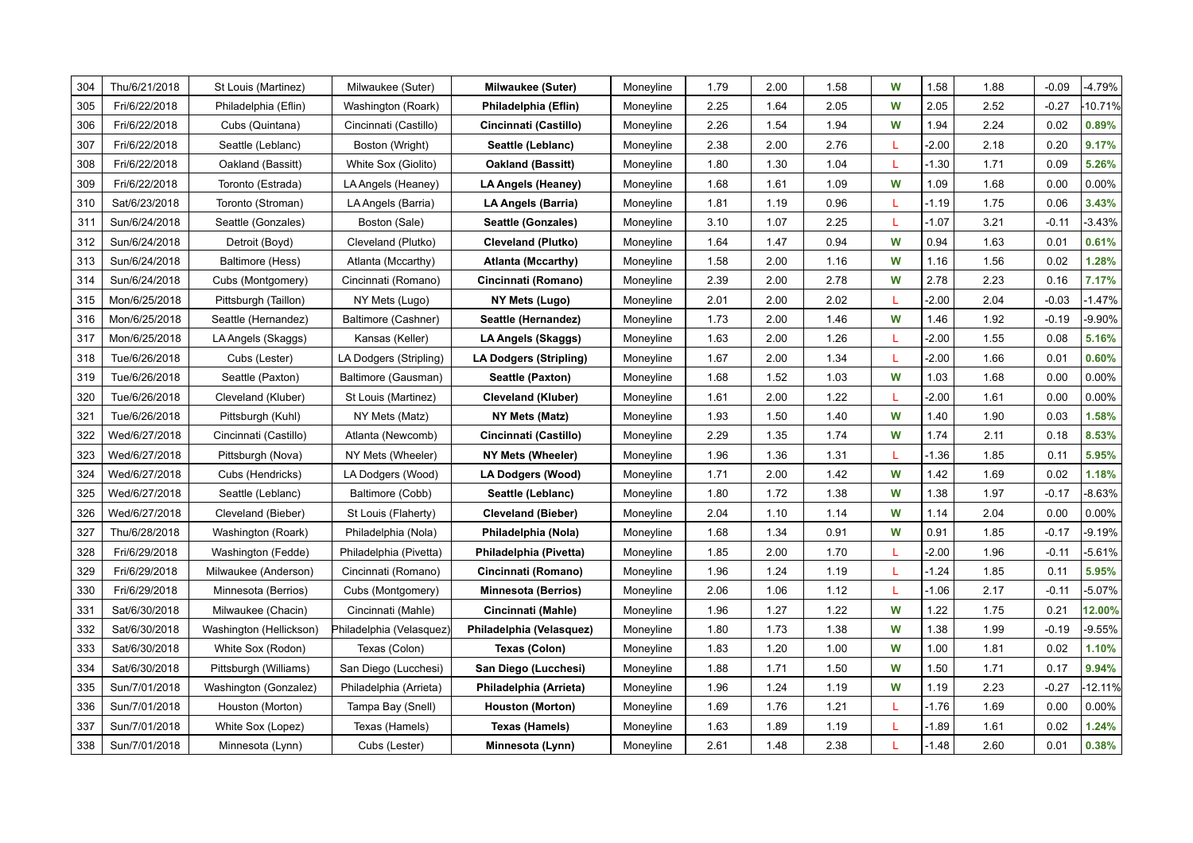| 304 | Thu/6/21/2018 | St Louis (Martinez) | Milwaukee (Suter) | **Milwaukee (Suter)** | Moneyline | 1.79 | 2.00 | 1.58 | W | 1.58 | 1.88 | -0.09 | -4.79% |
|---|---|---|---|---|---|---|---|---|---|---|---|---|---|
| 305 | Fri/6/22/2018 | Philadelphia (Eflin) | Washington (Roark) | **Philadelphia (Eflin)** | Moneyline | 2.25 | 1.64 | 2.05 | W | 2.05 | 2.52 | -0.27 | -10.71% |
| 306 | Fri/6/22/2018 | Cubs (Quintana) | Cincinnati (Castillo) | **Cincinnati (Castillo)** | Moneyline | 2.26 | 1.54 | 1.94 | W | 1.94 | 2.24 | 0.02 | **0.89%** |
| 307 | Fri/6/22/2018 | Seattle (Leblanc) | Boston (Wright) | **Seattle (Leblanc)** | Moneyline | 2.38 | 2.00 | 2.76 | L | -2.00 | 2.18 | 0.20 | **9.17%** |
| 308 | Fri/6/22/2018 | Oakland (Bassitt) | White Sox (Giolito) | **Oakland (Bassitt)** | Moneyline | 1.80 | 1.30 | 1.04 | L | -1.30 | 1.71 | 0.09 | **5.26%** |
| 309 | Fri/6/22/2018 | Toronto (Estrada) | LA Angels (Heaney) | **LA Angels (Heaney)** | Moneyline | 1.68 | 1.61 | 1.09 | W | 1.09 | 1.68 | 0.00 | 0.00% |
| 310 | Sat/6/23/2018 | Toronto (Stroman) | LA Angels (Barria) | **LA Angels (Barria)** | Moneyline | 1.81 | 1.19 | 0.96 | L | -1.19 | 1.75 | 0.06 | **3.43%** |
| 311 | Sun/6/24/2018 | Seattle (Gonzales) | Boston (Sale) | **Seattle (Gonzales)** | Moneyline | 3.10 | 1.07 | 2.25 | L | -1.07 | 3.21 | -0.11 | -3.43% |
| 312 | Sun/6/24/2018 | Detroit (Boyd) | Cleveland (Plutko) | **Cleveland (Plutko)** | Moneyline | 1.64 | 1.47 | 0.94 | W | 0.94 | 1.63 | 0.01 | **0.61%** |
| 313 | Sun/6/24/2018 | Baltimore (Hess) | Atlanta (Mccarthy) | **Atlanta (Mccarthy)** | Moneyline | 1.58 | 2.00 | 1.16 | W | 1.16 | 1.56 | 0.02 | **1.28%** |
| 314 | Sun/6/24/2018 | Cubs (Montgomery) | Cincinnati (Romano) | **Cincinnati (Romano)** | Moneyline | 2.39 | 2.00 | 2.78 | W | 2.78 | 2.23 | 0.16 | **7.17%** |
| 315 | Mon/6/25/2018 | Pittsburgh (Taillon) | NY Mets (Lugo) | **NY Mets (Lugo)** | Moneyline | 2.01 | 2.00 | 2.02 | L | -2.00 | 2.04 | -0.03 | -1.47% |
| 316 | Mon/6/25/2018 | Seattle (Hernandez) | Baltimore (Cashner) | **Seattle (Hernandez)** | Moneyline | 1.73 | 2.00 | 1.46 | W | 1.46 | 1.92 | -0.19 | -9.90% |
| 317 | Mon/6/25/2018 | LA Angels (Skaggs) | Kansas (Keller) | **LA Angels (Skaggs)** | Moneyline | 1.63 | 2.00 | 1.26 | L | -2.00 | 1.55 | 0.08 | **5.16%** |
| 318 | Tue/6/26/2018 | Cubs (Lester) | LA Dodgers (Stripling) | **LA Dodgers (Stripling)** | Moneyline | 1.67 | 2.00 | 1.34 | L | -2.00 | 1.66 | 0.01 | **0.60%** |
| 319 | Tue/6/26/2018 | Seattle (Paxton) | Baltimore (Gausman) | **Seattle (Paxton)** | Moneyline | 1.68 | 1.52 | 1.03 | W | 1.03 | 1.68 | 0.00 | 0.00% |
| 320 | Tue/6/26/2018 | Cleveland (Kluber) | St Louis (Martinez) | **Cleveland (Kluber)** | Moneyline | 1.61 | 2.00 | 1.22 | L | -2.00 | 1.61 | 0.00 | 0.00% |
| 321 | Tue/6/26/2018 | Pittsburgh (Kuhl) | NY Mets (Matz) | **NY Mets (Matz)** | Moneyline | 1.93 | 1.50 | 1.40 | W | 1.40 | 1.90 | 0.03 | **1.58%** |
| 322 | Wed/6/27/2018 | Cincinnati (Castillo) | Atlanta (Newcomb) | **Cincinnati (Castillo)** | Moneyline | 2.29 | 1.35 | 1.74 | W | 1.74 | 2.11 | 0.18 | **8.53%** |
| 323 | Wed/6/27/2018 | Pittsburgh (Nova) | NY Mets (Wheeler) | **NY Mets (Wheeler)** | Moneyline | 1.96 | 1.36 | 1.31 | L | -1.36 | 1.85 | 0.11 | **5.95%** |
| 324 | Wed/6/27/2018 | Cubs (Hendricks) | LA Dodgers (Wood) | **LA Dodgers (Wood)** | Moneyline | 1.71 | 2.00 | 1.42 | W | 1.42 | 1.69 | 0.02 | **1.18%** |
| 325 | Wed/6/27/2018 | Seattle (Leblanc) | Baltimore (Cobb) | **Seattle (Leblanc)** | Moneyline | 1.80 | 1.72 | 1.38 | W | 1.38 | 1.97 | -0.17 | -8.63% |
| 326 | Wed/6/27/2018 | Cleveland (Bieber) | St Louis (Flaherty) | **Cleveland (Bieber)** | Moneyline | 2.04 | 1.10 | 1.14 | W | 1.14 | 2.04 | 0.00 | 0.00% |
| 327 | Thu/6/28/2018 | Washington (Roark) | Philadelphia (Nola) | **Philadelphia (Nola)** | Moneyline | 1.68 | 1.34 | 0.91 | W | 0.91 | 1.85 | -0.17 | -9.19% |
| 328 | Fri/6/29/2018 | Washington (Fedde) | Philadelphia (Pivetta) | **Philadelphia (Pivetta)** | Moneyline | 1.85 | 2.00 | 1.70 | L | -2.00 | 1.96 | -0.11 | -5.61% |
| 329 | Fri/6/29/2018 | Milwaukee (Anderson) | Cincinnati (Romano) | **Cincinnati (Romano)** | Moneyline | 1.96 | 1.24 | 1.19 | L | -1.24 | 1.85 | 0.11 | **5.95%** |
| 330 | Fri/6/29/2018 | Minnesota (Berrios) | Cubs (Montgomery) | **Minnesota (Berrios)** | Moneyline | 2.06 | 1.06 | 1.12 | L | -1.06 | 2.17 | -0.11 | -5.07% |
| 331 | Sat/6/30/2018 | Milwaukee (Chacin) | Cincinnati (Mahle) | **Cincinnati (Mahle)** | Moneyline | 1.96 | 1.27 | 1.22 | W | 1.22 | 1.75 | 0.21 | **12.00%** |
| 332 | Sat/6/30/2018 | Washington (Hellickson) | Philadelphia (Velasquez) | **Philadelphia (Velasquez)** | Moneyline | 1.80 | 1.73 | 1.38 | W | 1.38 | 1.99 | -0.19 | -9.55% |
| 333 | Sat/6/30/2018 | White Sox (Rodon) | Texas (Colon) | **Texas (Colon)** | Moneyline | 1.83 | 1.20 | 1.00 | W | 1.00 | 1.81 | 0.02 | **1.10%** |
| 334 | Sat/6/30/2018 | Pittsburgh (Williams) | San Diego (Lucchesi) | **San Diego (Lucchesi)** | Moneyline | 1.88 | 1.71 | 1.50 | W | 1.50 | 1.71 | 0.17 | **9.94%** |
| 335 | Sun/7/01/2018 | Washington (Gonzalez) | Philadelphia (Arrieta) | **Philadelphia (Arrieta)** | Moneyline | 1.96 | 1.24 | 1.19 | W | 1.19 | 2.23 | -0.27 | -12.11% |
| 336 | Sun/7/01/2018 | Houston (Morton) | Tampa Bay (Snell) | **Houston (Morton)** | Moneyline | 1.69 | 1.76 | 1.21 | L | -1.76 | 1.69 | 0.00 | 0.00% |
| 337 | Sun/7/01/2018 | White Sox (Lopez) | Texas (Hamels) | **Texas (Hamels)** | Moneyline | 1.63 | 1.89 | 1.19 | L | -1.89 | 1.61 | 0.02 | **1.24%** |
| 338 | Sun/7/01/2018 | Minnesota (Lynn) | Cubs (Lester) | **Minnesota (Lynn)** | Moneyline | 2.61 | 1.48 | 2.38 | L | -1.48 | 2.60 | 0.01 | **0.38%** |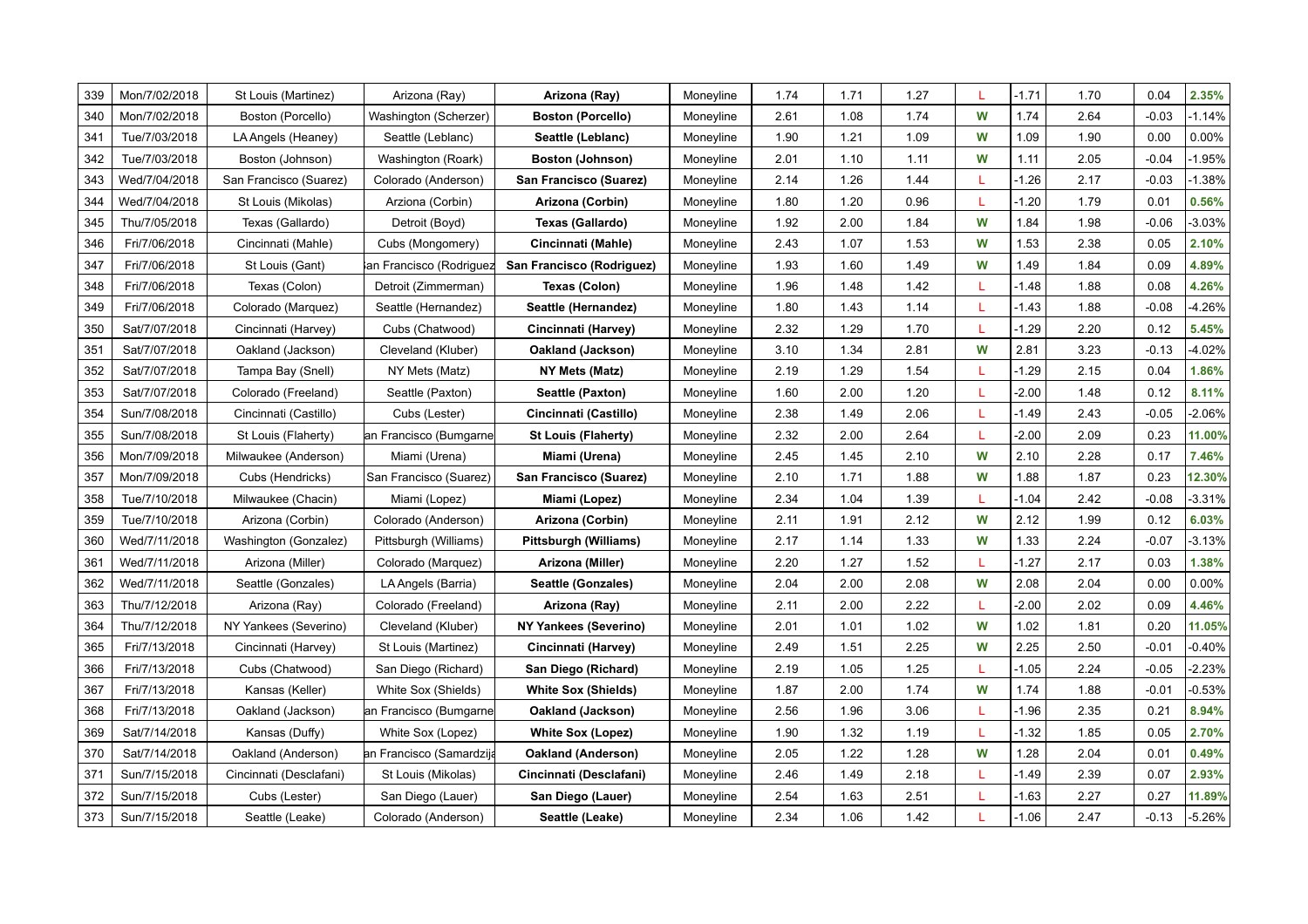| | | | | | | | | | | | | | |
|---|---|---|---|---|---|---|---|---|---|---|---|---|---|
| 339 | Mon/7/02/2018 | St Louis (Martinez) | Arizona (Ray) | **Arizona (Ray)** | Moneyline | 1.74 | 1.71 | 1.27 | L | -1.71 | 1.70 | 0.04 | 2.35% |
| 340 | Mon/7/02/2018 | Boston (Porcello) | Washington (Scherzer) | **Boston (Porcello)** | Moneyline | 2.61 | 1.08 | 1.74 | W | 1.74 | 2.64 | -0.03 | -1.14% |
| 341 | Tue/7/03/2018 | LA Angels (Heaney) | Seattle (Leblanc) | **Seattle (Leblanc)** | Moneyline | 1.90 | 1.21 | 1.09 | W | 1.09 | 1.90 | 0.00 | 0.00% |
| 342 | Tue/7/03/2018 | Boston (Johnson) | Washington (Roark) | **Boston (Johnson)** | Moneyline | 2.01 | 1.10 | 1.11 | W | 1.11 | 2.05 | -0.04 | -1.95% |
| 343 | Wed/7/04/2018 | San Francisco (Suarez) | Colorado (Anderson) | **San Francisco (Suarez)** | Moneyline | 2.14 | 1.26 | 1.44 | L | -1.26 | 2.17 | -0.03 | -1.38% |
| 344 | Wed/7/04/2018 | St Louis (Mikolas) | Arziona (Corbin) | **Arizona (Corbin)** | Moneyline | 1.80 | 1.20 | 0.96 | L | -1.20 | 1.79 | 0.01 | 0.56% |
| 345 | Thu/7/05/2018 | Texas (Gallardo) | Detroit (Boyd) | **Texas (Gallardo)** | Moneyline | 1.92 | 2.00 | 1.84 | W | 1.84 | 1.98 | -0.06 | -3.03% |
| 346 | Fri/7/06/2018 | Cincinnati (Mahle) | Cubs (Mongomery) | **Cincinnati (Mahle)** | Moneyline | 2.43 | 1.07 | 1.53 | W | 1.53 | 2.38 | 0.05 | 2.10% |
| 347 | Fri/7/06/2018 | St Louis (Gant) | San Francisco (Rodriguez | **San Francisco (Rodriguez)** | Moneyline | 1.93 | 1.60 | 1.49 | W | 1.49 | 1.84 | 0.09 | 4.89% |
| 348 | Fri/7/06/2018 | Texas (Colon) | Detroit (Zimmerman) | **Texas (Colon)** | Moneyline | 1.96 | 1.48 | 1.42 | L | -1.48 | 1.88 | 0.08 | 4.26% |
| 349 | Fri/7/06/2018 | Colorado (Marquez) | Seattle (Hernandez) | **Seattle (Hernandez)** | Moneyline | 1.80 | 1.43 | 1.14 | L | -1.43 | 1.88 | -0.08 | -4.26% |
| 350 | Sat/7/07/2018 | Cincinnati (Harvey) | Cubs (Chatwood) | **Cincinnati (Harvey)** | Moneyline | 2.32 | 1.29 | 1.70 | L | -1.29 | 2.20 | 0.12 | 5.45% |
| 351 | Sat/7/07/2018 | Oakland (Jackson) | Cleveland (Kluber) | **Oakland (Jackson)** | Moneyline | 3.10 | 1.34 | 2.81 | W | 2.81 | 3.23 | -0.13 | -4.02% |
| 352 | Sat/7/07/2018 | Tampa Bay (Snell) | NY Mets (Matz) | **NY Mets (Matz)** | Moneyline | 2.19 | 1.29 | 1.54 | L | -1.29 | 2.15 | 0.04 | 1.86% |
| 353 | Sat/7/07/2018 | Colorado (Freeland) | Seattle (Paxton) | **Seattle (Paxton)** | Moneyline | 1.60 | 2.00 | 1.20 | L | -2.00 | 1.48 | 0.12 | 8.11% |
| 354 | Sun/7/08/2018 | Cincinnati (Castillo) | Cubs (Lester) | **Cincinnati (Castillo)** | Moneyline | 2.38 | 1.49 | 2.06 | L | -1.49 | 2.43 | -0.05 | -2.06% |
| 355 | Sun/7/08/2018 | St Louis (Flaherty) | San Francisco (Bumgarne | **St Louis (Flaherty)** | Moneyline | 2.32 | 2.00 | 2.64 | L | -2.00 | 2.09 | 0.23 | 11.00% |
| 356 | Mon/7/09/2018 | Milwaukee (Anderson) | Miami (Urena) | **Miami (Urena)** | Moneyline | 2.45 | 1.45 | 2.10 | W | 2.10 | 2.28 | 0.17 | 7.46% |
| 357 | Mon/7/09/2018 | Cubs (Hendricks) | San Francisco (Suarez) | **San Francisco (Suarez)** | Moneyline | 2.10 | 1.71 | 1.88 | W | 1.88 | 1.87 | 0.23 | 12.30% |
| 358 | Tue/7/10/2018 | Milwaukee (Chacin) | Miami (Lopez) | **Miami (Lopez)** | Moneyline | 2.34 | 1.04 | 1.39 | L | -1.04 | 2.42 | -0.08 | -3.31% |
| 359 | Tue/7/10/2018 | Arizona (Corbin) | Colorado (Anderson) | **Arizona (Corbin)** | Moneyline | 2.11 | 1.91 | 2.12 | W | 2.12 | 1.99 | 0.12 | 6.03% |
| 360 | Wed/7/11/2018 | Washington (Gonzalez) | Pittsburgh (Williams) | **Pittsburgh (Williams)** | Moneyline | 2.17 | 1.14 | 1.33 | W | 1.33 | 2.24 | -0.07 | -3.13% |
| 361 | Wed/7/11/2018 | Arizona (Miller) | Colorado (Marquez) | **Arizona (Miller)** | Moneyline | 2.20 | 1.27 | 1.52 | L | -1.27 | 2.17 | 0.03 | 1.38% |
| 362 | Wed/7/11/2018 | Seattle (Gonzales) | LA Angels (Barria) | **Seattle (Gonzales)** | Moneyline | 2.04 | 2.00 | 2.08 | W | 2.08 | 2.04 | 0.00 | 0.00% |
| 363 | Thu/7/12/2018 | Arizona (Ray) | Colorado (Freeland) | **Arizona (Ray)** | Moneyline | 2.11 | 2.00 | 2.22 | L | -2.00 | 2.02 | 0.09 | 4.46% |
| 364 | Thu/7/12/2018 | NY Yankees (Severino) | Cleveland (Kluber) | **NY Yankees (Severino)** | Moneyline | 2.01 | 1.01 | 1.02 | W | 1.02 | 1.81 | 0.20 | 11.05% |
| 365 | Fri/7/13/2018 | Cincinnati (Harvey) | St Louis (Martinez) | **Cincinnati (Harvey)** | Moneyline | 2.49 | 1.51 | 2.25 | W | 2.25 | 2.50 | -0.01 | -0.40% |
| 366 | Fri/7/13/2018 | Cubs (Chatwood) | San Diego (Richard) | **San Diego (Richard)** | Moneyline | 2.19 | 1.05 | 1.25 | L | -1.05 | 2.24 | -0.05 | -2.23% |
| 367 | Fri/7/13/2018 | Kansas (Keller) | White Sox (Shields) | **White Sox (Shields)** | Moneyline | 1.87 | 2.00 | 1.74 | W | 1.74 | 1.88 | -0.01 | -0.53% |
| 368 | Fri/7/13/2018 | Oakland (Jackson) | San Francisco (Bumgarne | **Oakland (Jackson)** | Moneyline | 2.56 | 1.96 | 3.06 | L | -1.96 | 2.35 | 0.21 | 8.94% |
| 369 | Sat/7/14/2018 | Kansas (Duffy) | White Sox (Lopez) | **White Sox (Lopez)** | Moneyline | 1.90 | 1.32 | 1.19 | L | -1.32 | 1.85 | 0.05 | 2.70% |
| 370 | Sat/7/14/2018 | Oakland (Anderson) | San Francisco (Samardzija | **Oakland (Anderson)** | Moneyline | 2.05 | 1.22 | 1.28 | W | 1.28 | 2.04 | 0.01 | 0.49% |
| 371 | Sun/7/15/2018 | Cincinnati (Desclafani) | St Louis (Mikolas) | **Cincinnati (Desclafani)** | Moneyline | 2.46 | 1.49 | 2.18 | L | -1.49 | 2.39 | 0.07 | 2.93% |
| 372 | Sun/7/15/2018 | Cubs (Lester) | San Diego (Lauer) | **San Diego (Lauer)** | Moneyline | 2.54 | 1.63 | 2.51 | L | -1.63 | 2.27 | 0.27 | 11.89% |
| 373 | Sun/7/15/2018 | Seattle (Leake) | Colorado (Anderson) | **Seattle (Leake)** | Moneyline | 2.34 | 1.06 | 1.42 | L | -1.06 | 2.47 | -0.13 | -5.26% |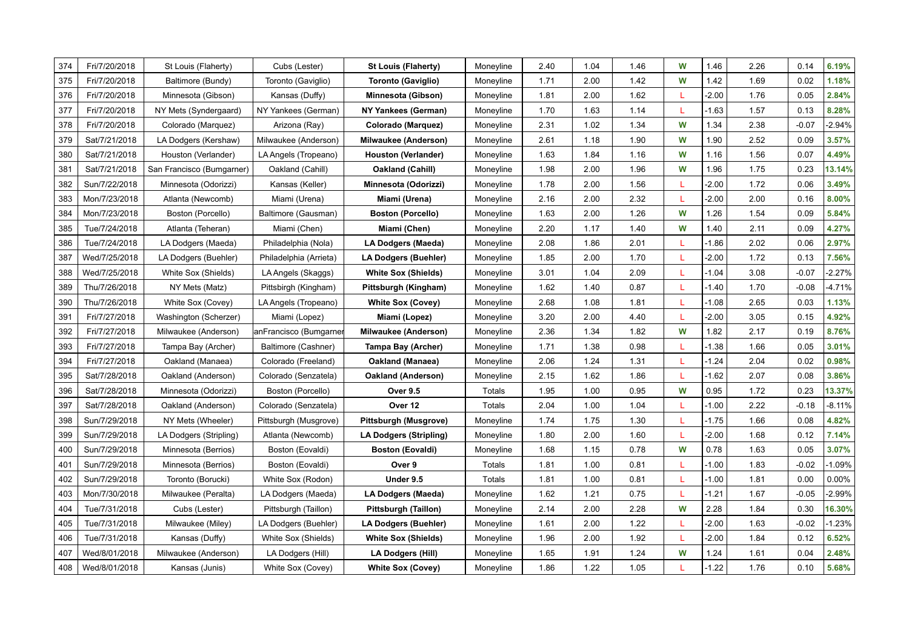| 374 | Fri/7/20/2018 | St Louis (Flaherty) | Cubs (Lester) | **St Louis (Flaherty)** | Moneyline | 2.40 | 1.04 | 1.46 | W | 1.46 | 2.26 | 0.14 | 6.19% |
|---|---|---|---|---|---|---|---|---|---|---|---|---|---|
| 375 | Fri/7/20/2018 | Baltimore (Bundy) | Toronto (Gaviglio) | **Toronto (Gaviglio)** | Moneyline | 1.71 | 2.00 | 1.42 | W | 1.42 | 1.69 | 0.02 | 1.18% |
| 376 | Fri/7/20/2018 | Minnesota (Gibson) | Kansas (Duffy) | **Minnesota (Gibson)** | Moneyline | 1.81 | 2.00 | 1.62 | L | -2.00 | 1.76 | 0.05 | 2.84% |
| 377 | Fri/7/20/2018 | NY Mets (Syndergaard) | NY Yankees (German) | **NY Yankees (German)** | Moneyline | 1.70 | 1.63 | 1.14 | L | -1.63 | 1.57 | 0.13 | 8.28% |
| 378 | Fri/7/20/2018 | Colorado (Marquez) | Arizona (Ray) | **Colorado (Marquez)** | Moneyline | 2.31 | 1.02 | 1.34 | W | 1.34 | 2.38 | -0.07 | -2.94% |
| 379 | Sat/7/21/2018 | LA Dodgers (Kershaw) | Milwaukee (Anderson) | **Milwaukee (Anderson)** | Moneyline | 2.61 | 1.18 | 1.90 | W | 1.90 | 2.52 | 0.09 | 3.57% |
| 380 | Sat/7/21/2018 | Houston (Verlander) | LA Angels (Tropeano) | **Houston (Verlander)** | Moneyline | 1.63 | 1.84 | 1.16 | W | 1.16 | 1.56 | 0.07 | 4.49% |
| 381 | Sat/7/21/2018 | San Francisco (Bumgarner) | Oakland (Cahill) | **Oakland (Cahill)** | Moneyline | 1.98 | 2.00 | 1.96 | W | 1.96 | 1.75 | 0.23 | 13.14% |
| 382 | Sun/7/22/2018 | Minnesota (Odorizzi) | Kansas (Keller) | **Minnesota (Odorizzi)** | Moneyline | 1.78 | 2.00 | 1.56 | L | -2.00 | 1.72 | 0.06 | 3.49% |
| 383 | Mon/7/23/2018 | Atlanta (Newcomb) | Miami (Urena) | **Miami (Urena)** | Moneyline | 2.16 | 2.00 | 2.32 | L | -2.00 | 2.00 | 0.16 | 8.00% |
| 384 | Mon/7/23/2018 | Boston (Porcello) | Baltimore (Gausman) | **Boston (Porcello)** | Moneyline | 1.63 | 2.00 | 1.26 | W | 1.26 | 1.54 | 0.09 | 5.84% |
| 385 | Tue/7/24/2018 | Atlanta (Teheran) | Miami (Chen) | **Miami (Chen)** | Moneyline | 2.20 | 1.17 | 1.40 | W | 1.40 | 2.11 | 0.09 | 4.27% |
| 386 | Tue/7/24/2018 | LA Dodgers (Maeda) | Philadelphia (Nola) | **LA Dodgers (Maeda)** | Moneyline | 2.08 | 1.86 | 2.01 | L | -1.86 | 2.02 | 0.06 | 2.97% |
| 387 | Wed/7/25/2018 | LA Dodgers (Buehler) | Philadelphia (Arrieta) | **LA Dodgers (Buehler)** | Moneyline | 1.85 | 2.00 | 1.70 | L | -2.00 | 1.72 | 0.13 | 7.56% |
| 388 | Wed/7/25/2018 | White Sox (Shields) | LA Angels (Skaggs) | **White Sox (Shields)** | Moneyline | 3.01 | 1.04 | 2.09 | L | -1.04 | 3.08 | -0.07 | -2.27% |
| 389 | Thu/7/26/2018 | NY Mets (Matz) | Pittsbirgh (Kingham) | **Pittsburgh (Kingham)** | Moneyline | 1.62 | 1.40 | 0.87 | L | -1.40 | 1.70 | -0.08 | -4.71% |
| 390 | Thu/7/26/2018 | White Sox (Covey) | LA Angels (Tropeano) | **White Sox (Covey)** | Moneyline | 2.68 | 1.08 | 1.81 | L | -1.08 | 2.65 | 0.03 | 1.13% |
| 391 | Fri/7/27/2018 | Washington (Scherzer) | Miami (Lopez) | **Miami (Lopez)** | Moneyline | 3.20 | 2.00 | 4.40 | L | -2.00 | 3.05 | 0.15 | 4.92% |
| 392 | Fri/7/27/2018 | Milwaukee (Anderson) | anFrancisco (Bumgarner | **Milwaukee (Anderson)** | Moneyline | 2.36 | 1.34 | 1.82 | W | 1.82 | 2.17 | 0.19 | 8.76% |
| 393 | Fri/7/27/2018 | Tampa Bay (Archer) | Baltimore (Cashner) | **Tampa Bay (Archer)** | Moneyline | 1.71 | 1.38 | 0.98 | L | -1.38 | 1.66 | 0.05 | 3.01% |
| 394 | Fri/7/27/2018 | Oakland (Manaea) | Colorado (Freeland) | **Oakland (Manaea)** | Moneyline | 2.06 | 1.24 | 1.31 | L | -1.24 | 2.04 | 0.02 | 0.98% |
| 395 | Sat/7/28/2018 | Oakland (Anderson) | Colorado (Senzatela) | **Oakland (Anderson)** | Moneyline | 2.15 | 1.62 | 1.86 | L | -1.62 | 2.07 | 0.08 | 3.86% |
| 396 | Sat/7/28/2018 | Minnesota (Odorizzi) | Boston (Porcello) | **Over 9.5** | Totals | 1.95 | 1.00 | 0.95 | W | 0.95 | 1.72 | 0.23 | 13.37% |
| 397 | Sat/7/28/2018 | Oakland (Anderson) | Colorado (Senzatela) | **Over 12** | Totals | 2.04 | 1.00 | 1.04 | L | -1.00 | 2.22 | -0.18 | -8.11% |
| 398 | Sun/7/29/2018 | NY Mets (Wheeler) | Pittsburgh (Musgrove) | **Pittsburgh (Musgrove)** | Moneyline | 1.74 | 1.75 | 1.30 | L | -1.75 | 1.66 | 0.08 | 4.82% |
| 399 | Sun/7/29/2018 | LA Dodgers (Stripling) | Atlanta (Newcomb) | **LA Dodgers (Stripling)** | Moneyline | 1.80 | 2.00 | 1.60 | L | -2.00 | 1.68 | 0.12 | 7.14% |
| 400 | Sun/7/29/2018 | Minnesota (Berrios) | Boston (Eovaldi) | **Boston (Eovaldi)** | Moneyline | 1.68 | 1.15 | 0.78 | W | 0.78 | 1.63 | 0.05 | 3.07% |
| 401 | Sun/7/29/2018 | Minnesota (Berrios) | Boston (Eovaldi) | **Over 9** | Totals | 1.81 | 1.00 | 0.81 | L | -1.00 | 1.83 | -0.02 | -1.09% |
| 402 | Sun/7/29/2018 | Toronto (Borucki) | White Sox (Rodon) | **Under 9.5** | Totals | 1.81 | 1.00 | 0.81 | L | -1.00 | 1.81 | 0.00 | 0.00% |
| 403 | Mon/7/30/2018 | Milwaukee (Peralta) | LA Dodgers (Maeda) | **LA Dodgers (Maeda)** | Moneyline | 1.62 | 1.21 | 0.75 | L | -1.21 | 1.67 | -0.05 | -2.99% |
| 404 | Tue/7/31/2018 | Cubs (Lester) | Pittsburgh (Taillon) | **Pittsburgh (Taillon)** | Moneyline | 2.14 | 2.00 | 2.28 | W | 2.28 | 1.84 | 0.30 | 16.30% |
| 405 | Tue/7/31/2018 | Milwaukee (Miley) | LA Dodgers (Buehler) | **LA Dodgers (Buehler)** | Moneyline | 1.61 | 2.00 | 1.22 | L | -2.00 | 1.63 | -0.02 | -1.23% |
| 406 | Tue/7/31/2018 | Kansas (Duffy) | White Sox (Shields) | **White Sox (Shields)** | Moneyline | 1.96 | 2.00 | 1.92 | L | -2.00 | 1.84 | 0.12 | 6.52% |
| 407 | Wed/8/01/2018 | Milwaukee (Anderson) | LA Dodgers (Hill) | **LA Dodgers (Hill)** | Moneyline | 1.65 | 1.91 | 1.24 | W | 1.24 | 1.61 | 0.04 | 2.48% |
| 408 | Wed/8/01/2018 | Kansas (Junis) | White Sox (Covey) | **White Sox (Covey)** | Moneyline | 1.86 | 1.22 | 1.05 | L | -1.22 | 1.76 | 0.10 | 5.68% |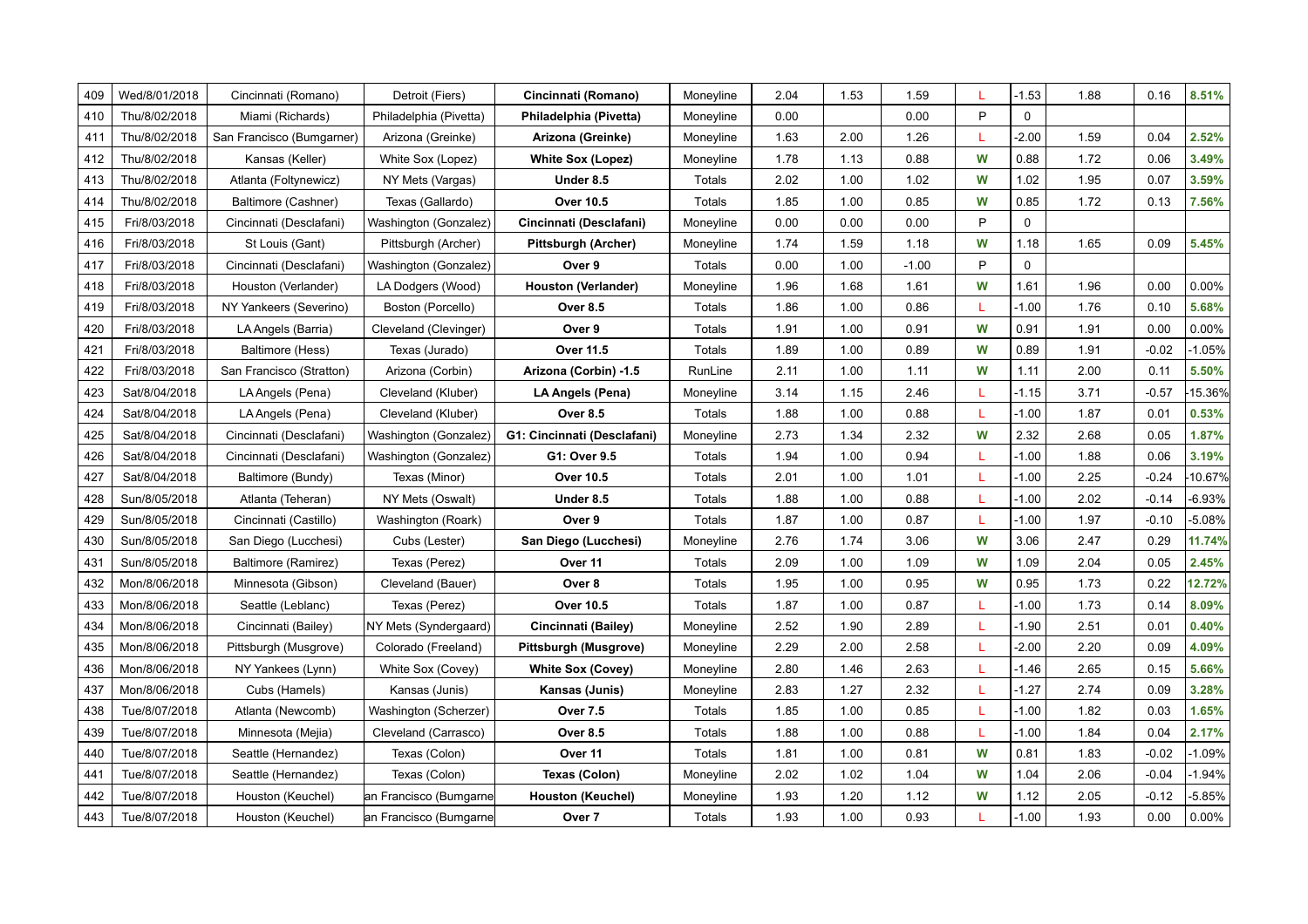| 409 | Wed/8/01/2018 | Cincinnati (Romano) | Detroit (Fiers) | **Cincinnati (Romano)** | Moneyline | 2.04 | 1.53 | 1.59 | L | -1.53 | 1.88 | 0.16 | **8.51%** |
|---|---|---|---|---|---|---|---|---|---|---|---|---|---|
| 410 | Thu/8/02/2018 | Miami (Richards) | Philadelphia (Pivetta) | **Philadelphia (Pivetta)** | Moneyline | 0.00 | | 0.00 | P | 0 | | | |
| 411 | Thu/8/02/2018 | San Francisco (Bumgarner) | Arizona (Greinke) | **Arizona (Greinke)** | Moneyline | 1.63 | 2.00 | 1.26 | L | -2.00 | 1.59 | 0.04 | **2.52%** |
| 412 | Thu/8/02/2018 | Kansas (Keller) | White Sox (Lopez) | **White Sox (Lopez)** | Moneyline | 1.78 | 1.13 | 0.88 | W | 0.88 | 1.72 | 0.06 | **3.49%** |
| 413 | Thu/8/02/2018 | Atlanta (Foltynewicz) | NY Mets (Vargas) | **Under 8.5** | Totals | 2.02 | 1.00 | 1.02 | W | 1.02 | 1.95 | 0.07 | **3.59%** |
| 414 | Thu/8/02/2018 | Baltimore (Cashner) | Texas (Gallardo) | **Over 10.5** | Totals | 1.85 | 1.00 | 0.85 | W | 0.85 | 1.72 | 0.13 | **7.56%** |
| 415 | Fri/8/03/2018 | Cincinnati (Desclafani) | Washington (Gonzalez) | **Cincinnati (Desclafani)** | Moneyline | 0.00 | 0.00 | 0.00 | P | 0 | | | |
| 416 | Fri/8/03/2018 | St Louis (Gant) | Pittsburgh (Archer) | **Pittsburgh (Archer)** | Moneyline | 1.74 | 1.59 | 1.18 | W | 1.18 | 1.65 | 0.09 | **5.45%** |
| 417 | Fri/8/03/2018 | Cincinnati (Desclafani) | Washington (Gonzalez) | **Over 9** | Totals | 0.00 | 1.00 | -1.00 | P | 0 | | | |
| 418 | Fri/8/03/2018 | Houston (Verlander) | LA Dodgers (Wood) | **Houston (Verlander)** | Moneyline | 1.96 | 1.68 | 1.61 | W | 1.61 | 1.96 | 0.00 | 0.00% |
| 419 | Fri/8/03/2018 | NY Yankeers (Severino) | Boston (Porcello) | **Over 8.5** | Totals | 1.86 | 1.00 | 0.86 | L | -1.00 | 1.76 | 0.10 | **5.68%** |
| 420 | Fri/8/03/2018 | LA Angels (Barria) | Cleveland (Clevinger) | **Over 9** | Totals | 1.91 | 1.00 | 0.91 | W | 0.91 | 1.91 | 0.00 | 0.00% |
| 421 | Fri/8/03/2018 | Baltimore (Hess) | Texas (Jurado) | **Over 11.5** | Totals | 1.89 | 1.00 | 0.89 | W | 0.89 | 1.91 | -0.02 | -1.05% |
| 422 | Fri/8/03/2018 | San Francisco (Stratton) | Arizona (Corbin) | **Arizona (Corbin) -1.5** | RunLine | 2.11 | 1.00 | 1.11 | W | 1.11 | 2.00 | 0.11 | **5.50%** |
| 423 | Sat/8/04/2018 | LA Angels (Pena) | Cleveland (Kluber) | **LA Angels (Pena)** | Moneyline | 3.14 | 1.15 | 2.46 | L | -1.15 | 3.71 | -0.57 | -15.36% |
| 424 | Sat/8/04/2018 | LA Angels (Pena) | Cleveland (Kluber) | **Over 8.5** | Totals | 1.88 | 1.00 | 0.88 | L | -1.00 | 1.87 | 0.01 | **0.53%** |
| 425 | Sat/8/04/2018 | Cincinnati (Desclafani) | Washington (Gonzalez) | **G1: Cincinnati (Desclafani)** | Moneyline | 2.73 | 1.34 | 2.32 | W | 2.32 | 2.68 | 0.05 | **1.87%** |
| 426 | Sat/8/04/2018 | Cincinnati (Desclafani) | Washington (Gonzalez) | **G1: Over 9.5** | Totals | 1.94 | 1.00 | 0.94 | L | -1.00 | 1.88 | 0.06 | **3.19%** |
| 427 | Sat/8/04/2018 | Baltimore (Bundy) | Texas (Minor) | **Over 10.5** | Totals | 2.01 | 1.00 | 1.01 | L | -1.00 | 2.25 | -0.24 | -10.67% |
| 428 | Sun/8/05/2018 | Atlanta (Teheran) | NY Mets (Oswalt) | **Under 8.5** | Totals | 1.88 | 1.00 | 0.88 | L | -1.00 | 2.02 | -0.14 | -6.93% |
| 429 | Sun/8/05/2018 | Cincinnati (Castillo) | Washington (Roark) | **Over 9** | Totals | 1.87 | 1.00 | 0.87 | L | -1.00 | 1.97 | -0.10 | -5.08% |
| 430 | Sun/8/05/2018 | San Diego (Lucchesi) | Cubs (Lester) | **San Diego (Lucchesi)** | Moneyline | 2.76 | 1.74 | 3.06 | W | 3.06 | 2.47 | 0.29 | **11.74%** |
| 431 | Sun/8/05/2018 | Baltimore (Ramirez) | Texas (Perez) | **Over 11** | Totals | 2.09 | 1.00 | 1.09 | W | 1.09 | 2.04 | 0.05 | **2.45%** |
| 432 | Mon/8/06/2018 | Minnesota (Gibson) | Cleveland (Bauer) | **Over 8** | Totals | 1.95 | 1.00 | 0.95 | W | 0.95 | 1.73 | 0.22 | **12.72%** |
| 433 | Mon/8/06/2018 | Seattle (Leblanc) | Texas (Perez) | **Over 10.5** | Totals | 1.87 | 1.00 | 0.87 | L | -1.00 | 1.73 | 0.14 | **8.09%** |
| 434 | Mon/8/06/2018 | Cincinnati (Bailey) | NY Mets (Syndergaard) | **Cincinnati (Bailey)** | Moneyline | 2.52 | 1.90 | 2.89 | L | -1.90 | 2.51 | 0.01 | **0.40%** |
| 435 | Mon/8/06/2018 | Pittsburgh (Musgrove) | Colorado (Freeland) | **Pittsburgh (Musgrove)** | Moneyline | 2.29 | 2.00 | 2.58 | L | -2.00 | 2.20 | 0.09 | **4.09%** |
| 436 | Mon/8/06/2018 | NY Yankees (Lynn) | White Sox (Covey) | **White Sox (Covey)** | Moneyline | 2.80 | 1.46 | 2.63 | L | -1.46 | 2.65 | 0.15 | **5.66%** |
| 437 | Mon/8/06/2018 | Cubs (Hamels) | Kansas (Junis) | **Kansas (Junis)** | Moneyline | 2.83 | 1.27 | 2.32 | L | -1.27 | 2.74 | 0.09 | **3.28%** |
| 438 | Tue/8/07/2018 | Atlanta (Newcomb) | Washington (Scherzer) | **Over 7.5** | Totals | 1.85 | 1.00 | 0.85 | L | -1.00 | 1.82 | 0.03 | **1.65%** |
| 439 | Tue/8/07/2018 | Minnesota (Mejia) | Cleveland (Carrasco) | **Over 8.5** | Totals | 1.88 | 1.00 | 0.88 | L | -1.00 | 1.84 | 0.04 | **2.17%** |
| 440 | Tue/8/07/2018 | Seattle (Hernandez) | Texas (Colon) | **Over 11** | Totals | 1.81 | 1.00 | 0.81 | W | 0.81 | 1.83 | -0.02 | -1.09% |
| 441 | Tue/8/07/2018 | Seattle (Hernandez) | Texas (Colon) | **Texas (Colon)** | Moneyline | 2.02 | 1.02 | 1.04 | W | 1.04 | 2.06 | -0.04 | -1.94% |
| 442 | Tue/8/07/2018 | Houston (Keuchel) | an Francisco (Bumgarne | **Houston (Keuchel)** | Moneyline | 1.93 | 1.20 | 1.12 | W | 1.12 | 2.05 | -0.12 | -5.85% |
| 443 | Tue/8/07/2018 | Houston (Keuchel) | an Francisco (Bumgarne | **Over 7** | Totals | 1.93 | 1.00 | 0.93 | L | -1.00 | 1.93 | 0.00 | 0.00% |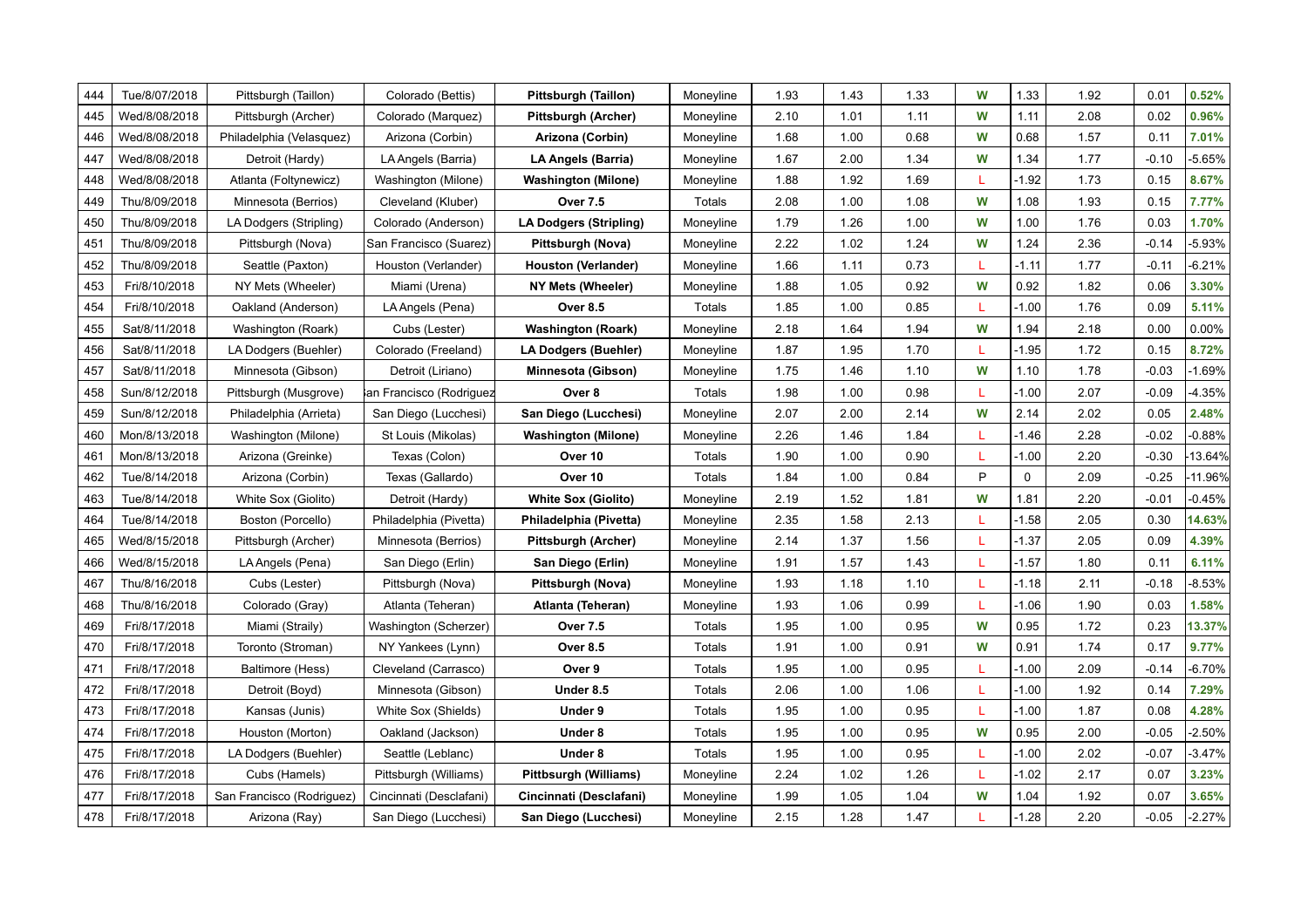| 444 | Tue/8/07/2018 | Pittsburgh (Taillon) | Colorado (Bettis) | **Pittsburgh (Taillon)** | Moneyline | 1.93 | 1.43 | 1.33 | W | 1.33 | 1.92 | 0.01 | 0.52% |
|---|---|---|---|---|---|---|---|---|---|---|---|---|---|
| 445 | Wed/8/08/2018 | Pittsburgh (Archer) | Colorado (Marquez) | **Pittsburgh (Archer)** | Moneyline | 2.10 | 1.01 | 1.11 | W | 1.11 | 2.08 | 0.02 | 0.96% |
| 446 | Wed/8/08/2018 | Philadelphia (Velasquez) | Arizona (Corbin) | **Arizona (Corbin)** | Moneyline | 1.68 | 1.00 | 0.68 | W | 0.68 | 1.57 | 0.11 | 7.01% |
| 447 | Wed/8/08/2018 | Detroit (Hardy) | LA Angels (Barria) | **LA Angels (Barria)** | Moneyline | 1.67 | 2.00 | 1.34 | W | 1.34 | 1.77 | -0.10 | -5.65% |
| 448 | Wed/8/08/2018 | Atlanta (Foltynewicz) | Washington (Milone) | **Washington (Milone)** | Moneyline | 1.88 | 1.92 | 1.69 | L | -1.92 | 1.73 | 0.15 | 8.67% |
| 449 | Thu/8/09/2018 | Minnesota (Berrios) | Cleveland (Kluber) | **Over 7.5** | Totals | 2.08 | 1.00 | 1.08 | W | 1.08 | 1.93 | 0.15 | 7.77% |
| 450 | Thu/8/09/2018 | LA Dodgers (Stripling) | Colorado (Anderson) | **LA Dodgers (Stripling)** | Moneyline | 1.79 | 1.26 | 1.00 | W | 1.00 | 1.76 | 0.03 | 1.70% |
| 451 | Thu/8/09/2018 | Pittsburgh (Nova) | San Francisco (Suarez) | **Pittsburgh (Nova)** | Moneyline | 2.22 | 1.02 | 1.24 | W | 1.24 | 2.36 | -0.14 | -5.93% |
| 452 | Thu/8/09/2018 | Seattle (Paxton) | Houston (Verlander) | **Houston (Verlander)** | Moneyline | 1.66 | 1.11 | 0.73 | L | -1.11 | 1.77 | -0.11 | -6.21% |
| 453 | Fri/8/10/2018 | NY Mets (Wheeler) | Miami (Urena) | **NY Mets (Wheeler)** | Moneyline | 1.88 | 1.05 | 0.92 | W | 0.92 | 1.82 | 0.06 | 3.30% |
| 454 | Fri/8/10/2018 | Oakland (Anderson) | LA Angels (Pena) | **Over 8.5** | Totals | 1.85 | 1.00 | 0.85 | L | -1.00 | 1.76 | 0.09 | 5.11% |
| 455 | Sat/8/11/2018 | Washington (Roark) | Cubs (Lester) | **Washington (Roark)** | Moneyline | 2.18 | 1.64 | 1.94 | W | 1.94 | 2.18 | 0.00 | 0.00% |
| 456 | Sat/8/11/2018 | LA Dodgers (Buehler) | Colorado (Freeland) | **LA Dodgers (Buehler)** | Moneyline | 1.87 | 1.95 | 1.70 | L | -1.95 | 1.72 | 0.15 | 8.72% |
| 457 | Sat/8/11/2018 | Minnesota (Gibson) | Detroit (Liriano) | **Minnesota (Gibson)** | Moneyline | 1.75 | 1.46 | 1.10 | W | 1.10 | 1.78 | -0.03 | -1.69% |
| 458 | Sun/8/12/2018 | Pittsburgh (Musgrove) | San Francisco (Rodriguez | **Over 8** | Totals | 1.98 | 1.00 | 0.98 | L | -1.00 | 2.07 | -0.09 | -4.35% |
| 459 | Sun/8/12/2018 | Philadelphia (Arrieta) | San Diego (Lucchesi) | **San Diego (Lucchesi)** | Moneyline | 2.07 | 2.00 | 2.14 | W | 2.14 | 2.02 | 0.05 | 2.48% |
| 460 | Mon/8/13/2018 | Washington (Milone) | St Louis (Mikolas) | **Washington (Milone)** | Moneyline | 2.26 | 1.46 | 1.84 | L | -1.46 | 2.28 | -0.02 | -0.88% |
| 461 | Mon/8/13/2018 | Arizona (Greinke) | Texas (Colon) | **Over 10** | Totals | 1.90 | 1.00 | 0.90 | L | -1.00 | 2.20 | -0.30 | -13.64% |
| 462 | Tue/8/14/2018 | Arizona (Corbin) | Texas (Gallardo) | **Over 10** | Totals | 1.84 | 1.00 | 0.84 | P | 0 | 2.09 | -0.25 | -11.96% |
| 463 | Tue/8/14/2018 | White Sox (Giolito) | Detroit (Hardy) | **White Sox (Giolito)** | Moneyline | 2.19 | 1.52 | 1.81 | W | 1.81 | 2.20 | -0.01 | -0.45% |
| 464 | Tue/8/14/2018 | Boston (Porcello) | Philadelphia (Pivetta) | **Philadelphia (Pivetta)** | Moneyline | 2.35 | 1.58 | 2.13 | L | -1.58 | 2.05 | 0.30 | 14.63% |
| 465 | Wed/8/15/2018 | Pittsburgh (Archer) | Minnesota (Berrios) | **Pittsburgh (Archer)** | Moneyline | 2.14 | 1.37 | 1.56 | L | -1.37 | 2.05 | 0.09 | 4.39% |
| 466 | Wed/8/15/2018 | LA Angels (Pena) | San Diego (Erlin) | **San Diego (Erlin)** | Moneyline | 1.91 | 1.57 | 1.43 | L | -1.57 | 1.80 | 0.11 | 6.11% |
| 467 | Thu/8/16/2018 | Cubs (Lester) | Pittsburgh (Nova) | **Pittsburgh (Nova)** | Moneyline | 1.93 | 1.18 | 1.10 | L | -1.18 | 2.11 | -0.18 | -8.53% |
| 468 | Thu/8/16/2018 | Colorado (Gray) | Atlanta (Teheran) | **Atlanta (Teheran)** | Moneyline | 1.93 | 1.06 | 0.99 | L | -1.06 | 1.90 | 0.03 | 1.58% |
| 469 | Fri/8/17/2018 | Miami (Straily) | Washington (Scherzer) | **Over 7.5** | Totals | 1.95 | 1.00 | 0.95 | W | 0.95 | 1.72 | 0.23 | 13.37% |
| 470 | Fri/8/17/2018 | Toronto (Stroman) | NY Yankees (Lynn) | **Over 8.5** | Totals | 1.91 | 1.00 | 0.91 | W | 0.91 | 1.74 | 0.17 | 9.77% |
| 471 | Fri/8/17/2018 | Baltimore (Hess) | Cleveland (Carrasco) | **Over 9** | Totals | 1.95 | 1.00 | 0.95 | L | -1.00 | 2.09 | -0.14 | -6.70% |
| 472 | Fri/8/17/2018 | Detroit (Boyd) | Minnesota (Gibson) | **Under 8.5** | Totals | 2.06 | 1.00 | 1.06 | L | -1.00 | 1.92 | 0.14 | 7.29% |
| 473 | Fri/8/17/2018 | Kansas (Junis) | White Sox (Shields) | **Under 9** | Totals | 1.95 | 1.00 | 0.95 | L | -1.00 | 1.87 | 0.08 | 4.28% |
| 474 | Fri/8/17/2018 | Houston (Morton) | Oakland (Jackson) | **Under 8** | Totals | 1.95 | 1.00 | 0.95 | W | 0.95 | 2.00 | -0.05 | -2.50% |
| 475 | Fri/8/17/2018 | LA Dodgers (Buehler) | Seattle (Leblanc) | **Under 8** | Totals | 1.95 | 1.00 | 0.95 | L | -1.00 | 2.02 | -0.07 | -3.47% |
| 476 | Fri/8/17/2018 | Cubs (Hamels) | Pittsburgh (Williams) | **Pittsburgh (Williams)** | Moneyline | 2.24 | 1.02 | 1.26 | L | -1.02 | 2.17 | 0.07 | 3.23% |
| 477 | Fri/8/17/2018 | San Francisco (Rodriguez) | Cincinnati (Desclafani) | **Cincinnati (Desclafani)** | Moneyline | 1.99 | 1.05 | 1.04 | W | 1.04 | 1.92 | 0.07 | 3.65% |
| 478 | Fri/8/17/2018 | Arizona (Ray) | San Diego (Lucchesi) | **San Diego (Lucchesi)** | Moneyline | 2.15 | 1.28 | 1.47 | L | -1.28 | 2.20 | -0.05 | -2.27% |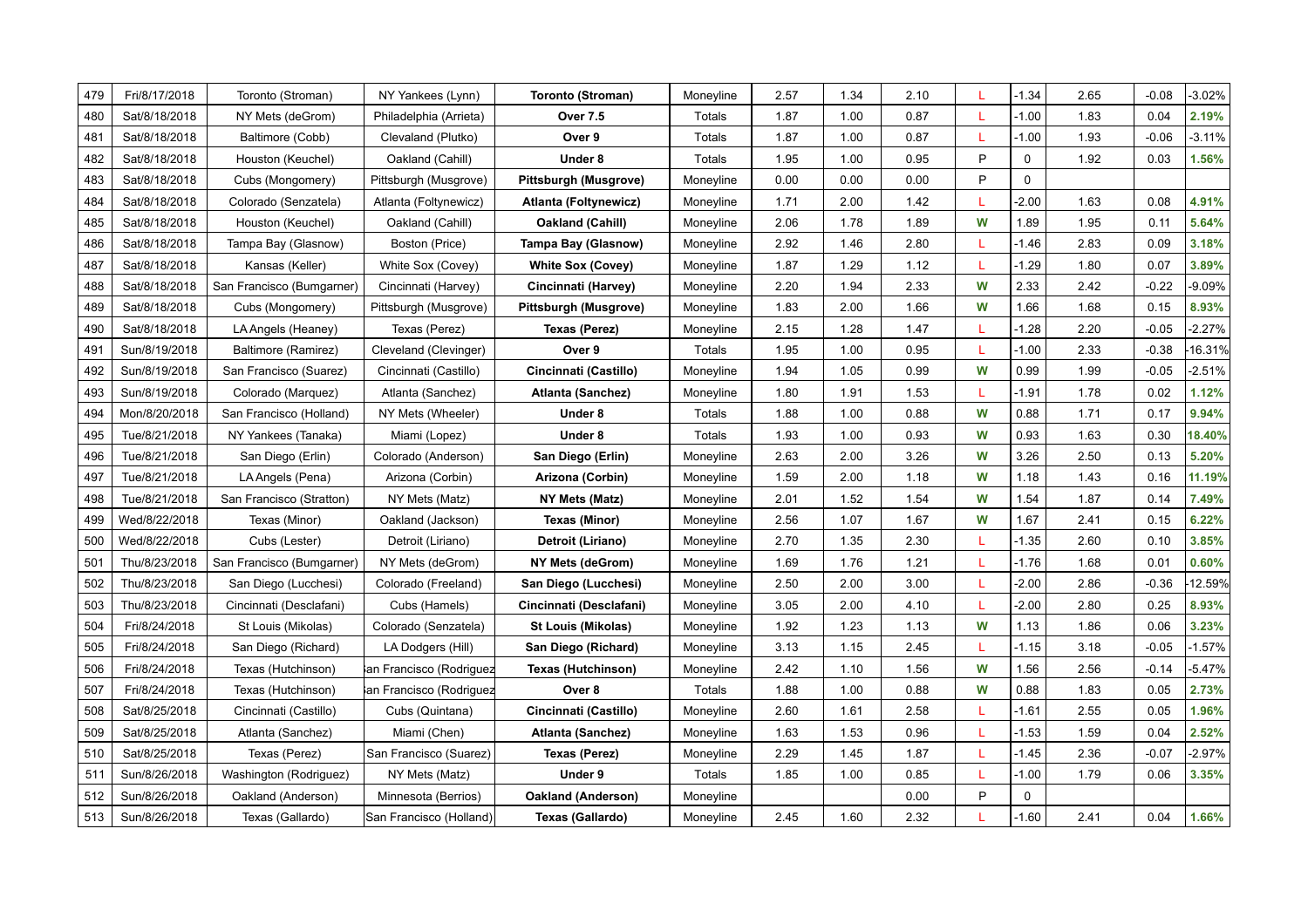| | | | | | | | | | | | | | |
|---|---|---|---|---|---|---|---|---|---|---|---|---|---|
| 479 | Fri/8/17/2018 | Toronto (Stroman) | NY Yankees (Lynn) | **Toronto (Stroman)** | Moneyline | 2.57 | 1.34 | 2.10 | L | -1.34 | 2.65 | -0.08 | -3.02% |
| 480 | Sat/8/18/2018 | NY Mets (deGrom) | Philadelphia (Arrieta) | **Over 7.5** | Totals | 1.87 | 1.00 | 0.87 | L | -1.00 | 1.83 | 0.04 | **2.19%** |
| 481 | Sat/8/18/2018 | Baltimore (Cobb) | Clevaland (Plutko) | **Over 9** | Totals | 1.87 | 1.00 | 0.87 | L | -1.00 | 1.93 | -0.06 | -3.11% |
| 482 | Sat/8/18/2018 | Houston (Keuchel) | Oakland (Cahill) | **Under 8** | Totals | 1.95 | 1.00 | 0.95 | P | 0 | 1.92 | 0.03 | **1.56%** |
| 483 | Sat/8/18/2018 | Cubs (Mongomery) | Pittsburgh (Musgrove) | **Pittsburgh (Musgrove)** | Moneyline | 0.00 | 0.00 | 0.00 | P | 0 | | | |
| 484 | Sat/8/18/2018 | Colorado (Senzatela) | Atlanta (Foltynewicz) | **Atlanta (Foltynewicz)** | Moneyline | 1.71 | 2.00 | 1.42 | L | -2.00 | 1.63 | 0.08 | **4.91%** |
| 485 | Sat/8/18/2018 | Houston (Keuchel) | Oakland (Cahill) | **Oakland (Cahill)** | Moneyline | 2.06 | 1.78 | 1.89 | **W** | 1.89 | 1.95 | 0.11 | **5.64%** |
| 486 | Sat/8/18/2018 | Tampa Bay (Glasnow) | Boston (Price) | **Tampa Bay (Glasnow)** | Moneyline | 2.92 | 1.46 | 2.80 | L | -1.46 | 2.83 | 0.09 | **3.18%** |
| 487 | Sat/8/18/2018 | Kansas (Keller) | White Sox (Covey) | **White Sox (Covey)** | Moneyline | 1.87 | 1.29 | 1.12 | L | -1.29 | 1.80 | 0.07 | **3.89%** |
| 488 | Sat/8/18/2018 | San Francisco (Bumgarner) | Cincinnati (Harvey) | **Cincinnati (Harvey)** | Moneyline | 2.20 | 1.94 | 2.33 | **W** | 2.33 | 2.42 | -0.22 | -9.09% |
| 489 | Sat/8/18/2018 | Cubs (Mongomery) | Pittsburgh (Musgrove) | **Pittsburgh (Musgrove)** | Moneyline | 1.83 | 2.00 | 1.66 | **W** | 1.66 | 1.68 | 0.15 | **8.93%** |
| 490 | Sat/8/18/2018 | LA Angels (Heaney) | Texas (Perez) | **Texas (Perez)** | Moneyline | 2.15 | 1.28 | 1.47 | L | -1.28 | 2.20 | -0.05 | -2.27% |
| 491 | Sun/8/19/2018 | Baltimore (Ramirez) | Cleveland (Clevinger) | **Over 9** | Totals | 1.95 | 1.00 | 0.95 | L | -1.00 | 2.33 | -0.38 | -16.31% |
| 492 | Sun/8/19/2018 | San Francisco (Suarez) | Cincinnati (Castillo) | **Cincinnati (Castillo)** | Moneyline | 1.94 | 1.05 | 0.99 | **W** | 0.99 | 1.99 | -0.05 | -2.51% |
| 493 | Sun/8/19/2018 | Colorado (Marquez) | Atlanta (Sanchez) | **Atlanta (Sanchez)** | Moneyline | 1.80 | 1.91 | 1.53 | L | -1.91 | 1.78 | 0.02 | **1.12%** |
| 494 | Mon/8/20/2018 | San Francisco (Holland) | NY Mets (Wheeler) | **Under 8** | Totals | 1.88 | 1.00 | 0.88 | **W** | 0.88 | 1.71 | 0.17 | **9.94%** |
| 495 | Tue/8/21/2018 | NY Yankees (Tanaka) | Miami (Lopez) | **Under 8** | Totals | 1.93 | 1.00 | 0.93 | **W** | 0.93 | 1.63 | 0.30 | **18.40%** |
| 496 | Tue/8/21/2018 | San Diego (Erlin) | Colorado (Anderson) | **San Diego (Erlin)** | Moneyline | 2.63 | 2.00 | 3.26 | **W** | 3.26 | 2.50 | 0.13 | **5.20%** |
| 497 | Tue/8/21/2018 | LA Angels (Pena) | Arizona (Corbin) | **Arizona (Corbin)** | Moneyline | 1.59 | 2.00 | 1.18 | **W** | 1.18 | 1.43 | 0.16 | **11.19%** |
| 498 | Tue/8/21/2018 | San Francisco (Stratton) | NY Mets (Matz) | **NY Mets (Matz)** | Moneyline | 2.01 | 1.52 | 1.54 | **W** | 1.54 | 1.87 | 0.14 | **7.49%** |
| 499 | Wed/8/22/2018 | Texas (Minor) | Oakland (Jackson) | **Texas (Minor)** | Moneyline | 2.56 | 1.07 | 1.67 | **W** | 1.67 | 2.41 | 0.15 | **6.22%** |
| 500 | Wed/8/22/2018 | Cubs (Lester) | Detroit (Liriano) | **Detroit (Liriano)** | Moneyline | 2.70 | 1.35 | 2.30 | L | -1.35 | 2.60 | 0.10 | **3.85%** |
| 501 | Thu/8/23/2018 | San Francisco (Bumgarner) | NY Mets (deGrom) | **NY Mets (deGrom)** | Moneyline | 1.69 | 1.76 | 1.21 | L | -1.76 | 1.68 | 0.01 | **0.60%** |
| 502 | Thu/8/23/2018 | San Diego (Lucchesi) | Colorado (Freeland) | **San Diego (Lucchesi)** | Moneyline | 2.50 | 2.00 | 3.00 | L | -2.00 | 2.86 | -0.36 | -12.59% |
| 503 | Thu/8/23/2018 | Cincinnati (Desclafani) | Cubs (Hamels) | **Cincinnati (Desclafani)** | Moneyline | 3.05 | 2.00 | 4.10 | L | -2.00 | 2.80 | 0.25 | **8.93%** |
| 504 | Fri/8/24/2018 | St Louis (Mikolas) | Colorado (Senzatela) | **St Louis (Mikolas)** | Moneyline | 1.92 | 1.23 | 1.13 | **W** | 1.13 | 1.86 | 0.06 | **3.23%** |
| 505 | Fri/8/24/2018 | San Diego (Richard) | LA Dodgers (Hill) | **San Diego (Richard)** | Moneyline | 3.13 | 1.15 | 2.45 | L | -1.15 | 3.18 | -0.05 | -1.57% |
| 506 | Fri/8/24/2018 | Texas (Hutchinson) | San Francisco (Rodriguez | **Texas (Hutchinson)** | Moneyline | 2.42 | 1.10 | 1.56 | **W** | 1.56 | 2.56 | -0.14 | -5.47% |
| 507 | Fri/8/24/2018 | Texas (Hutchinson) | San Francisco (Rodriguez | **Over 8** | Totals | 1.88 | 1.00 | 0.88 | **W** | 0.88 | 1.83 | 0.05 | **2.73%** |
| 508 | Sat/8/25/2018 | Cincinnati (Castillo) | Cubs (Quintana) | **Cincinnati (Castillo)** | Moneyline | 2.60 | 1.61 | 2.58 | L | -1.61 | 2.55 | 0.05 | **1.96%** |
| 509 | Sat/8/25/2018 | Atlanta (Sanchez) | Miami (Chen) | **Atlanta (Sanchez)** | Moneyline | 1.63 | 1.53 | 0.96 | L | -1.53 | 1.59 | 0.04 | **2.52%** |
| 510 | Sat/8/25/2018 | Texas (Perez) | San Francisco (Suarez) | **Texas (Perez)** | Moneyline | 2.29 | 1.45 | 1.87 | L | -1.45 | 2.36 | -0.07 | -2.97% |
| 511 | Sun/8/26/2018 | Washington (Rodriguez) | NY Mets (Matz) | **Under 9** | Totals | 1.85 | 1.00 | 0.85 | L | -1.00 | 1.79 | 0.06 | **3.35%** |
| 512 | Sun/8/26/2018 | Oakland (Anderson) | Minnesota (Berrios) | **Oakland (Anderson)** | Moneyline | | | 0.00 | P | 0 | | | |
| 513 | Sun/8/26/2018 | Texas (Gallardo) | San Francisco (Holland) | **Texas (Gallardo)** | Moneyline | 2.45 | 1.60 | 2.32 | L | -1.60 | 2.41 | 0.04 | **1.66%** |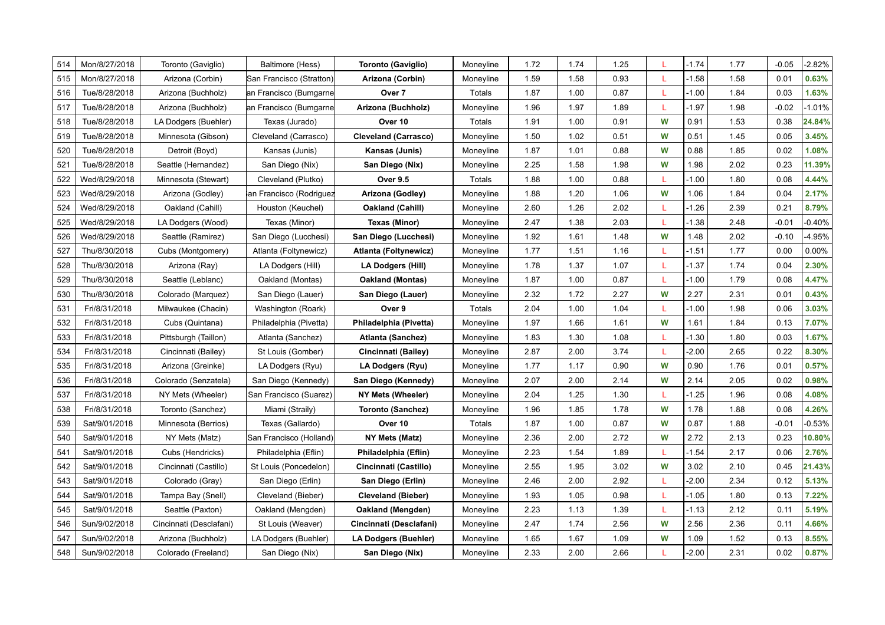| 514 | Mon/8/27/2018 | Toronto (Gaviglio) | Baltimore (Hess) | **Toronto (Gaviglio)** | Moneyline | 1.72 | 1.74 | 1.25 | L | -1.74 | 1.77 | -0.05 | -2.82% |
|---|---|---|---|---|---|---|---|---|---|---|---|---|---|
| 515 | Mon/8/27/2018 | Arizona (Corbin) | San Francisco (Stratton) | **Arizona (Corbin)** | Moneyline | 1.59 | 1.58 | 0.93 | L | -1.58 | 1.58 | 0.01 | **0.63%** |
| 516 | Tue/8/28/2018 | Arizona (Buchholz) | an Francisco (Bumgarne | **Over 7** | Totals | 1.87 | 1.00 | 0.87 | L | -1.00 | 1.84 | 0.03 | **1.63%** |
| 517 | Tue/8/28/2018 | Arizona (Buchholz) | an Francisco (Bumgarne | **Arizona (Buchholz)** | Moneyline | 1.96 | 1.97 | 1.89 | L | -1.97 | 1.98 | -0.02 | -1.01% |
| 518 | Tue/8/28/2018 | LA Dodgers (Buehler) | Texas (Jurado) | **Over 10** | Totals | 1.91 | 1.00 | 0.91 | W | 0.91 | 1.53 | 0.38 | **24.84%** |
| 519 | Tue/8/28/2018 | Minnesota (Gibson) | Cleveland (Carrasco) | **Cleveland (Carrasco)** | Moneyline | 1.50 | 1.02 | 0.51 | W | 0.51 | 1.45 | 0.05 | **3.45%** |
| 520 | Tue/8/28/2018 | Detroit (Boyd) | Kansas (Junis) | **Kansas (Junis)** | Moneyline | 1.87 | 1.01 | 0.88 | W | 0.88 | 1.85 | 0.02 | **1.08%** |
| 521 | Tue/8/28/2018 | Seattle (Hernandez) | San Diego (Nix) | **San Diego (Nix)** | Moneyline | 2.25 | 1.58 | 1.98 | W | 1.98 | 2.02 | 0.23 | **11.39%** |
| 522 | Wed/8/29/2018 | Minnesota (Stewart) | Cleveland (Plutko) | **Over 9.5** | Totals | 1.88 | 1.00 | 0.88 | L | -1.00 | 1.80 | 0.08 | **4.44%** |
| 523 | Wed/8/29/2018 | Arizona (Godley) | an Francisco (Rodriguez | **Arizona (Godley)** | Moneyline | 1.88 | 1.20 | 1.06 | W | 1.06 | 1.84 | 0.04 | **2.17%** |
| 524 | Wed/8/29/2018 | Oakland (Cahill) | Houston (Keuchel) | **Oakland (Cahill)** | Moneyline | 2.60 | 1.26 | 2.02 | L | -1.26 | 2.39 | 0.21 | **8.79%** |
| 525 | Wed/8/29/2018 | LA Dodgers (Wood) | Texas (Minor) | **Texas (Minor)** | Moneyline | 2.47 | 1.38 | 2.03 | L | -1.38 | 2.48 | -0.01 | -0.40% |
| 526 | Wed/8/29/2018 | Seattle (Ramirez) | San Diego (Lucchesi) | **San Diego (Lucchesi)** | Moneyline | 1.92 | 1.61 | 1.48 | W | 1.48 | 2.02 | -0.10 | -4.95% |
| 527 | Thu/8/30/2018 | Cubs (Montgomery) | Atlanta (Foltynewicz) | **Atlanta (Foltynewicz)** | Moneyline | 1.77 | 1.51 | 1.16 | L | -1.51 | 1.77 | 0.00 | 0.00% |
| 528 | Thu/8/30/2018 | Arizona (Ray) | LA Dodgers (Hill) | **LA Dodgers (Hill)** | Moneyline | 1.78 | 1.37 | 1.07 | L | -1.37 | 1.74 | 0.04 | **2.30%** |
| 529 | Thu/8/30/2018 | Seattle (Leblanc) | Oakland (Montas) | **Oakland (Montas)** | Moneyline | 1.87 | 1.00 | 0.87 | L | -1.00 | 1.79 | 0.08 | **4.47%** |
| 530 | Thu/8/30/2018 | Colorado (Marquez) | San Diego (Lauer) | **San Diego (Lauer)** | Moneyline | 2.32 | 1.72 | 2.27 | W | 2.27 | 2.31 | 0.01 | **0.43%** |
| 531 | Fri/8/31/2018 | Milwaukee (Chacin) | Washington (Roark) | **Over 9** | Totals | 2.04 | 1.00 | 1.04 | L | -1.00 | 1.98 | 0.06 | **3.03%** |
| 532 | Fri/8/31/2018 | Cubs (Quintana) | Philadelphia (Pivetta) | **Philadelphia (Pivetta)** | Moneyline | 1.97 | 1.66 | 1.61 | W | 1.61 | 1.84 | 0.13 | **7.07%** |
| 533 | Fri/8/31/2018 | Pittsburgh (Taillon) | Atlanta (Sanchez) | **Atlanta (Sanchez)** | Moneyline | 1.83 | 1.30 | 1.08 | L | -1.30 | 1.80 | 0.03 | **1.67%** |
| 534 | Fri/8/31/2018 | Cincinnati (Bailey) | St Louis (Gomber) | **Cincinnati (Bailey)** | Moneyline | 2.87 | 2.00 | 3.74 | L | -2.00 | 2.65 | 0.22 | **8.30%** |
| 535 | Fri/8/31/2018 | Arizona (Greinke) | LA Dodgers (Ryu) | **LA Dodgers (Ryu)** | Moneyline | 1.77 | 1.17 | 0.90 | W | 0.90 | 1.76 | 0.01 | **0.57%** |
| 536 | Fri/8/31/2018 | Colorado (Senzatela) | San Diego (Kennedy) | **San Diego (Kennedy)** | Moneyline | 2.07 | 2.00 | 2.14 | W | 2.14 | 2.05 | 0.02 | **0.98%** |
| 537 | Fri/8/31/2018 | NY Mets (Wheeler) | San Francisco (Suarez) | **NY Mets (Wheeler)** | Moneyline | 2.04 | 1.25 | 1.30 | L | -1.25 | 1.96 | 0.08 | **4.08%** |
| 538 | Fri/8/31/2018 | Toronto (Sanchez) | Miami (Straily) | **Toronto (Sanchez)** | Moneyline | 1.96 | 1.85 | 1.78 | W | 1.78 | 1.88 | 0.08 | **4.26%** |
| 539 | Sat/9/01/2018 | Minnesota (Berrios) | Texas (Gallardo) | **Over 10** | Totals | 1.87 | 1.00 | 0.87 | W | 0.87 | 1.88 | -0.01 | -0.53% |
| 540 | Sat/9/01/2018 | NY Mets (Matz) | San Francisco (Holland) | **NY Mets (Matz)** | Moneyline | 2.36 | 2.00 | 2.72 | W | 2.72 | 2.13 | 0.23 | **10.80%** |
| 541 | Sat/9/01/2018 | Cubs (Hendricks) | Philadelphia (Eflin) | **Philadelphia (Eflin)** | Moneyline | 2.23 | 1.54 | 1.89 | L | -1.54 | 2.17 | 0.06 | **2.76%** |
| 542 | Sat/9/01/2018 | Cincinnati (Castillo) | St Louis (Poncedelon) | **Cincinnati (Castillo)** | Moneyline | 2.55 | 1.95 | 3.02 | W | 3.02 | 2.10 | 0.45 | **21.43%** |
| 543 | Sat/9/01/2018 | Colorado (Gray) | San Diego (Erlin) | **San Diego (Erlin)** | Moneyline | 2.46 | 2.00 | 2.92 | L | -2.00 | 2.34 | 0.12 | **5.13%** |
| 544 | Sat/9/01/2018 | Tampa Bay (Snell) | Cleveland (Bieber) | **Cleveland (Bieber)** | Moneyline | 1.93 | 1.05 | 0.98 | L | -1.05 | 1.80 | 0.13 | **7.22%** |
| 545 | Sat/9/01/2018 | Seattle (Paxton) | Oakland (Mengden) | **Oakland (Mengden)** | Moneyline | 2.23 | 1.13 | 1.39 | L | -1.13 | 2.12 | 0.11 | **5.19%** |
| 546 | Sun/9/02/2018 | Cincinnati (Desclafani) | St Louis (Weaver) | **Cincinnati (Desclafani)** | Moneyline | 2.47 | 1.74 | 2.56 | W | 2.56 | 2.36 | 0.11 | **4.66%** |
| 547 | Sun/9/02/2018 | Arizona (Buchholz) | LA Dodgers (Buehler) | **LA Dodgers (Buehler)** | Moneyline | 1.65 | 1.67 | 1.09 | W | 1.09 | 1.52 | 0.13 | **8.55%** |
| 548 | Sun/9/02/2018 | Colorado (Freeland) | San Diego (Nix) | **San Diego (Nix)** | Moneyline | 2.33 | 2.00 | 2.66 | L | -2.00 | 2.31 | 0.02 | **0.87%** |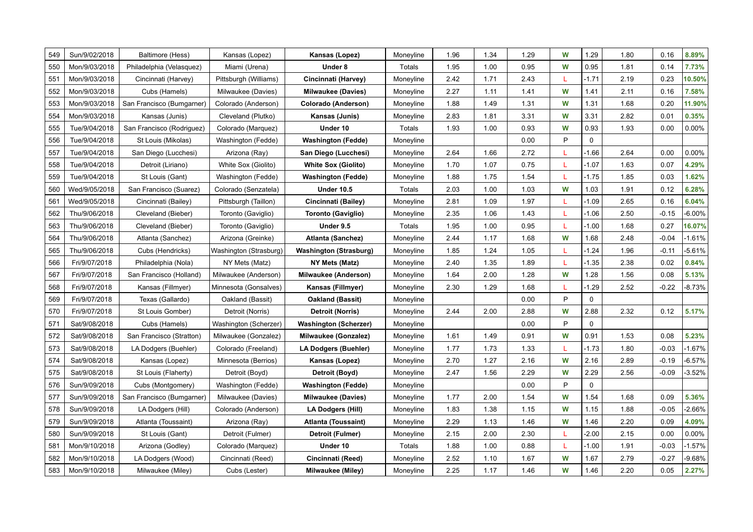| | | | | | | | | | | | | | |
|---|---|---|---|---|---|---|---|---|---|---|---|---|---|
| 549 | Sun/9/02/2018 | Baltimore (Hess) | Kansas (Lopez) | **Kansas (Lopez)** | Moneyline | 1.96 | 1.34 | 1.29 | **W** | 1.29 | 1.80 | 0.16 | **8.89%** |
| 550 | Mon/9/03/2018 | Philadelphia (Velasquez) | Miami (Urena) | **Under 8** | Totals | 1.95 | 1.00 | 0.95 | **W** | 0.95 | 1.81 | 0.14 | **7.73%** |
| 551 | Mon/9/03/2018 | Cincinnati (Harvey) | Pittsburgh (Williams) | **Cincinnati (Harvey)** | Moneyline | 2.42 | 1.71 | 2.43 | L | -1.71 | 2.19 | 0.23 | **10.50%** |
| 552 | Mon/9/03/2018 | Cubs (Hamels) | Milwaukee (Davies) | **Milwaukee (Davies)** | Moneyline | 2.27 | 1.11 | 1.41 | **W** | 1.41 | 2.11 | 0.16 | **7.58%** |
| 553 | Mon/9/03/2018 | San Francisco (Bumgarner) | Colorado (Anderson) | **Colorado (Anderson)** | Moneyline | 1.88 | 1.49 | 1.31 | **W** | 1.31 | 1.68 | 0.20 | **11.90%** |
| 554 | Mon/9/03/2018 | Kansas (Junis) | Cleveland (Plutko) | **Kansas (Junis)** | Moneyline | 2.83 | 1.81 | 3.31 | **W** | 3.31 | 2.82 | 0.01 | **0.35%** |
| 555 | Tue/9/04/2018 | San Francisco (Rodriguez) | Colorado (Marquez) | **Under 10** | Totals | 1.93 | 1.00 | 0.93 | **W** | 0.93 | 1.93 | 0.00 | 0.00% |
| 556 | Tue/9/04/2018 | St Louis (Mikolas) | Washington (Fedde) | **Washington (Fedde)** | Moneyline | | | 0.00 | P | 0 | | | |
| 557 | Tue/9/04/2018 | San Diego (Lucchesi) | Arizona (Ray) | **San Diego (Lucchesi)** | Moneyline | 2.64 | 1.66 | 2.72 | L | -1.66 | 2.64 | 0.00 | 0.00% |
| 558 | Tue/9/04/2018 | Detroit (Liriano) | White Sox (Giolito) | **White Sox (Giolito)** | Moneyline | 1.70 | 1.07 | 0.75 | L | -1.07 | 1.63 | 0.07 | **4.29%** |
| 559 | Tue/9/04/2018 | St Louis (Gant) | Washington (Fedde) | **Washington (Fedde)** | Moneyline | 1.88 | 1.75 | 1.54 | L | -1.75 | 1.85 | 0.03 | **1.62%** |
| 560 | Wed/9/05/2018 | San Francisco (Suarez) | Colorado (Senzatela) | **Under 10.5** | Totals | 2.03 | 1.00 | 1.03 | **W** | 1.03 | 1.91 | 0.12 | **6.28%** |
| 561 | Wed/9/05/2018 | Cincinnati (Bailey) | Pittsburgh (Taillon) | **Cincinnati (Bailey)** | Moneyline | 2.81 | 1.09 | 1.97 | L | -1.09 | 2.65 | 0.16 | **6.04%** |
| 562 | Thu/9/06/2018 | Cleveland (Bieber) | Toronto (Gaviglio) | **Toronto (Gaviglio)** | Moneyline | 2.35 | 1.06 | 1.43 | L | -1.06 | 2.50 | -0.15 | -6.00% |
| 563 | Thu/9/06/2018 | Cleveland (Bieber) | Toronto (Gaviglio) | **Under 9.5** | Totals | 1.95 | 1.00 | 0.95 | L | -1.00 | 1.68 | 0.27 | **16.07%** |
| 564 | Thu/9/06/2018 | Atlanta (Sanchez) | Arizona (Greinke) | **Atlanta (Sanchez)** | Moneyline | 2.44 | 1.17 | 1.68 | **W** | 1.68 | 2.48 | -0.04 | -1.61% |
| 565 | Thu/9/06/2018 | Cubs (Hendricks) | Washington (Strasburg) | **Washington (Strasburg)** | Moneyline | 1.85 | 1.24 | 1.05 | L | -1.24 | 1.96 | -0.11 | -5.61% |
| 566 | Fri/9/07/2018 | Philadelphia (Nola) | NY Mets (Matz) | **NY Mets (Matz)** | Moneyline | 2.40 | 1.35 | 1.89 | L | -1.35 | 2.38 | 0.02 | **0.84%** |
| 567 | Fri/9/07/2018 | San Francisco (Holland) | Milwaukee (Anderson) | **Milwaukee (Anderson)** | Moneyline | 1.64 | 2.00 | 1.28 | **W** | 1.28 | 1.56 | 0.08 | **5.13%** |
| 568 | Fri/9/07/2018 | Kansas (Fillmyer) | Minnesota (Gonsalves) | **Kansas (Fillmyer)** | Moneyline | 2.30 | 1.29 | 1.68 | L | -1.29 | 2.52 | -0.22 | -8.73% |
| 569 | Fri/9/07/2018 | Texas (Gallardo) | Oakland (Bassit) | **Oakland (Bassit)** | Moneyline | | | 0.00 | P | 0 | | | |
| 570 | Fri/9/07/2018 | St Louis Gomber) | Detroit (Norris) | **Detroit (Norris)** | Moneyline | 2.44 | 2.00 | 2.88 | **W** | 2.88 | 2.32 | 0.12 | **5.17%** |
| 571 | Sat/9/08/2018 | Cubs (Hamels) | Washington (Scherzer) | **Washington (Scherzer)** | Moneyline | | | 0.00 | P | 0 | | | |
| 572 | Sat/9/08/2018 | San Francisco (Stratton) | Milwaukee (Gonzalez) | **Milwaukee (Gonzalez)** | Moneyline | 1.61 | 1.49 | 0.91 | **W** | 0.91 | 1.53 | 0.08 | **5.23%** |
| 573 | Sat/9/08/2018 | LA Dodgers (Buehler) | Colorado (Freeland) | **LA Dodgers (Buehler)** | Moneyline | 1.77 | 1.73 | 1.33 | L | -1.73 | 1.80 | -0.03 | -1.67% |
| 574 | Sat/9/08/2018 | Kansas (Lopez) | Minnesota (Berrios) | **Kansas (Lopez)** | Moneyline | 2.70 | 1.27 | 2.16 | **W** | 2.16 | 2.89 | -0.19 | -6.57% |
| 575 | Sat/9/08/2018 | St Louis (Flaherty) | Detroit (Boyd) | **Detroit (Boyd)** | Moneyline | 2.47 | 1.56 | 2.29 | **W** | 2.29 | 2.56 | -0.09 | -3.52% |
| 576 | Sun/9/09/2018 | Cubs (Montgomery) | Washington (Fedde) | **Washington (Fedde)** | Moneyline | | | 0.00 | P | 0 | | | |
| 577 | Sun/9/09/2018 | San Francisco (Bumgarner) | Milwaukee (Davies) | **Milwaukee (Davies)** | Moneyline | 1.77 | 2.00 | 1.54 | **W** | 1.54 | 1.68 | 0.09 | **5.36%** |
| 578 | Sun/9/09/2018 | LA Dodgers (Hill) | Colorado (Anderson) | **LA Dodgers (Hill)** | Moneyline | 1.83 | 1.38 | 1.15 | **W** | 1.15 | 1.88 | -0.05 | -2.66% |
| 579 | Sun/9/09/2018 | Atlanta (Toussaint) | Arizona (Ray) | **Atlanta (Toussaint)** | Moneyline | 2.29 | 1.13 | 1.46 | **W** | 1.46 | 2.20 | 0.09 | **4.09%** |
| 580 | Sun/9/09/2018 | St Louis (Gant) | Detroit (Fulmer) | **Detroit (Fulmer)** | Moneyline | 2.15 | 2.00 | 2.30 | L | -2.00 | 2.15 | 0.00 | 0.00% |
| 581 | Mon/9/10/2018 | Arizona (Godley) | Colorado (Marquez) | **Under 10** | Totals | 1.88 | 1.00 | 0.88 | L | -1.00 | 1.91 | -0.03 | -1.57% |
| 582 | Mon/9/10/2018 | LA Dodgers (Wood) | Cincinnati (Reed) | **Cincinnati (Reed)** | Moneyline | 2.52 | 1.10 | 1.67 | **W** | 1.67 | 2.79 | -0.27 | -9.68% |
| 583 | Mon/9/10/2018 | Milwaukee (Miley) | Cubs (Lester) | **Milwaukee (Miley)** | Moneyline | 2.25 | 1.17 | 1.46 | **W** | 1.46 | 2.20 | 0.05 | **2.27%** |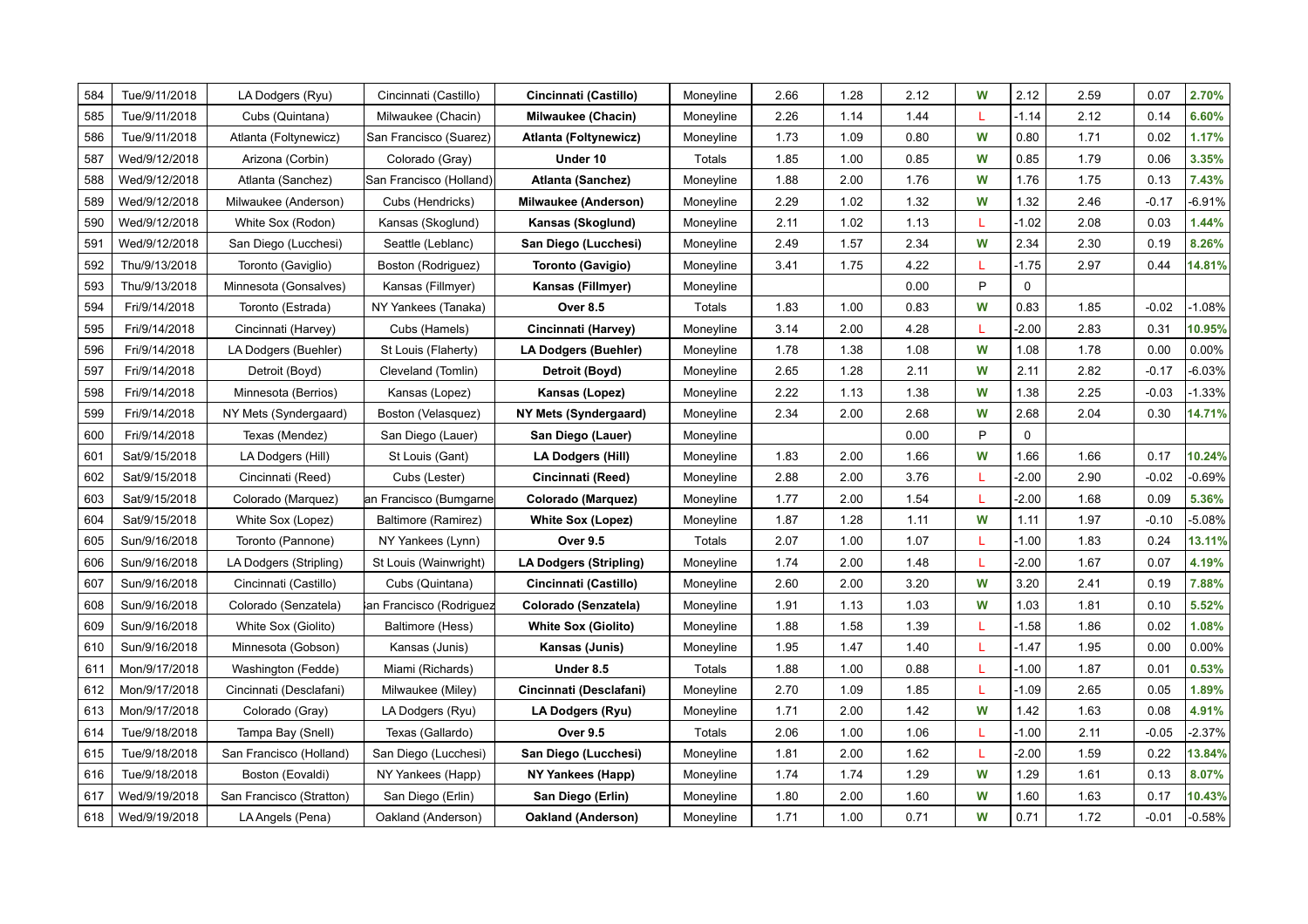| 584 | Tue/9/11/2018 | LA Dodgers (Ryu) | Cincinnati (Castillo) | **Cincinnati (Castillo)** | Moneyline | 2.66 | 1.28 | 2.12 | W | 2.12 | 2.59 | 0.07 | 2.70% |
|---|---|---|---|---|---|---|---|---|---|---|---|---|---|
| 585 | Tue/9/11/2018 | Cubs (Quintana) | Milwaukee (Chacin) | **Milwaukee (Chacin)** | Moneyline | 2.26 | 1.14 | 1.44 | L | -1.14 | 2.12 | 0.14 | 6.60% |
| 586 | Tue/9/11/2018 | Atlanta (Foltynewicz) | San Francisco (Suarez) | **Atlanta (Foltynewicz)** | Moneyline | 1.73 | 1.09 | 0.80 | W | 0.80 | 1.71 | 0.02 | 1.17% |
| 587 | Wed/9/12/2018 | Arizona (Corbin) | Colorado (Gray) | **Under 10** | Totals | 1.85 | 1.00 | 0.85 | W | 0.85 | 1.79 | 0.06 | 3.35% |
| 588 | Wed/9/12/2018 | Atlanta (Sanchez) | San Francisco (Holland) | **Atlanta (Sanchez)** | Moneyline | 1.88 | 2.00 | 1.76 | W | 1.76 | 1.75 | 0.13 | 7.43% |
| 589 | Wed/9/12/2018 | Milwaukee (Anderson) | Cubs (Hendricks) | **Milwaukee (Anderson)** | Moneyline | 2.29 | 1.02 | 1.32 | W | 1.32 | 2.46 | -0.17 | -6.91% |
| 590 | Wed/9/12/2018 | White Sox (Rodon) | Kansas (Skoglund) | **Kansas (Skoglund)** | Moneyline | 2.11 | 1.02 | 1.13 | L | -1.02 | 2.08 | 0.03 | 1.44% |
| 591 | Wed/9/12/2018 | San Diego (Lucchesi) | Seattle (Leblanc) | **San Diego (Lucchesi)** | Moneyline | 2.49 | 1.57 | 2.34 | W | 2.34 | 2.30 | 0.19 | 8.26% |
| 592 | Thu/9/13/2018 | Toronto (Gaviglio) | Boston (Rodriguez) | **Toronto (Gavigio)** | Moneyline | 3.41 | 1.75 | 4.22 | L | -1.75 | 2.97 | 0.44 | 14.81% |
| 593 | Thu/9/13/2018 | Minnesota (Gonsalves) | Kansas (Fillmyer) | **Kansas (Fillmyer)** | Moneyline | | | 0.00 | P | 0 | | | |
| 594 | Fri/9/14/2018 | Toronto (Estrada) | NY Yankees (Tanaka) | **Over 8.5** | Totals | 1.83 | 1.00 | 0.83 | W | 0.83 | 1.85 | -0.02 | -1.08% |
| 595 | Fri/9/14/2018 | Cincinnati (Harvey) | Cubs (Hamels) | **Cincinnati (Harvey)** | Moneyline | 3.14 | 2.00 | 4.28 | L | -2.00 | 2.83 | 0.31 | 10.95% |
| 596 | Fri/9/14/2018 | LA Dodgers (Buehler) | St Louis (Flaherty) | **LA Dodgers (Buehler)** | Moneyline | 1.78 | 1.38 | 1.08 | W | 1.08 | 1.78 | 0.00 | 0.00% |
| 597 | Fri/9/14/2018 | Detroit (Boyd) | Cleveland (Tomlin) | **Detroit (Boyd)** | Moneyline | 2.65 | 1.28 | 2.11 | W | 2.11 | 2.82 | -0.17 | -6.03% |
| 598 | Fri/9/14/2018 | Minnesota (Berrios) | Kansas (Lopez) | **Kansas (Lopez)** | Moneyline | 2.22 | 1.13 | 1.38 | W | 1.38 | 2.25 | -0.03 | -1.33% |
| 599 | Fri/9/14/2018 | NY Mets (Syndergaard) | Boston (Velasquez) | **NY Mets (Syndergaard)** | Moneyline | 2.34 | 2.00 | 2.68 | W | 2.68 | 2.04 | 0.30 | 14.71% |
| 600 | Fri/9/14/2018 | Texas (Mendez) | San Diego (Lauer) | **San Diego (Lauer)** | Moneyline | | | 0.00 | P | 0 | | | |
| 601 | Sat/9/15/2018 | LA Dodgers (Hill) | St Louis (Gant) | **LA Dodgers (Hill)** | Moneyline | 1.83 | 2.00 | 1.66 | W | 1.66 | 1.66 | 0.17 | 10.24% |
| 602 | Sat/9/15/2018 | Cincinnati (Reed) | Cubs (Lester) | **Cincinnati (Reed)** | Moneyline | 2.88 | 2.00 | 3.76 | L | -2.00 | 2.90 | -0.02 | -0.69% |
| 603 | Sat/9/15/2018 | Colorado (Marquez) | an Francisco (Bumgarne | **Colorado (Marquez)** | Moneyline | 1.77 | 2.00 | 1.54 | L | -2.00 | 1.68 | 0.09 | 5.36% |
| 604 | Sat/9/15/2018 | White Sox (Lopez) | Baltimore (Ramirez) | **White Sox (Lopez)** | Moneyline | 1.87 | 1.28 | 1.11 | W | 1.11 | 1.97 | -0.10 | -5.08% |
| 605 | Sun/9/16/2018 | Toronto (Pannone) | NY Yankees (Lynn) | **Over 9.5** | Totals | 2.07 | 1.00 | 1.07 | L | -1.00 | 1.83 | 0.24 | 13.11% |
| 606 | Sun/9/16/2018 | LA Dodgers (Stripling) | St Louis (Wainwright) | **LA Dodgers (Stripling)** | Moneyline | 1.74 | 2.00 | 1.48 | L | -2.00 | 1.67 | 0.07 | 4.19% |
| 607 | Sun/9/16/2018 | Cincinnati (Castillo) | Cubs (Quintana) | **Cincinnati (Castillo)** | Moneyline | 2.60 | 2.00 | 3.20 | W | 3.20 | 2.41 | 0.19 | 7.88% |
| 608 | Sun/9/16/2018 | Colorado (Senzatela) | an Francisco (Rodriguez | **Colorado (Senzatela)** | Moneyline | 1.91 | 1.13 | 1.03 | W | 1.03 | 1.81 | 0.10 | 5.52% |
| 609 | Sun/9/16/2018 | White Sox (Giolito) | Baltimore (Hess) | **White Sox (Giolito)** | Moneyline | 1.88 | 1.58 | 1.39 | L | -1.58 | 1.86 | 0.02 | 1.08% |
| 610 | Sun/9/16/2018 | Minnesota (Gobson) | Kansas (Junis) | **Kansas (Junis)** | Moneyline | 1.95 | 1.47 | 1.40 | L | -1.47 | 1.95 | 0.00 | 0.00% |
| 611 | Mon/9/17/2018 | Washington (Fedde) | Miami (Richards) | **Under 8.5** | Totals | 1.88 | 1.00 | 0.88 | L | -1.00 | 1.87 | 0.01 | 0.53% |
| 612 | Mon/9/17/2018 | Cincinnati (Desclafani) | Milwaukee (Miley) | **Cincinnati (Desclafani)** | Moneyline | 2.70 | 1.09 | 1.85 | L | -1.09 | 2.65 | 0.05 | 1.89% |
| 613 | Mon/9/17/2018 | Colorado (Gray) | LA Dodgers (Ryu) | **LA Dodgers (Ryu)** | Moneyline | 1.71 | 2.00 | 1.42 | W | 1.42 | 1.63 | 0.08 | 4.91% |
| 614 | Tue/9/18/2018 | Tampa Bay (Snell) | Texas (Gallardo) | **Over 9.5** | Totals | 2.06 | 1.00 | 1.06 | L | -1.00 | 2.11 | -0.05 | -2.37% |
| 615 | Tue/9/18/2018 | San Francisco (Holland) | San Diego (Lucchesi) | **San Diego (Lucchesi)** | Moneyline | 1.81 | 2.00 | 1.62 | L | -2.00 | 1.59 | 0.22 | 13.84% |
| 616 | Tue/9/18/2018 | Boston (Eovaldi) | NY Yankees (Happ) | **NY Yankees (Happ)** | Moneyline | 1.74 | 1.74 | 1.29 | W | 1.29 | 1.61 | 0.13 | 8.07% |
| 617 | Wed/9/19/2018 | San Francisco (Stratton) | San Diego (Erlin) | **San Diego (Erlin)** | Moneyline | 1.80 | 2.00 | 1.60 | W | 1.60 | 1.63 | 0.17 | 10.43% |
| 618 | Wed/9/19/2018 | LA Angels (Pena) | Oakland (Anderson) | **Oakland (Anderson)** | Moneyline | 1.71 | 1.00 | 0.71 | W | 0.71 | 1.72 | -0.01 | -0.58% |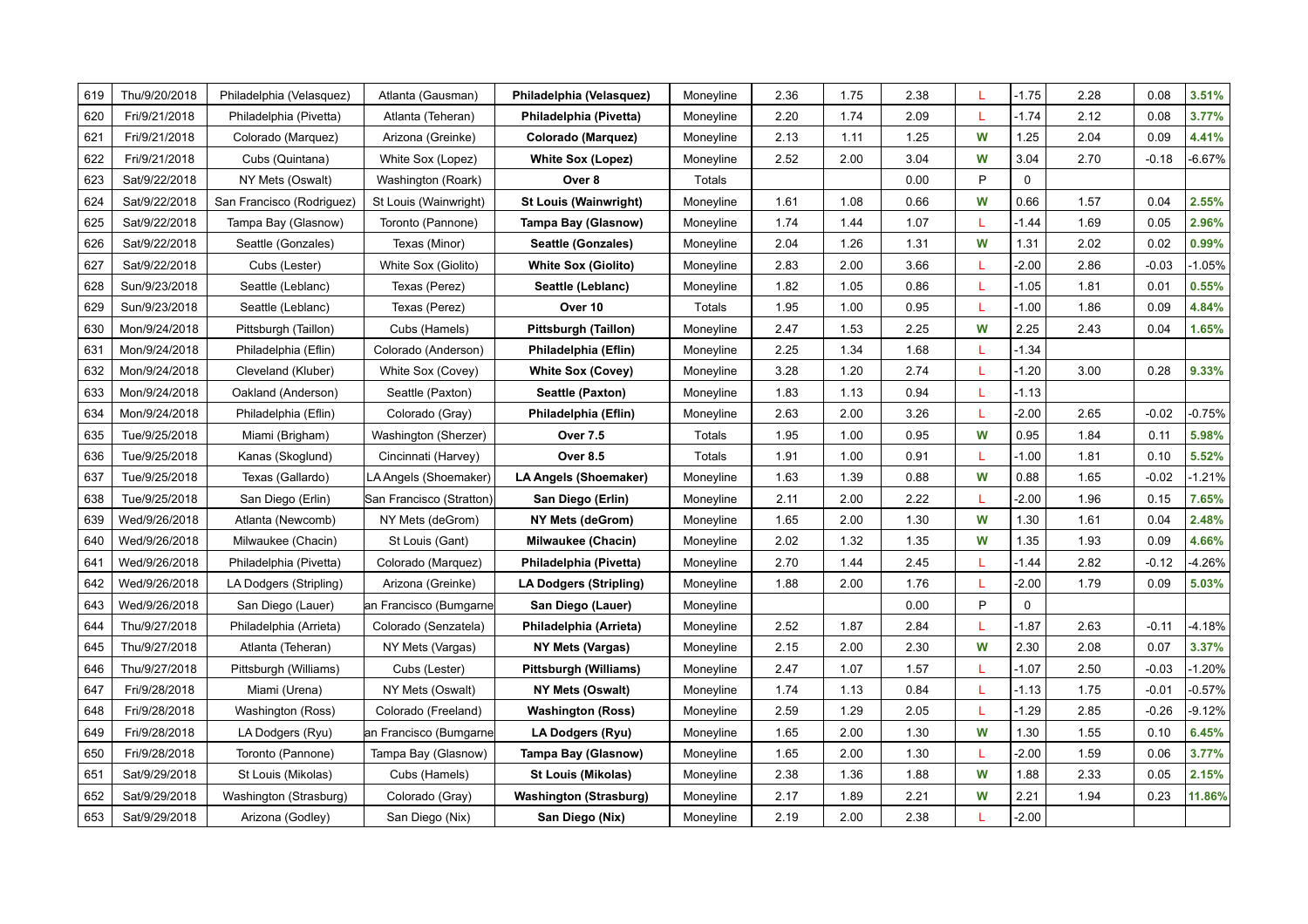| 619 | Thu/9/20/2018 | Philadelphia (Velasquez) | Atlanta (Gausman) | **Philadelphia (Velasquez)** | Moneyline | 2.36 | 1.75 | 2.38 | L | -1.75 | 2.28 | 0.08 | 3.51% |
|---|---|---|---|---|---|---|---|---|---|---|---|---|---|
| 620 | Fri/9/21/2018 | Philadelphia (Pivetta) | Atlanta (Teheran) | **Philadelphia (Pivetta)** | Moneyline | 2.20 | 1.74 | 2.09 | L | -1.74 | 2.12 | 0.08 | 3.77% |
| 621 | Fri/9/21/2018 | Colorado (Marquez) | Arizona (Greinke) | **Colorado (Marquez)** | Moneyline | 2.13 | 1.11 | 1.25 | W | 1.25 | 2.04 | 0.09 | 4.41% |
| 622 | Fri/9/21/2018 | Cubs (Quintana) | White Sox (Lopez) | **White Sox (Lopez)** | Moneyline | 2.52 | 2.00 | 3.04 | W | 3.04 | 2.70 | -0.18 | -6.67% |
| 623 | Sat/9/22/2018 | NY Mets (Oswalt) | Washington (Roark) | **Over 8** | Totals | | | 0.00 | P | 0 | | | |
| 624 | Sat/9/22/2018 | San Francisco (Rodriguez) | St Louis (Wainwright) | **St Louis (Wainwright)** | Moneyline | 1.61 | 1.08 | 0.66 | W | 0.66 | 1.57 | 0.04 | 2.55% |
| 625 | Sat/9/22/2018 | Tampa Bay (Glasnow) | Toronto (Pannone) | **Tampa Bay (Glasnow)** | Moneyline | 1.74 | 1.44 | 1.07 | L | -1.44 | 1.69 | 0.05 | 2.96% |
| 626 | Sat/9/22/2018 | Seattle (Gonzales) | Texas (Minor) | **Seattle (Gonzales)** | Moneyline | 2.04 | 1.26 | 1.31 | W | 1.31 | 2.02 | 0.02 | 0.99% |
| 627 | Sat/9/22/2018 | Cubs (Lester) | White Sox (Giolito) | **White Sox (Giolito)** | Moneyline | 2.83 | 2.00 | 3.66 | L | -2.00 | 2.86 | -0.03 | -1.05% |
| 628 | Sun/9/23/2018 | Seattle (Leblanc) | Texas (Perez) | **Seattle (Leblanc)** | Moneyline | 1.82 | 1.05 | 0.86 | L | -1.05 | 1.81 | 0.01 | 0.55% |
| 629 | Sun/9/23/2018 | Seattle (Leblanc) | Texas (Perez) | **Over 10** | Totals | 1.95 | 1.00 | 0.95 | L | -1.00 | 1.86 | 0.09 | 4.84% |
| 630 | Mon/9/24/2018 | Pittsburgh (Taillon) | Cubs (Hamels) | **Pittsburgh (Taillon)** | Moneyline | 2.47 | 1.53 | 2.25 | W | 2.25 | 2.43 | 0.04 | 1.65% |
| 631 | Mon/9/24/2018 | Philadelphia (Eflin) | Colorado (Anderson) | **Philadelphia (Eflin)** | Moneyline | 2.25 | 1.34 | 1.68 | L | -1.34 | | | |
| 632 | Mon/9/24/2018 | Cleveland (Kluber) | White Sox (Covey) | **White Sox (Covey)** | Moneyline | 3.28 | 1.20 | 2.74 | L | -1.20 | 3.00 | 0.28 | 9.33% |
| 633 | Mon/9/24/2018 | Oakland (Anderson) | Seattle (Paxton) | **Seattle (Paxton)** | Moneyline | 1.83 | 1.13 | 0.94 | L | -1.13 | | | |
| 634 | Mon/9/24/2018 | Philadelphia (Eflin) | Colorado (Gray) | **Philadelphia (Eflin)** | Moneyline | 2.63 | 2.00 | 3.26 | L | -2.00 | 2.65 | -0.02 | -0.75% |
| 635 | Tue/9/25/2018 | Miami (Brigham) | Washington (Sherzer) | **Over 7.5** | Totals | 1.95 | 1.00 | 0.95 | W | 0.95 | 1.84 | 0.11 | 5.98% |
| 636 | Tue/9/25/2018 | Kanas (Skoglund) | Cincinnati (Harvey) | **Over 8.5** | Totals | 1.91 | 1.00 | 0.91 | L | -1.00 | 1.81 | 0.10 | 5.52% |
| 637 | Tue/9/25/2018 | Texas (Gallardo) | LA Angels (Shoemaker) | **LA Angels (Shoemaker)** | Moneyline | 1.63 | 1.39 | 0.88 | W | 0.88 | 1.65 | -0.02 | -1.21% |
| 638 | Tue/9/25/2018 | San Diego (Erlin) | San Francisco (Stratton) | **San Diego (Erlin)** | Moneyline | 2.11 | 2.00 | 2.22 | L | -2.00 | 1.96 | 0.15 | 7.65% |
| 639 | Wed/9/26/2018 | Atlanta (Newcomb) | NY Mets (deGrom) | **NY Mets (deGrom)** | Moneyline | 1.65 | 2.00 | 1.30 | W | 1.30 | 1.61 | 0.04 | 2.48% |
| 640 | Wed/9/26/2018 | Milwaukee (Chacin) | St Louis (Gant) | **Milwaukee (Chacin)** | Moneyline | 2.02 | 1.32 | 1.35 | W | 1.35 | 1.93 | 0.09 | 4.66% |
| 641 | Wed/9/26/2018 | Philadelphia (Pivetta) | Colorado (Marquez) | **Philadelphia (Pivetta)** | Moneyline | 2.70 | 1.44 | 2.45 | L | -1.44 | 2.82 | -0.12 | -4.26% |
| 642 | Wed/9/26/2018 | LA Dodgers (Stripling) | Arizona (Greinke) | **LA Dodgers (Stripling)** | Moneyline | 1.88 | 2.00 | 1.76 | L | -2.00 | 1.79 | 0.09 | 5.03% |
| 643 | Wed/9/26/2018 | San Diego (Lauer) | an Francisco (Bumgarne | **San Diego (Lauer)** | Moneyline | | | 0.00 | P | 0 | | | |
| 644 | Thu/9/27/2018 | Philadelphia (Arrieta) | Colorado (Senzatela) | **Philadelphia (Arrieta)** | Moneyline | 2.52 | 1.87 | 2.84 | L | -1.87 | 2.63 | -0.11 | -4.18% |
| 645 | Thu/9/27/2018 | Atlanta (Teheran) | NY Mets (Vargas) | **NY Mets (Vargas)** | Moneyline | 2.15 | 2.00 | 2.30 | W | 2.30 | 2.08 | 0.07 | 3.37% |
| 646 | Thu/9/27/2018 | Pittsburgh (Williams) | Cubs (Lester) | **Pittsburgh (Williams)** | Moneyline | 2.47 | 1.07 | 1.57 | L | -1.07 | 2.50 | -0.03 | -1.20% |
| 647 | Fri/9/28/2018 | Miami (Urena) | NY Mets (Oswalt) | **NY Mets (Oswalt)** | Moneyline | 1.74 | 1.13 | 0.84 | L | -1.13 | 1.75 | -0.01 | -0.57% |
| 648 | Fri/9/28/2018 | Washington (Ross) | Colorado (Freeland) | **Washington (Ross)** | Moneyline | 2.59 | 1.29 | 2.05 | L | -1.29 | 2.85 | -0.26 | -9.12% |
| 649 | Fri/9/28/2018 | LA Dodgers (Ryu) | an Francisco (Bumgarne | **LA Dodgers (Ryu)** | Moneyline | 1.65 | 2.00 | 1.30 | W | 1.30 | 1.55 | 0.10 | 6.45% |
| 650 | Fri/9/28/2018 | Toronto (Pannone) | Tampa Bay (Glasnow) | **Tampa Bay (Glasnow)** | Moneyline | 1.65 | 2.00 | 1.30 | L | -2.00 | 1.59 | 0.06 | 3.77% |
| 651 | Sat/9/29/2018 | St Louis (Mikolas) | Cubs (Hamels) | **St Louis (Mikolas)** | Moneyline | 2.38 | 1.36 | 1.88 | W | 1.88 | 2.33 | 0.05 | 2.15% |
| 652 | Sat/9/29/2018 | Washington (Strasburg) | Colorado (Gray) | **Washington (Strasburg)** | Moneyline | 2.17 | 1.89 | 2.21 | W | 2.21 | 1.94 | 0.23 | 11.86% |
| 653 | Sat/9/29/2018 | Arizona (Godley) | San Diego (Nix) | **San Diego (Nix)** | Moneyline | 2.19 | 2.00 | 2.38 | L | -2.00 | | | |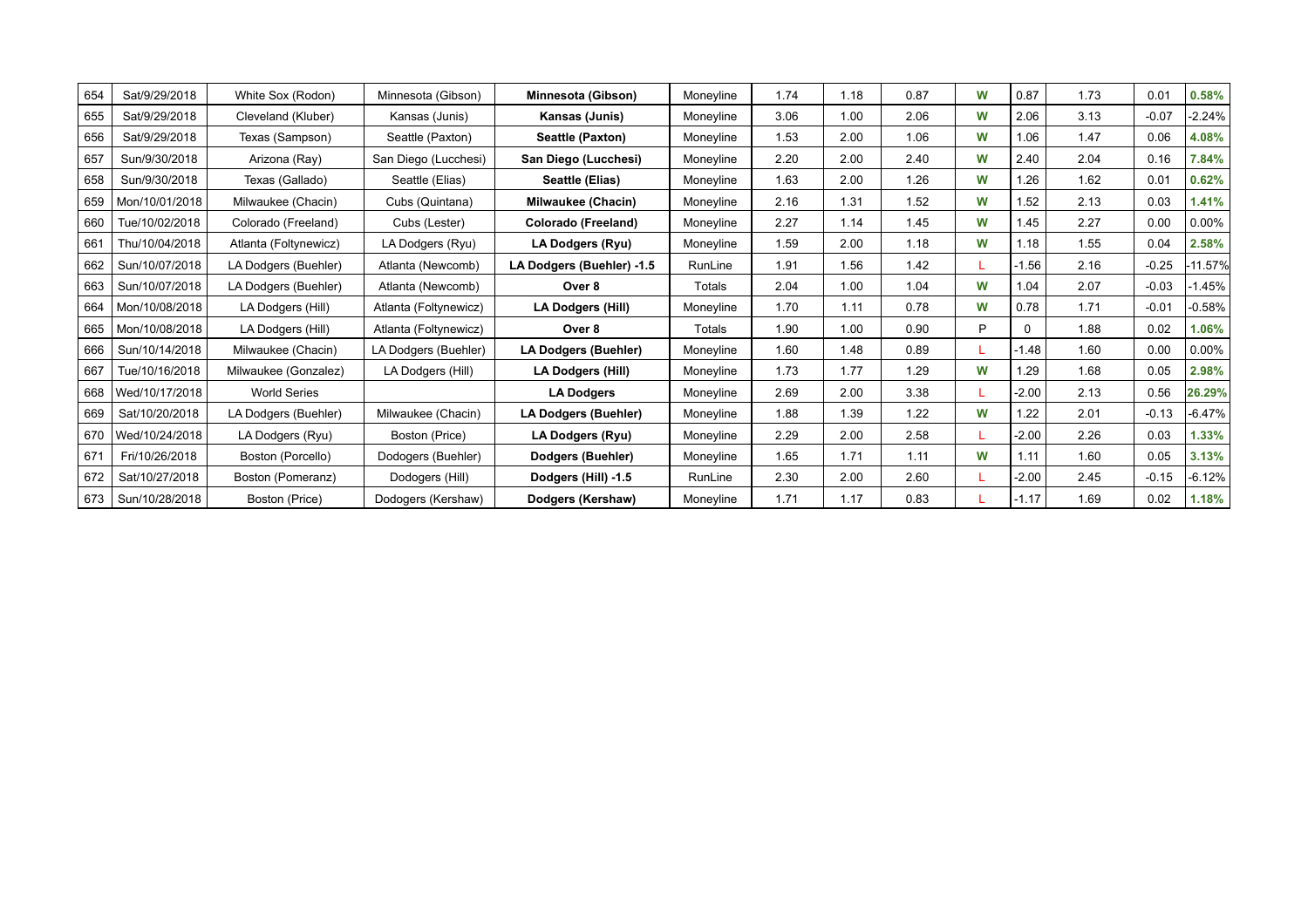| | | | | | | | | | | | | | |
|---|---|---|---|---|---|---|---|---|---|---|---|---|---|
| 654 | Sat/9/29/2018 | White Sox (Rodon) | Minnesota (Gibson) | **Minnesota (Gibson)** | Moneyline | 1.74 | 1.18 | 0.87 | W | 0.87 | 1.73 | 0.01 | **0.58%** |
| 655 | Sat/9/29/2018 | Cleveland (Kluber) | Kansas (Junis) | **Kansas (Junis)** | Moneyline | 3.06 | 1.00 | 2.06 | W | 2.06 | 3.13 | -0.07 | -2.24% |
| 656 | Sat/9/29/2018 | Texas (Sampson) | Seattle (Paxton) | **Seattle (Paxton)** | Moneyline | 1.53 | 2.00 | 1.06 | W | 1.06 | 1.47 | 0.06 | **4.08%** |
| 657 | Sun/9/30/2018 | Arizona (Ray) | San Diego (Lucchesi) | **San Diego (Lucchesi)** | Moneyline | 2.20 | 2.00 | 2.40 | W | 2.40 | 2.04 | 0.16 | **7.84%** |
| 658 | Sun/9/30/2018 | Texas (Gallado) | Seattle (Elias) | **Seattle (Elias)** | Moneyline | 1.63 | 2.00 | 1.26 | W | 1.26 | 1.62 | 0.01 | **0.62%** |
| 659 | Mon/10/01/2018 | Milwaukee (Chacin) | Cubs (Quintana) | **Milwaukee (Chacin)** | Moneyline | 2.16 | 1.31 | 1.52 | W | 1.52 | 2.13 | 0.03 | **1.41%** |
| 660 | Tue/10/02/2018 | Colorado (Freeland) | Cubs (Lester) | **Colorado (Freeland)** | Moneyline | 2.27 | 1.14 | 1.45 | W | 1.45 | 2.27 | 0.00 | 0.00% |
| 661 | Thu/10/04/2018 | Atlanta (Foltynewicz) | LA Dodgers (Ryu) | **LA Dodgers (Ryu)** | Moneyline | 1.59 | 2.00 | 1.18 | W | 1.18 | 1.55 | 0.04 | **2.58%** |
| 662 | Sun/10/07/2018 | LA Dodgers (Buehler) | Atlanta (Newcomb) | **LA Dodgers (Buehler) -1.5** | RunLine | 1.91 | 1.56 | 1.42 | L | -1.56 | 2.16 | -0.25 | -11.57% |
| 663 | Sun/10/07/2018 | LA Dodgers (Buehler) | Atlanta (Newcomb) | **Over 8** | Totals | 2.04 | 1.00 | 1.04 | W | 1.04 | 2.07 | -0.03 | -1.45% |
| 664 | Mon/10/08/2018 | LA Dodgers (Hill) | Atlanta (Foltynewicz) | **LA Dodgers (Hill)** | Moneyline | 1.70 | 1.11 | 0.78 | W | 0.78 | 1.71 | -0.01 | -0.58% |
| 665 | Mon/10/08/2018 | LA Dodgers (Hill) | Atlanta (Foltynewicz) | **Over 8** | Totals | 1.90 | 1.00 | 0.90 | P | 0 | 1.88 | 0.02 | **1.06%** |
| 666 | Sun/10/14/2018 | Milwaukee (Chacin) | LA Dodgers (Buehler) | **LA Dodgers (Buehler)** | Moneyline | 1.60 | 1.48 | 0.89 | L | -1.48 | 1.60 | 0.00 | 0.00% |
| 667 | Tue/10/16/2018 | Milwaukee (Gonzalez) | LA Dodgers (Hill) | **LA Dodgers (Hill)** | Moneyline | 1.73 | 1.77 | 1.29 | W | 1.29 | 1.68 | 0.05 | **2.98%** |
| 668 | Wed/10/17/2018 | World Series | | **LA Dodgers** | Moneyline | 2.69 | 2.00 | 3.38 | L | -2.00 | 2.13 | 0.56 | **26.29%** |
| 669 | Sat/10/20/2018 | LA Dodgers (Buehler) | Milwaukee (Chacin) | **LA Dodgers (Buehler)** | Moneyline | 1.88 | 1.39 | 1.22 | W | 1.22 | 2.01 | -0.13 | -6.47% |
| 670 | Wed/10/24/2018 | LA Dodgers (Ryu) | Boston (Price) | **LA Dodgers (Ryu)** | Moneyline | 2.29 | 2.00 | 2.58 | L | -2.00 | 2.26 | 0.03 | **1.33%** |
| 671 | Fri/10/26/2018 | Boston (Porcello) | Dodogers (Buehler) | **Dodgers (Buehler)** | Moneyline | 1.65 | 1.71 | 1.11 | W | 1.11 | 1.60 | 0.05 | **3.13%** |
| 672 | Sat/10/27/2018 | Boston (Pomeranz) | Dodogers (Hill) | **Dodgers (Hill) -1.5** | RunLine | 2.30 | 2.00 | 2.60 | L | -2.00 | 2.45 | -0.15 | -6.12% |
| 673 | Sun/10/28/2018 | Boston (Price) | Dodogers (Kershaw) | **Dodgers (Kershaw)** | Moneyline | 1.71 | 1.17 | 0.83 | L | -1.17 | 1.69 | 0.02 | **1.18%** |